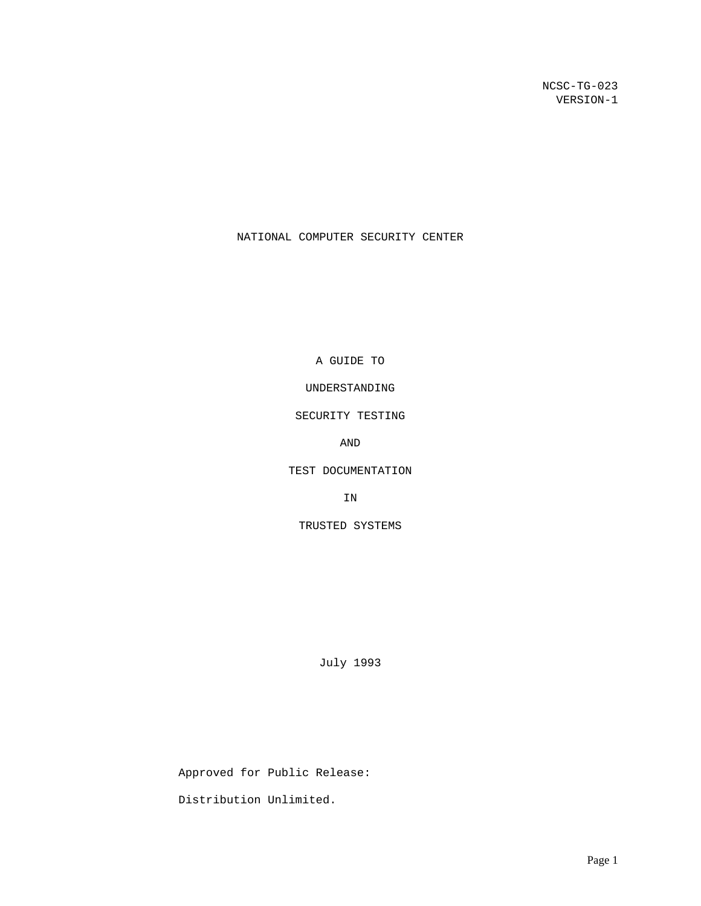NCSC-TG-023
VERSION-1

NATIONAL COMPUTER SECURITY CENTER

# A GUIDE TO UNDERSTANDING SECURITY TESTING AND TEST DOCUMENTATION IN TRUSTED SYSTEMS

July 1993

Approved for Public Release:

Distribution Unlimited.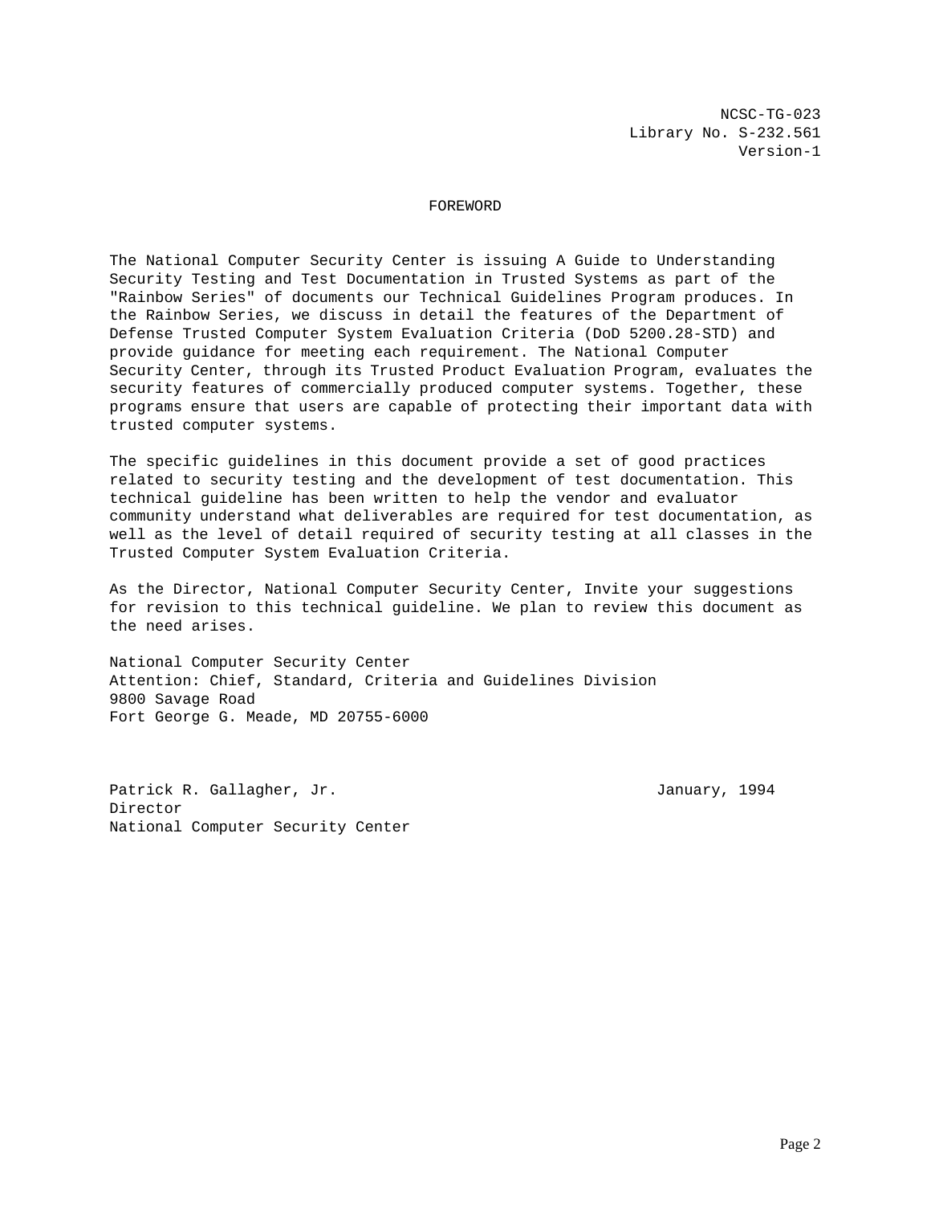NCSC-TG-023
Library No. S-232.561
Version-1

# FOREWORD

The National Computer Security Center is issuing A Guide to Understanding Security Testing and Test Documentation in Trusted Systems as part of the "Rainbow Series" of documents our Technical Guidelines Program produces. In the Rainbow Series, we discuss in detail the features of the Department of Defense Trusted Computer System Evaluation Criteria (DoD 5200.28-STD) and provide guidance for meeting each requirement. The National Computer Security Center, through its Trusted Product Evaluation Program, evaluates the security features of commercially produced computer systems. Together, these programs ensure that users are capable of protecting their important data with trusted computer systems.

The specific guidelines in this document provide a set of good practices related to security testing and the development of test documentation. This technical guideline has been written to help the vendor and evaluator community understand what deliverables are required for test documentation, as well as the level of detail required of security testing at all classes in the Trusted Computer System Evaluation Criteria.

As the Director, National Computer Security Center, Invite your suggestions for revision to this technical guideline. We plan to review this document as the need arises.

National Computer Security Center
Attention: Chief, Standard, Criteria and Guidelines Division
9800 Savage Road
Fort George G. Meade, MD 20755-6000

Patrick R. Gallagher, Jr.
Director
National Computer Security Center

January, 1994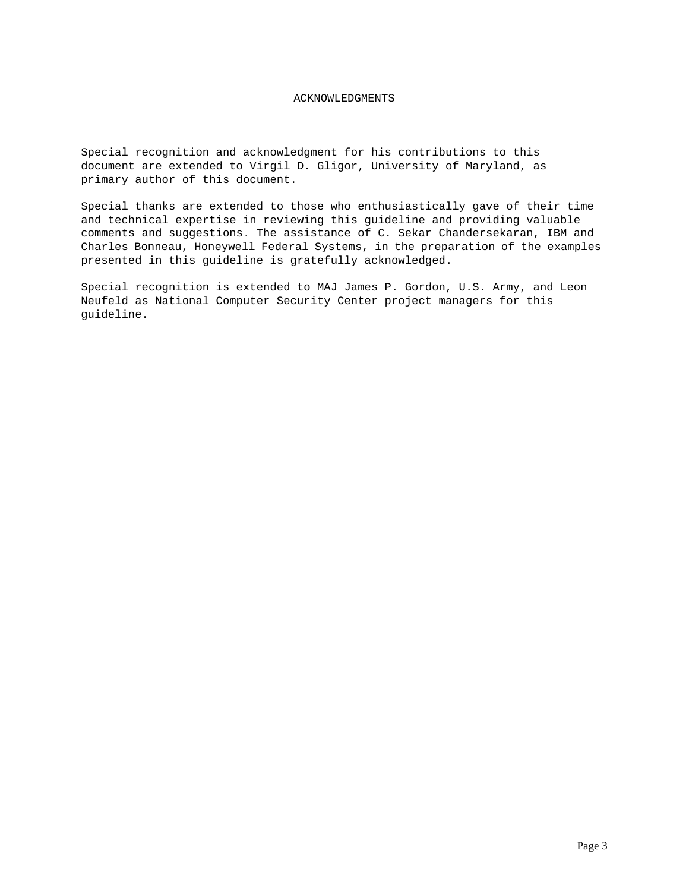# ACKNOWLEDGMENTS

Special recognition and acknowledgment for his contributions to this document are extended to Virgil D. Gligor, University of Maryland, as primary author of this document.

Special thanks are extended to those who enthusiastically gave of their time and technical expertise in reviewing this guideline and providing valuable comments and suggestions. The assistance of C. Sekar Chandersekaran, IBM and Charles Bonneau, Honeywell Federal Systems, in the preparation of the examples presented in this guideline is gratefully acknowledged.

Special recognition is extended to MAJ James P. Gordon, U.S. Army, and Leon Neufeld as National Computer Security Center project managers for this guideline.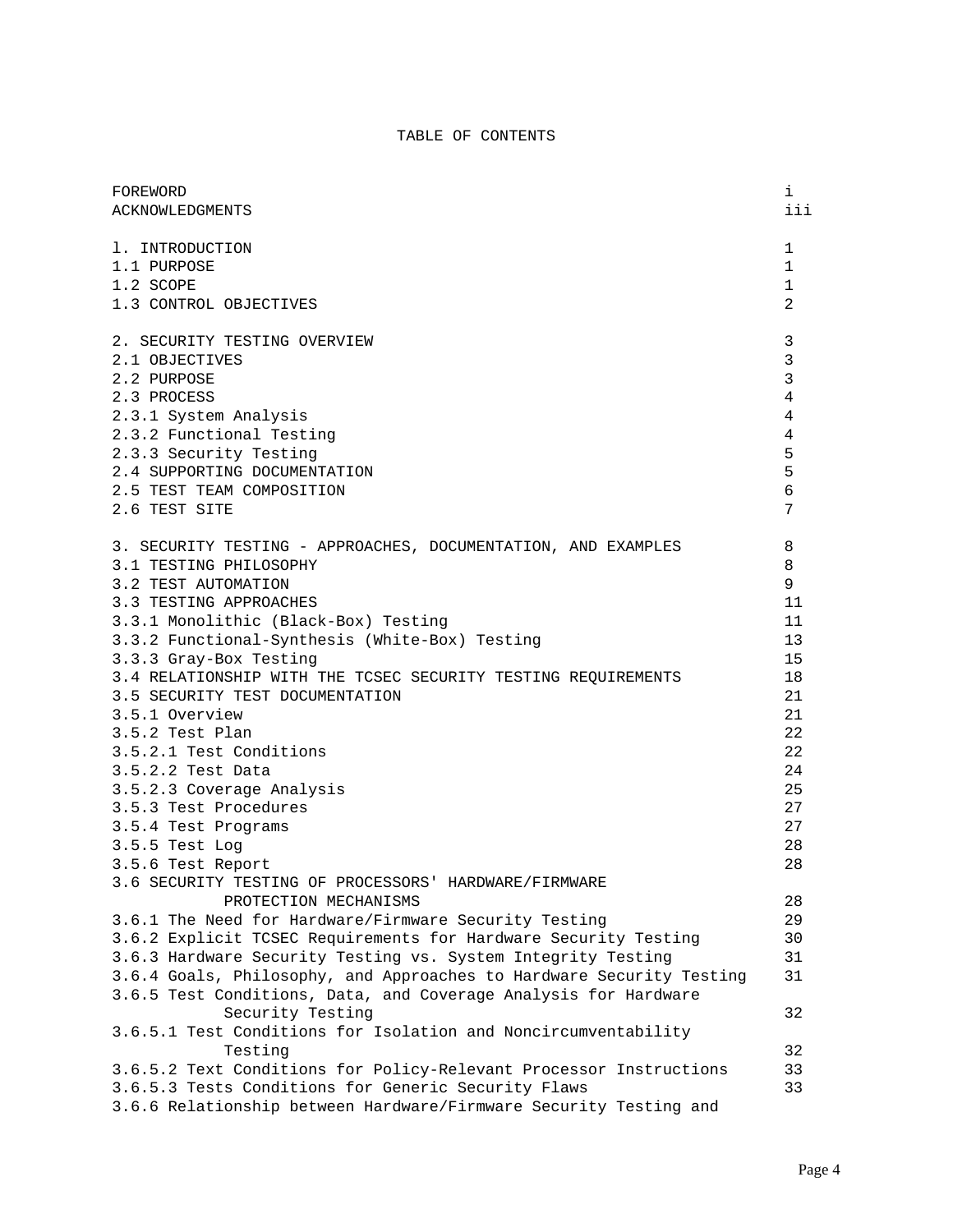# TABLE OF CONTENTS

| | |
|---|---|
| FOREWORD | i |
| ACKNOWLEDGMENTS | iii |
| | |
| l. INTRODUCTION | 1 |
| 1.1 PURPOSE | 1 |
| 1.2 SCOPE | 1 |
| 1.3 CONTROL OBJECTIVES | 2 |
| | |
| 2. SECURITY TESTING OVERVIEW | 3 |
| 2.1 OBJECTIVES | 3 |
| 2.2 PURPOSE | 3 |
| 2.3 PROCESS | 4 |
| 2.3.1 System Analysis | 4 |
| 2.3.2 Functional Testing | 4 |
| 2.3.3 Security Testing | 5 |
| 2.4 SUPPORTING DOCUMENTATION | 5 |
| 2.5 TEST TEAM COMPOSITION | 6 |
| 2.6 TEST SITE | 7 |
| | |
| 3. SECURITY TESTING - APPROACHES, DOCUMENTATION, AND EXAMPLES | 8 |
| 3.1 TESTING PHILOSOPHY | 8 |
| 3.2 TEST AUTOMATION | 9 |
| 3.3 TESTING APPROACHES | 11 |
| 3.3.1 Monolithic (Black-Box) Testing | 11 |
| 3.3.2 Functional-Synthesis (White-Box) Testing | 13 |
| 3.3.3 Gray-Box Testing | 15 |
| 3.4 RELATIONSHIP WITH THE TCSEC SECURITY TESTING REQUIREMENTS | 18 |
| 3.5 SECURITY TEST DOCUMENTATION | 21 |
| 3.5.1 Overview | 21 |
| 3.5.2 Test Plan | 22 |
| 3.5.2.1 Test Conditions | 22 |
| 3.5.2.2 Test Data | 24 |
| 3.5.2.3 Coverage Analysis | 25 |
| 3.5.3 Test Procedures | 27 |
| 3.5.4 Test Programs | 27 |
| 3.5.5 Test Log | 28 |
| 3.5.6 Test Report | 28 |
| 3.6 SECURITY TESTING OF PROCESSORS' HARDWARE/FIRMWARE PROTECTION MECHANISMS | 28 |
| 3.6.1 The Need for Hardware/Firmware Security Testing | 29 |
| 3.6.2 Explicit TCSEC Requirements for Hardware Security Testing | 30 |
| 3.6.3 Hardware Security Testing vs. System Integrity Testing | 31 |
| 3.6.4 Goals, Philosophy, and Approaches to Hardware Security Testing | 31 |
| 3.6.5 Test Conditions, Data, and Coverage Analysis for Hardware Security Testing | 32 |
| 3.6.5.1 Test Conditions for Isolation and Noncircumventability Testing | 32 |
| 3.6.5.2 Text Conditions for Policy-Relevant Processor Instructions | 33 |
| 3.6.5.3 Tests Conditions for Generic Security Flaws | 33 |
| 3.6.6 Relationship between Hardware/Firmware Security Testing and | |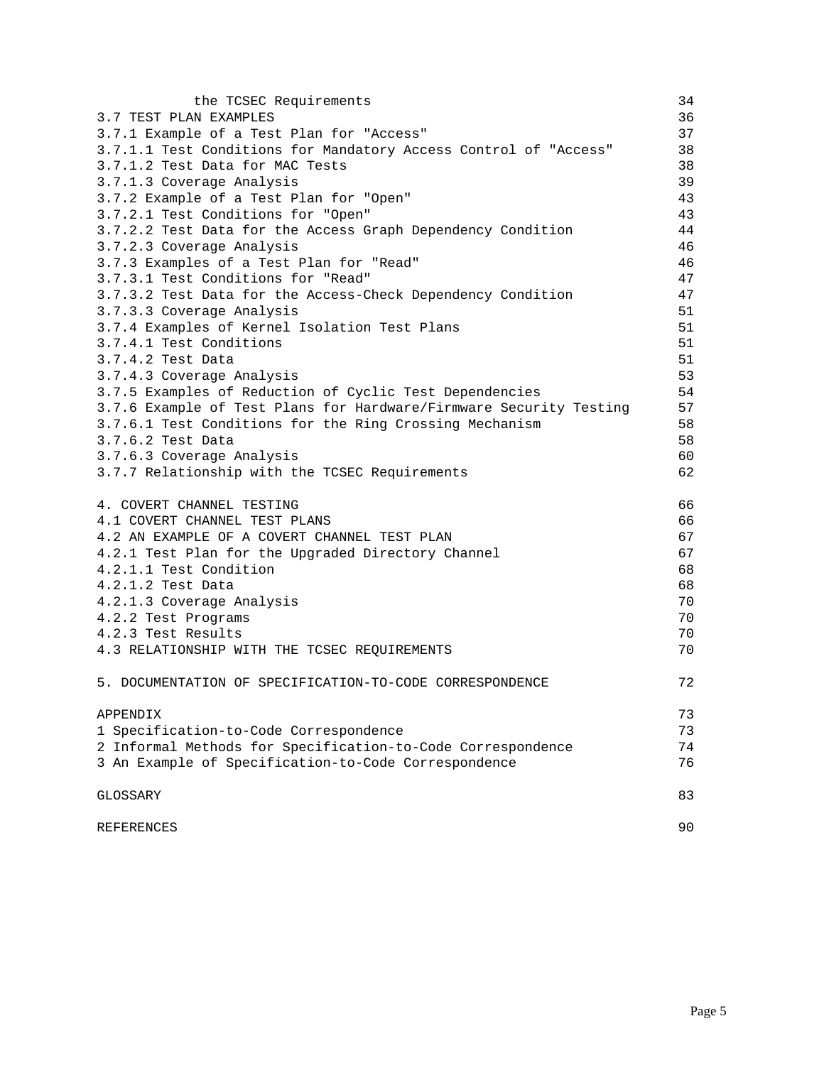| | |
|---|---|
| the TCSEC Requirements | 34 |
| 3.7 TEST PLAN EXAMPLES | 36 |
| 3.7.1 Example of a Test Plan for "Access" | 37 |
| 3.7.1.1 Test Conditions for Mandatory Access Control of "Access" | 38 |
| 3.7.1.2 Test Data for MAC Tests | 38 |
| 3.7.1.3 Coverage Analysis | 39 |
| 3.7.2 Example of a Test Plan for "Open" | 43 |
| 3.7.2.1 Test Conditions for "Open" | 43 |
| 3.7.2.2 Test Data for the Access Graph Dependency Condition | 44 |
| 3.7.2.3 Coverage Analysis | 46 |
| 3.7.3 Examples of a Test Plan for "Read" | 46 |
| 3.7.3.1 Test Conditions for "Read" | 47 |
| 3.7.3.2 Test Data for the Access-Check Dependency Condition | 47 |
| 3.7.3.3 Coverage Analysis | 51 |
| 3.7.4 Examples of Kernel Isolation Test Plans | 51 |
| 3.7.4.1 Test Conditions | 51 |
| 3.7.4.2 Test Data | 51 |
| 3.7.4.3 Coverage Analysis | 53 |
| 3.7.5 Examples of Reduction of Cyclic Test Dependencies | 54 |
| 3.7.6 Example of Test Plans for Hardware/Firmware Security Testing | 57 |
| 3.7.6.1 Test Conditions for the Ring Crossing Mechanism | 58 |
| 3.7.6.2 Test Data | 58 |
| 3.7.6.3 Coverage Analysis | 60 |
| 3.7.7 Relationship with the TCSEC Requirements | 62 |
| | |
| 4. COVERT CHANNEL TESTING | 66 |
| 4.1 COVERT CHANNEL TEST PLANS | 66 |
| 4.2 AN EXAMPLE OF A COVERT CHANNEL TEST PLAN | 67 |
| 4.2.1 Test Plan for the Upgraded Directory Channel | 67 |
| 4.2.1.1 Test Condition | 68 |
| 4.2.1.2 Test Data | 68 |
| 4.2.1.3 Coverage Analysis | 70 |
| 4.2.2 Test Programs | 70 |
| 4.2.3 Test Results | 70 |
| 4.3 RELATIONSHIP WITH THE TCSEC REQUIREMENTS | 70 |
| | |
| 5. DOCUMENTATION OF SPECIFICATION-TO-CODE CORRESPONDENCE | 72 |
| | |
| APPENDIX | 73 |
| 1 Specification-to-Code Correspondence | 73 |
| 2 Informal Methods for Specification-to-Code Correspondence | 74 |
| 3 An Example of Specification-to-Code Correspondence | 76 |
| | |
| GLOSSARY | 83 |
| | |
| REFERENCES | 90 |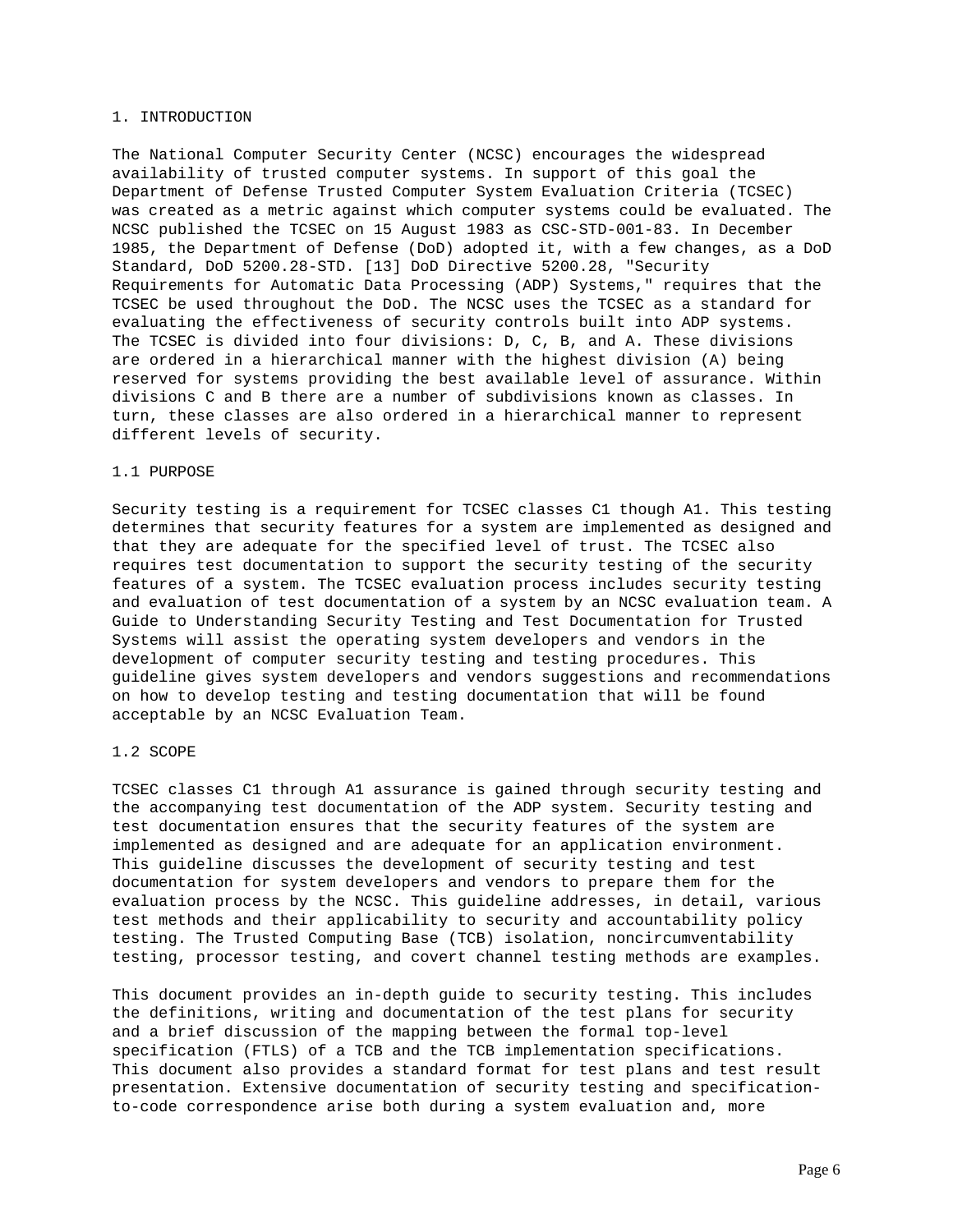# 1. INTRODUCTION

The National Computer Security Center (NCSC) encourages the widespread availability of trusted computer systems. In support of this goal the Department of Defense Trusted Computer System Evaluation Criteria (TCSEC) was created as a metric against which computer systems could be evaluated. The NCSC published the TCSEC on 15 August 1983 as CSC-STD-001-83. In December 1985, the Department of Defense (DoD) adopted it, with a few changes, as a DoD Standard, DoD 5200.28-STD. [13] DoD Directive 5200.28, "Security Requirements for Automatic Data Processing (ADP) Systems," requires that the TCSEC be used throughout the DoD. The NCSC uses the TCSEC as a standard for evaluating the effectiveness of security controls built into ADP systems. The TCSEC is divided into four divisions: D, C, B, and A. These divisions are ordered in a hierarchical manner with the highest division (A) being reserved for systems providing the best available level of assurance. Within divisions C and B there are a number of subdivisions known as classes. In turn, these classes are also ordered in a hierarchical manner to represent different levels of security.

## 1.1 PURPOSE

Security testing is a requirement for TCSEC classes C1 though A1. This testing determines that security features for a system are implemented as designed and that they are adequate for the specified level of trust. The TCSEC also requires test documentation to support the security testing of the security features of a system. The TCSEC evaluation process includes security testing and evaluation of test documentation of a system by an NCSC evaluation team. A Guide to Understanding Security Testing and Test Documentation for Trusted Systems will assist the operating system developers and vendors in the development of computer security testing and testing procedures. This guideline gives system developers and vendors suggestions and recommendations on how to develop testing and testing documentation that will be found acceptable by an NCSC Evaluation Team.

## 1.2 SCOPE

TCSEC classes C1 through A1 assurance is gained through security testing and the accompanying test documentation of the ADP system. Security testing and test documentation ensures that the security features of the system are implemented as designed and are adequate for an application environment. This guideline discusses the development of security testing and test documentation for system developers and vendors to prepare them for the evaluation process by the NCSC. This guideline addresses, in detail, various test methods and their applicability to security and accountability policy testing. The Trusted Computing Base (TCB) isolation, noncircumventability testing, processor testing, and covert channel testing methods are examples.

This document provides an in-depth guide to security testing. This includes the definitions, writing and documentation of the test plans for security and a brief discussion of the mapping between the formal top-level specification (FTLS) of a TCB and the TCB implementation specifications. This document also provides a standard format for test plans and test result presentation. Extensive documentation of security testing and specification-to-code correspondence arise both during a system evaluation and, more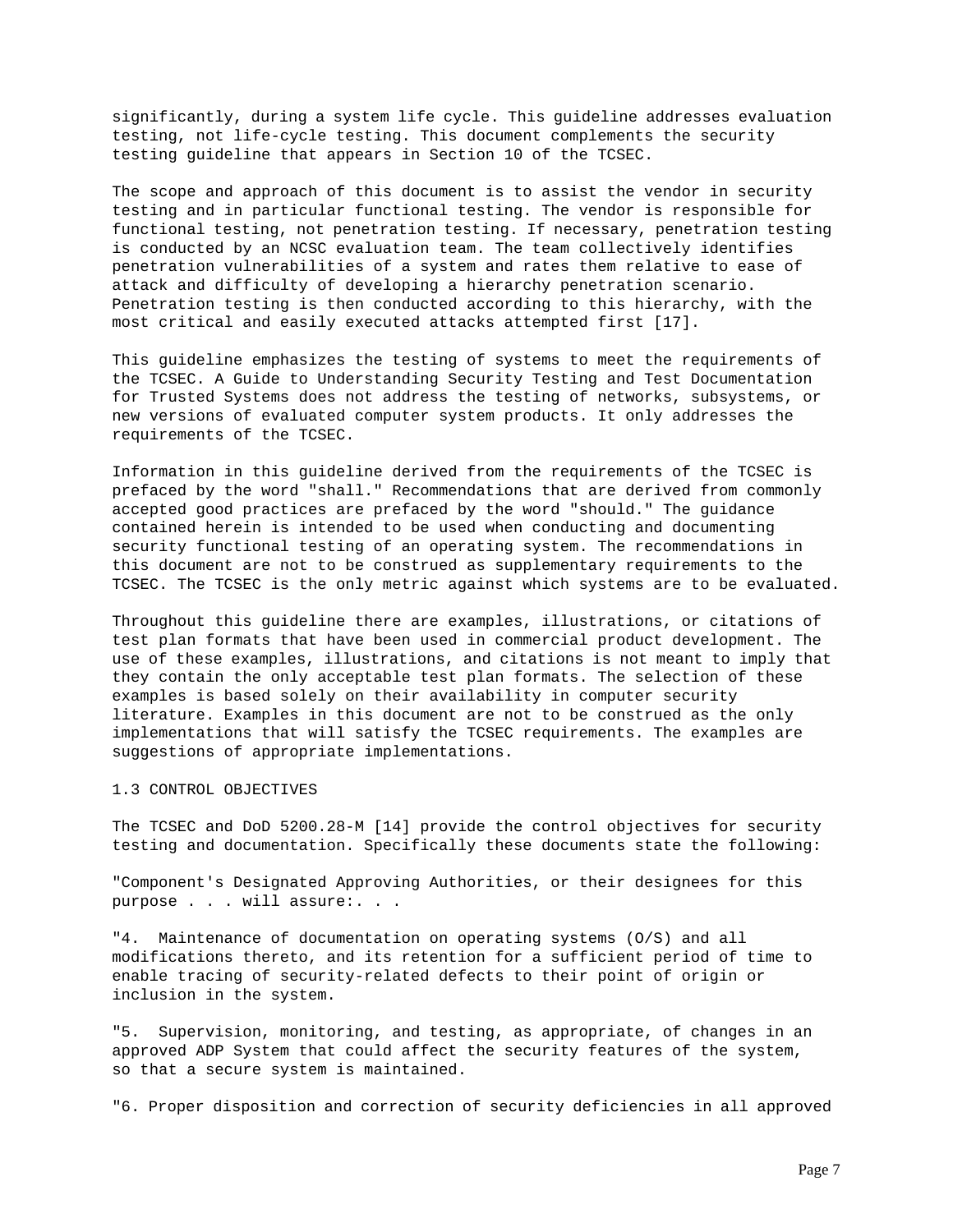significantly, during a system life cycle. This guideline addresses evaluation testing, not life-cycle testing. This document complements the security testing guideline that appears in Section 10 of the TCSEC.

The scope and approach of this document is to assist the vendor in security testing and in particular functional testing. The vendor is responsible for functional testing, not penetration testing. If necessary, penetration testing is conducted by an NCSC evaluation team. The team collectively identifies penetration vulnerabilities of a system and rates them relative to ease of attack and difficulty of developing a hierarchy penetration scenario. Penetration testing is then conducted according to this hierarchy, with the most critical and easily executed attacks attempted first [17].

This guideline emphasizes the testing of systems to meet the requirements of the TCSEC. A Guide to Understanding Security Testing and Test Documentation for Trusted Systems does not address the testing of networks, subsystems, or new versions of evaluated computer system products. It only addresses the requirements of the TCSEC.

Information in this guideline derived from the requirements of the TCSEC is prefaced by the word "shall." Recommendations that are derived from commonly accepted good practices are prefaced by the word "should." The guidance contained herein is intended to be used when conducting and documenting security functional testing of an operating system. The recommendations in this document are not to be construed as supplementary requirements to the TCSEC. The TCSEC is the only metric against which systems are to be evaluated.

Throughout this guideline there are examples, illustrations, or citations of test plan formats that have been used in commercial product development. The use of these examples, illustrations, and citations is not meant to imply that they contain the only acceptable test plan formats. The selection of these examples is based solely on their availability in computer security literature. Examples in this document are not to be construed as the only implementations that will satisfy the TCSEC requirements. The examples are suggestions of appropriate implementations.

## 1.3 CONTROL OBJECTIVES

The TCSEC and DoD 5200.28-M [14] provide the control objectives for security testing and documentation. Specifically these documents state the following:

"Component's Designated Approving Authorities, or their designees for this purpose . . . will assure:. . .

"4. Maintenance of documentation on operating systems (O/S) and all modifications thereto, and its retention for a sufficient period of time to enable tracing of security-related defects to their point of origin or inclusion in the system.

"5. Supervision, monitoring, and testing, as appropriate, of changes in an approved ADP System that could affect the security features of the system, so that a secure system is maintained.

"6. Proper disposition and correction of security deficiencies in all approved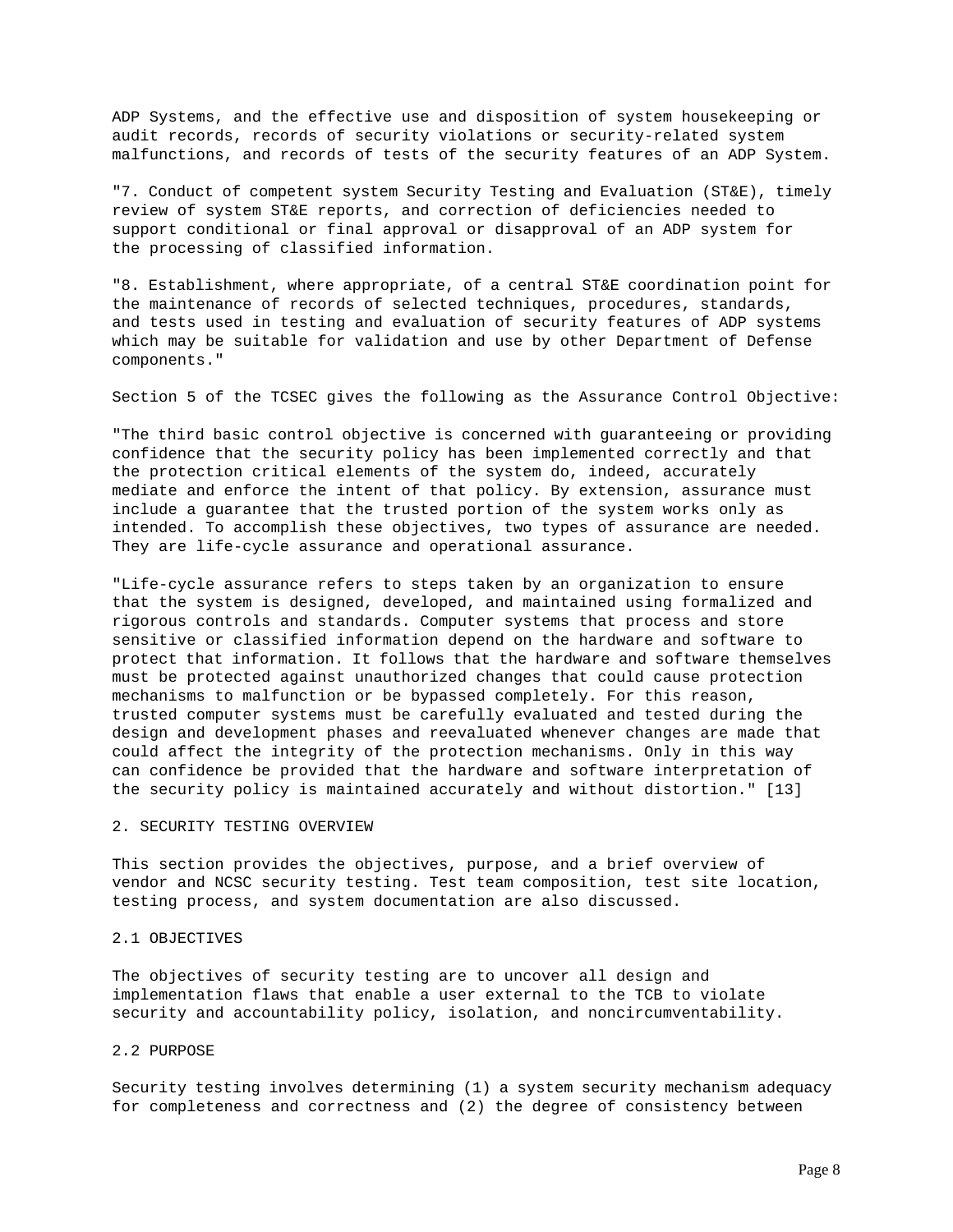ADP Systems, and the effective use and disposition of system housekeeping or audit records, records of security violations or security-related system malfunctions, and records of tests of the security features of an ADP System.

"7. Conduct of competent system Security Testing and Evaluation (ST&E), timely review of system ST&E reports, and correction of deficiencies needed to support conditional or final approval or disapproval of an ADP system for the processing of classified information.

"8. Establishment, where appropriate, of a central ST&E coordination point for the maintenance of records of selected techniques, procedures, standards, and tests used in testing and evaluation of security features of ADP systems which may be suitable for validation and use by other Department of Defense components."

Section 5 of the TCSEC gives the following as the Assurance Control Objective:

"The third basic control objective is concerned with guaranteeing or providing confidence that the security policy has been implemented correctly and that the protection critical elements of the system do, indeed, accurately mediate and enforce the intent of that policy. By extension, assurance must include a guarantee that the trusted portion of the system works only as intended. To accomplish these objectives, two types of assurance are needed. They are life-cycle assurance and operational assurance.

"Life-cycle assurance refers to steps taken by an organization to ensure that the system is designed, developed, and maintained using formalized and rigorous controls and standards. Computer systems that process and store sensitive or classified information depend on the hardware and software to protect that information. It follows that the hardware and software themselves must be protected against unauthorized changes that could cause protection mechanisms to malfunction or be bypassed completely. For this reason, trusted computer systems must be carefully evaluated and tested during the design and development phases and reevaluated whenever changes are made that could affect the integrity of the protection mechanisms. Only in this way can confidence be provided that the hardware and software interpretation of the security policy is maintained accurately and without distortion." [13]

## 2. SECURITY TESTING OVERVIEW

This section provides the objectives, purpose, and a brief overview of vendor and NCSC security testing. Test team composition, test site location, testing process, and system documentation are also discussed.

### 2.1 OBJECTIVES

The objectives of security testing are to uncover all design and implementation flaws that enable a user external to the TCB to violate security and accountability policy, isolation, and noncircumventability.

### 2.2 PURPOSE

Security testing involves determining (1) a system security mechanism adequacy for completeness and correctness and (2) the degree of consistency between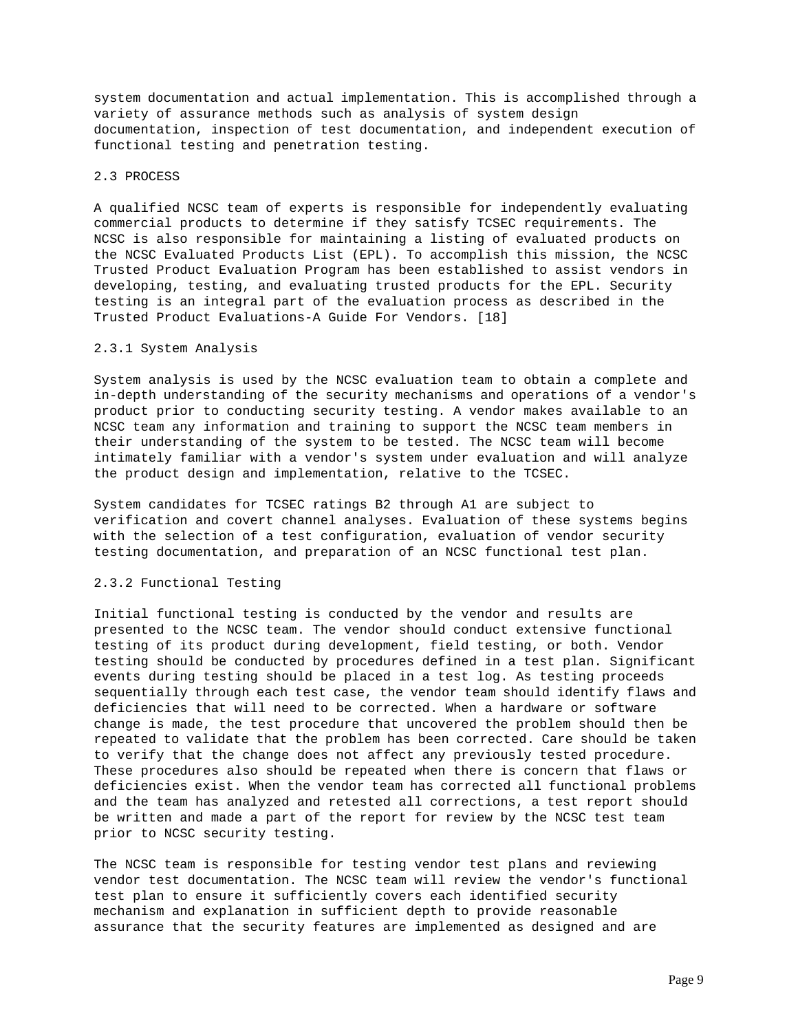system documentation and actual implementation. This is accomplished through a variety of assurance methods such as analysis of system design documentation, inspection of test documentation, and independent execution of functional testing and penetration testing.

## 2.3 PROCESS

A qualified NCSC team of experts is responsible for independently evaluating commercial products to determine if they satisfy TCSEC requirements. The NCSC is also responsible for maintaining a listing of evaluated products on the NCSC Evaluated Products List (EPL). To accomplish this mission, the NCSC Trusted Product Evaluation Program has been established to assist vendors in developing, testing, and evaluating trusted products for the EPL. Security testing is an integral part of the evaluation process as described in the Trusted Product Evaluations-A Guide For Vendors. [18]

### 2.3.1 System Analysis

System analysis is used by the NCSC evaluation team to obtain a complete and in-depth understanding of the security mechanisms and operations of a vendor's product prior to conducting security testing. A vendor makes available to an NCSC team any information and training to support the NCSC team members in their understanding of the system to be tested. The NCSC team will become intimately familiar with a vendor's system under evaluation and will analyze the product design and implementation, relative to the TCSEC.

System candidates for TCSEC ratings B2 through A1 are subject to verification and covert channel analyses. Evaluation of these systems begins with the selection of a test configuration, evaluation of vendor security testing documentation, and preparation of an NCSC functional test plan.

### 2.3.2 Functional Testing

Initial functional testing is conducted by the vendor and results are presented to the NCSC team. The vendor should conduct extensive functional testing of its product during development, field testing, or both. Vendor testing should be conducted by procedures defined in a test plan. Significant events during testing should be placed in a test log. As testing proceeds sequentially through each test case, the vendor team should identify flaws and deficiencies that will need to be corrected. When a hardware or software change is made, the test procedure that uncovered the problem should then be repeated to validate that the problem has been corrected. Care should be taken to verify that the change does not affect any previously tested procedure. These procedures also should be repeated when there is concern that flaws or deficiencies exist. When the vendor team has corrected all functional problems and the team has analyzed and retested all corrections, a test report should be written and made a part of the report for review by the NCSC test team prior to NCSC security testing.

The NCSC team is responsible for testing vendor test plans and reviewing vendor test documentation. The NCSC team will review the vendor's functional test plan to ensure it sufficiently covers each identified security mechanism and explanation in sufficient depth to provide reasonable assurance that the security features are implemented as designed and are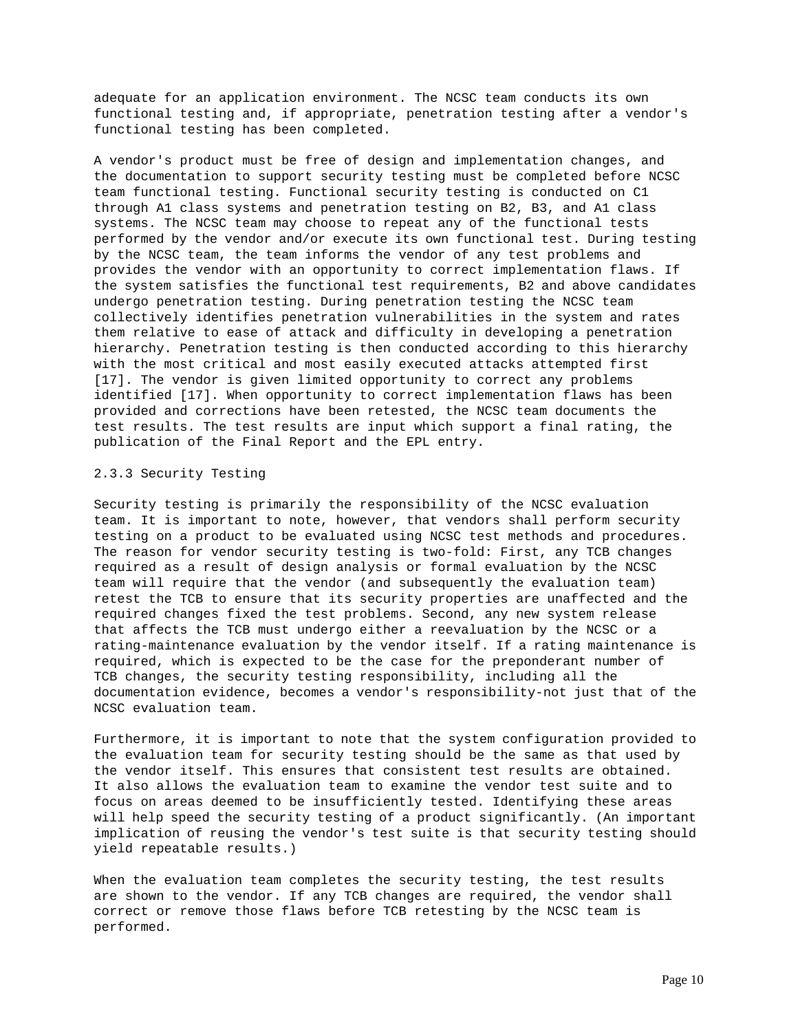adequate for an application environment. The NCSC team conducts its own functional testing and, if appropriate, penetration testing after a vendor's functional testing has been completed.

A vendor's product must be free of design and implementation changes, and the documentation to support security testing must be completed before NCSC team functional testing. Functional security testing is conducted on C1 through A1 class systems and penetration testing on B2, B3, and A1 class systems. The NCSC team may choose to repeat any of the functional tests performed by the vendor and/or execute its own functional test. During testing by the NCSC team, the team informs the vendor of any test problems and provides the vendor with an opportunity to correct implementation flaws. If the system satisfies the functional test requirements, B2 and above candidates undergo penetration testing. During penetration testing the NCSC team collectively identifies penetration vulnerabilities in the system and rates them relative to ease of attack and difficulty in developing a penetration hierarchy. Penetration testing is then conducted according to this hierarchy with the most critical and most easily executed attacks attempted first [17]. The vendor is given limited opportunity to correct any problems identified [17]. When opportunity to correct implementation flaws has been provided and corrections have been retested, the NCSC team documents the test results. The test results are input which support a final rating, the publication of the Final Report and the EPL entry.

### 2.3.3 Security Testing

Security testing is primarily the responsibility of the NCSC evaluation team. It is important to note, however, that vendors shall perform security testing on a product to be evaluated using NCSC test methods and procedures. The reason for vendor security testing is two-fold: First, any TCB changes required as a result of design analysis or formal evaluation by the NCSC team will require that the vendor (and subsequently the evaluation team) retest the TCB to ensure that its security properties are unaffected and the required changes fixed the test problems. Second, any new system release that affects the TCB must undergo either a reevaluation by the NCSC or a rating-maintenance evaluation by the vendor itself. If a rating maintenance is required, which is expected to be the case for the preponderant number of TCB changes, the security testing responsibility, including all the documentation evidence, becomes a vendor's responsibility-not just that of the NCSC evaluation team.

Furthermore, it is important to note that the system configuration provided to the evaluation team for security testing should be the same as that used by the vendor itself. This ensures that consistent test results are obtained. It also allows the evaluation team to examine the vendor test suite and to focus on areas deemed to be insufficiently tested. Identifying these areas will help speed the security testing of a product significantly. (An important implication of reusing the vendor's test suite is that security testing should yield repeatable results.)

When the evaluation team completes the security testing, the test results are shown to the vendor. If any TCB changes are required, the vendor shall correct or remove those flaws before TCB retesting by the NCSC team is performed.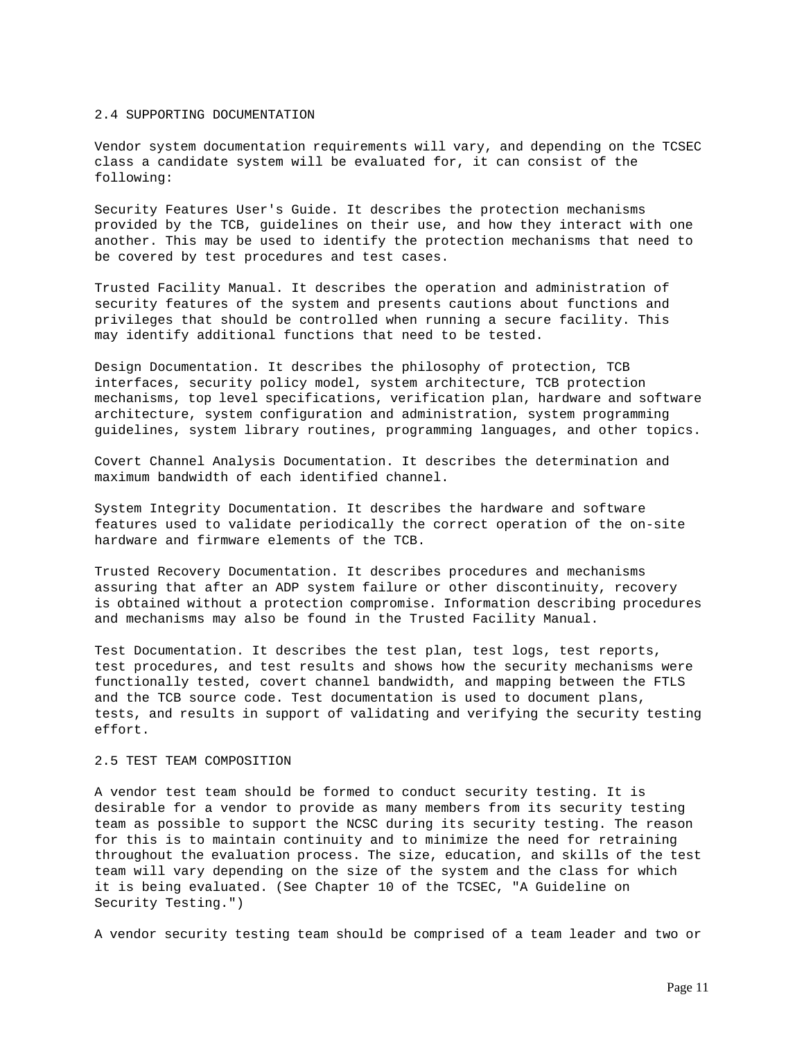## 2.4 SUPPORTING DOCUMENTATION

Vendor system documentation requirements will vary, and depending on the TCSEC class a candidate system will be evaluated for, it can consist of the following:

Security Features User's Guide. It describes the protection mechanisms provided by the TCB, guidelines on their use, and how they interact with one another. This may be used to identify the protection mechanisms that need to be covered by test procedures and test cases.

Trusted Facility Manual. It describes the operation and administration of security features of the system and presents cautions about functions and privileges that should be controlled when running a secure facility. This may identify additional functions that need to be tested.

Design Documentation. It describes the philosophy of protection, TCB interfaces, security policy model, system architecture, TCB protection mechanisms, top level specifications, verification plan, hardware and software architecture, system configuration and administration, system programming guidelines, system library routines, programming languages, and other topics.

Covert Channel Analysis Documentation. It describes the determination and maximum bandwidth of each identified channel.

System Integrity Documentation. It describes the hardware and software features used to validate periodically the correct operation of the on-site hardware and firmware elements of the TCB.

Trusted Recovery Documentation. It describes procedures and mechanisms assuring that after an ADP system failure or other discontinuity, recovery is obtained without a protection compromise. Information describing procedures and mechanisms may also be found in the Trusted Facility Manual.

Test Documentation. It describes the test plan, test logs, test reports, test procedures, and test results and shows how the security mechanisms were functionally tested, covert channel bandwidth, and mapping between the FTLS and the TCB source code. Test documentation is used to document plans, tests, and results in support of validating and verifying the security testing effort.

## 2.5 TEST TEAM COMPOSITION

A vendor test team should be formed to conduct security testing. It is desirable for a vendor to provide as many members from its security testing team as possible to support the NCSC during its security testing. The reason for this is to maintain continuity and to minimize the need for retraining throughout the evaluation process. The size, education, and skills of the test team will vary depending on the size of the system and the class for which it is being evaluated. (See Chapter 10 of the TCSEC, "A Guideline on Security Testing.")

A vendor security testing team should be comprised of a team leader and two or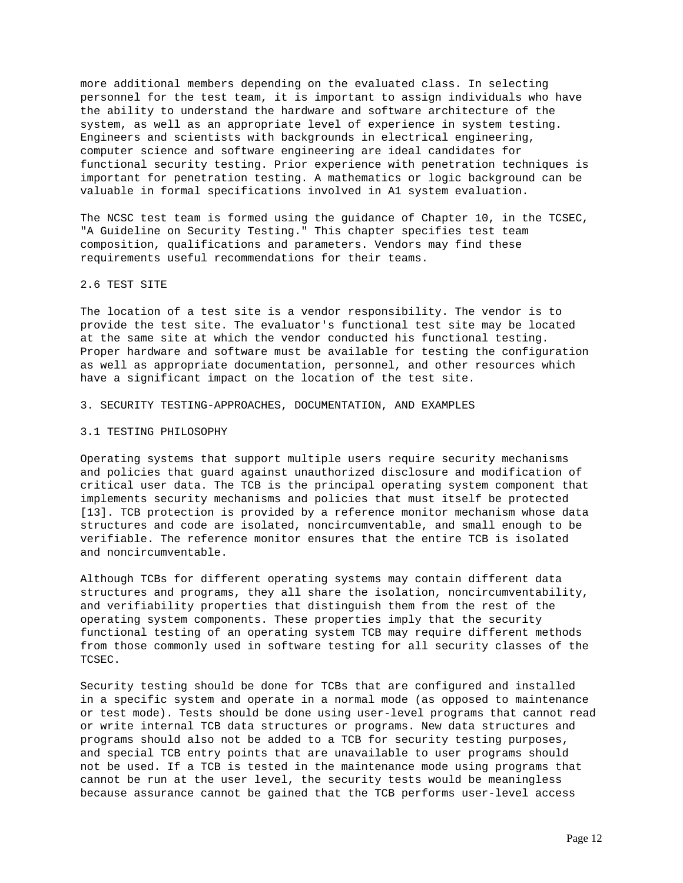more additional members depending on the evaluated class. In selecting personnel for the test team, it is important to assign individuals who have the ability to understand the hardware and software architecture of the system, as well as an appropriate level of experience in system testing. Engineers and scientists with backgrounds in electrical engineering, computer science and software engineering are ideal candidates for functional security testing. Prior experience with penetration techniques is important for penetration testing. A mathematics or logic background can be valuable in formal specifications involved in A1 system evaluation.

The NCSC test team is formed using the guidance of Chapter 10, in the TCSEC, "A Guideline on Security Testing." This chapter specifies test team composition, qualifications and parameters. Vendors may find these requirements useful recommendations for their teams.

## 2.6 TEST SITE

The location of a test site is a vendor responsibility. The vendor is to provide the test site. The evaluator's functional test site may be located at the same site at which the vendor conducted his functional testing. Proper hardware and software must be available for testing the configuration as well as appropriate documentation, personnel, and other resources which have a significant impact on the location of the test site.

# 3. SECURITY TESTING-APPROACHES, DOCUMENTATION, AND EXAMPLES

## 3.1 TESTING PHILOSOPHY

Operating systems that support multiple users require security mechanisms and policies that guard against unauthorized disclosure and modification of critical user data. The TCB is the principal operating system component that implements security mechanisms and policies that must itself be protected [13]. TCB protection is provided by a reference monitor mechanism whose data structures and code are isolated, noncircumventable, and small enough to be verifiable. The reference monitor ensures that the entire TCB is isolated and noncircumventable.

Although TCBs for different operating systems may contain different data structures and programs, they all share the isolation, noncircumventability, and verifiability properties that distinguish them from the rest of the operating system components. These properties imply that the security functional testing of an operating system TCB may require different methods from those commonly used in software testing for all security classes of the TCSEC.

Security testing should be done for TCBs that are configured and installed in a specific system and operate in a normal mode (as opposed to maintenance or test mode). Tests should be done using user-level programs that cannot read or write internal TCB data structures or programs. New data structures and programs should also not be added to a TCB for security testing purposes, and special TCB entry points that are unavailable to user programs should not be used. If a TCB is tested in the maintenance mode using programs that cannot be run at the user level, the security tests would be meaningless because assurance cannot be gained that the TCB performs user-level access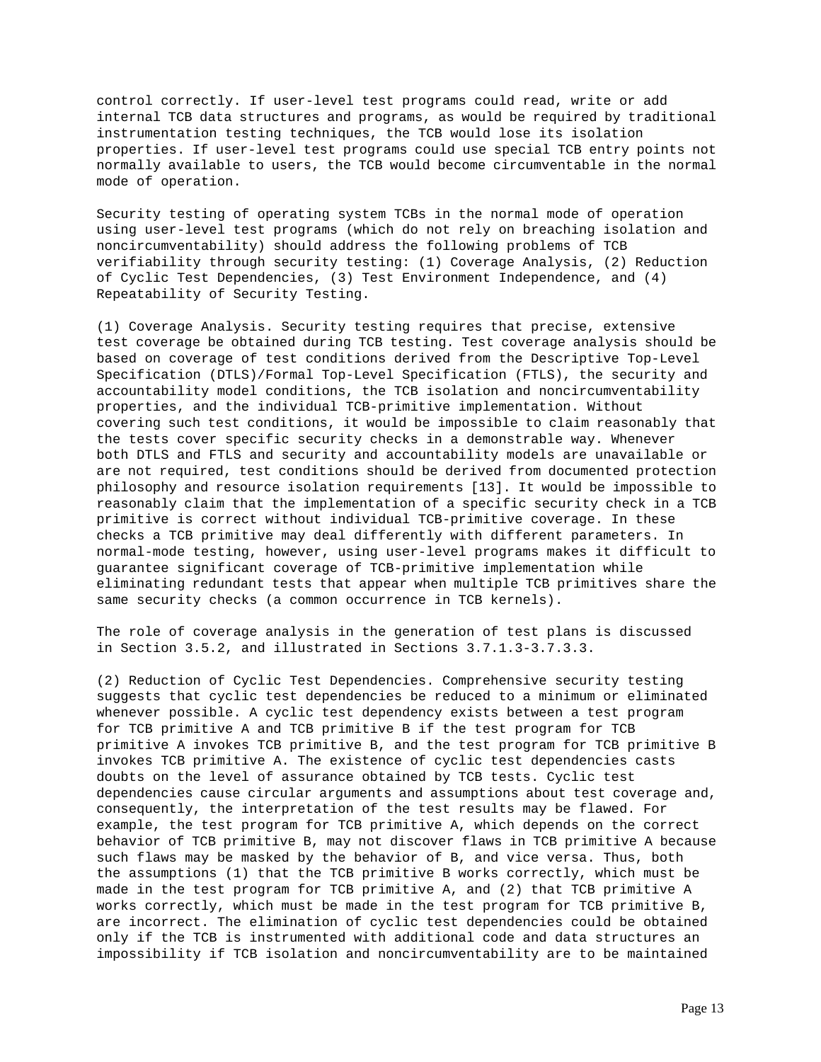control correctly. If user-level test programs could read, write or add internal TCB data structures and programs, as would be required by traditional instrumentation testing techniques, the TCB would lose its isolation properties. If user-level test programs could use special TCB entry points not normally available to users, the TCB would become circumventable in the normal mode of operation.

Security testing of operating system TCBs in the normal mode of operation using user-level test programs (which do not rely on breaching isolation and noncircumventability) should address the following problems of TCB verifiability through security testing: (1) Coverage Analysis, (2) Reduction of Cyclic Test Dependencies, (3) Test Environment Independence, and (4) Repeatability of Security Testing.

(1) Coverage Analysis. Security testing requires that precise, extensive test coverage be obtained during TCB testing. Test coverage analysis should be based on coverage of test conditions derived from the Descriptive Top-Level Specification (DTLS)/Formal Top-Level Specification (FTLS), the security and accountability model conditions, the TCB isolation and noncircumventability properties, and the individual TCB-primitive implementation. Without covering such test conditions, it would be impossible to claim reasonably that the tests cover specific security checks in a demonstrable way. Whenever both DTLS and FTLS and security and accountability models are unavailable or are not required, test conditions should be derived from documented protection philosophy and resource isolation requirements [13]. It would be impossible to reasonably claim that the implementation of a specific security check in a TCB primitive is correct without individual TCB-primitive coverage. In these checks a TCB primitive may deal differently with different parameters. In normal-mode testing, however, using user-level programs makes it difficult to guarantee significant coverage of TCB-primitive implementation while eliminating redundant tests that appear when multiple TCB primitives share the same security checks (a common occurrence in TCB kernels).

The role of coverage analysis in the generation of test plans is discussed in Section 3.5.2, and illustrated in Sections 3.7.1.3-3.7.3.3.

(2) Reduction of Cyclic Test Dependencies. Comprehensive security testing suggests that cyclic test dependencies be reduced to a minimum or eliminated whenever possible. A cyclic test dependency exists between a test program for TCB primitive A and TCB primitive B if the test program for TCB primitive A invokes TCB primitive B, and the test program for TCB primitive B invokes TCB primitive A. The existence of cyclic test dependencies casts doubts on the level of assurance obtained by TCB tests. Cyclic test dependencies cause circular arguments and assumptions about test coverage and, consequently, the interpretation of the test results may be flawed. For example, the test program for TCB primitive A, which depends on the correct behavior of TCB primitive B, may not discover flaws in TCB primitive A because such flaws may be masked by the behavior of B, and vice versa. Thus, both the assumptions (1) that the TCB primitive B works correctly, which must be made in the test program for TCB primitive A, and (2) that TCB primitive A works correctly, which must be made in the test program for TCB primitive B, are incorrect. The elimination of cyclic test dependencies could be obtained only if the TCB is instrumented with additional code and data structures an impossibility if TCB isolation and noncircumventability are to be maintained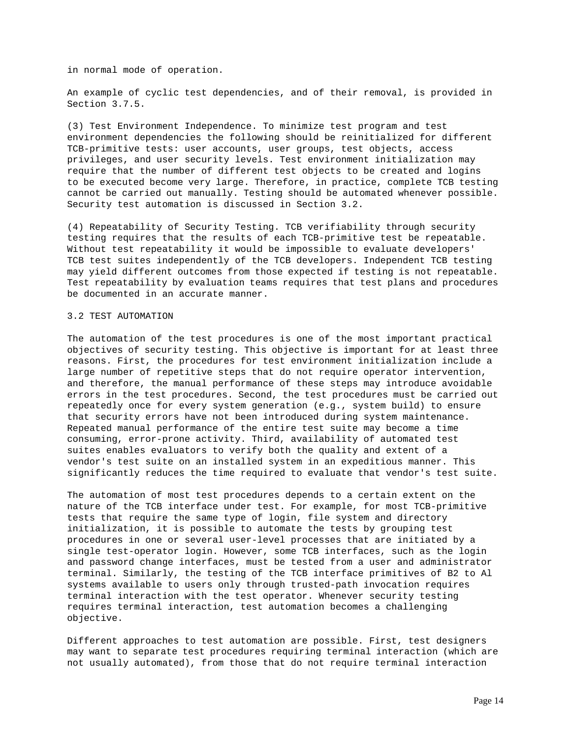in normal mode of operation.

An example of cyclic test dependencies, and of their removal, is provided in Section 3.7.5.

(3) Test Environment Independence. To minimize test program and test environment dependencies the following should be reinitialized for different TCB-primitive tests: user accounts, user groups, test objects, access privileges, and user security levels. Test environment initialization may require that the number of different test objects to be created and logins to be executed become very large. Therefore, in practice, complete TCB testing cannot be carried out manually. Testing should be automated whenever possible. Security test automation is discussed in Section 3.2.

(4) Repeatability of Security Testing. TCB verifiability through security testing requires that the results of each TCB-primitive test be repeatable. Without test repeatability it would be impossible to evaluate developers' TCB test suites independently of the TCB developers. Independent TCB testing may yield different outcomes from those expected if testing is not repeatable. Test repeatability by evaluation teams requires that test plans and procedures be documented in an accurate manner.

## 3.2 TEST AUTOMATION

The automation of the test procedures is one of the most important practical objectives of security testing. This objective is important for at least three reasons. First, the procedures for test environment initialization include a large number of repetitive steps that do not require operator intervention, and therefore, the manual performance of these steps may introduce avoidable errors in the test procedures. Second, the test procedures must be carried out repeatedly once for every system generation (e.g., system build) to ensure that security errors have not been introduced during system maintenance. Repeated manual performance of the entire test suite may become a time consuming, error-prone activity. Third, availability of automated test suites enables evaluators to verify both the quality and extent of a vendor's test suite on an installed system in an expeditious manner. This significantly reduces the time required to evaluate that vendor's test suite.

The automation of most test procedures depends to a certain extent on the nature of the TCB interface under test. For example, for most TCB-primitive tests that require the same type of login, file system and directory initialization, it is possible to automate the tests by grouping test procedures in one or several user-level processes that are initiated by a single test-operator login. However, some TCB interfaces, such as the login and password change interfaces, must be tested from a user and administrator terminal. Similarly, the testing of the TCB interface primitives of B2 to Al systems available to users only through trusted-path invocation requires terminal interaction with the test operator. Whenever security testing requires terminal interaction, test automation becomes a challenging objective.

Different approaches to test automation are possible. First, test designers may want to separate test procedures requiring terminal interaction (which are not usually automated), from those that do not require terminal interaction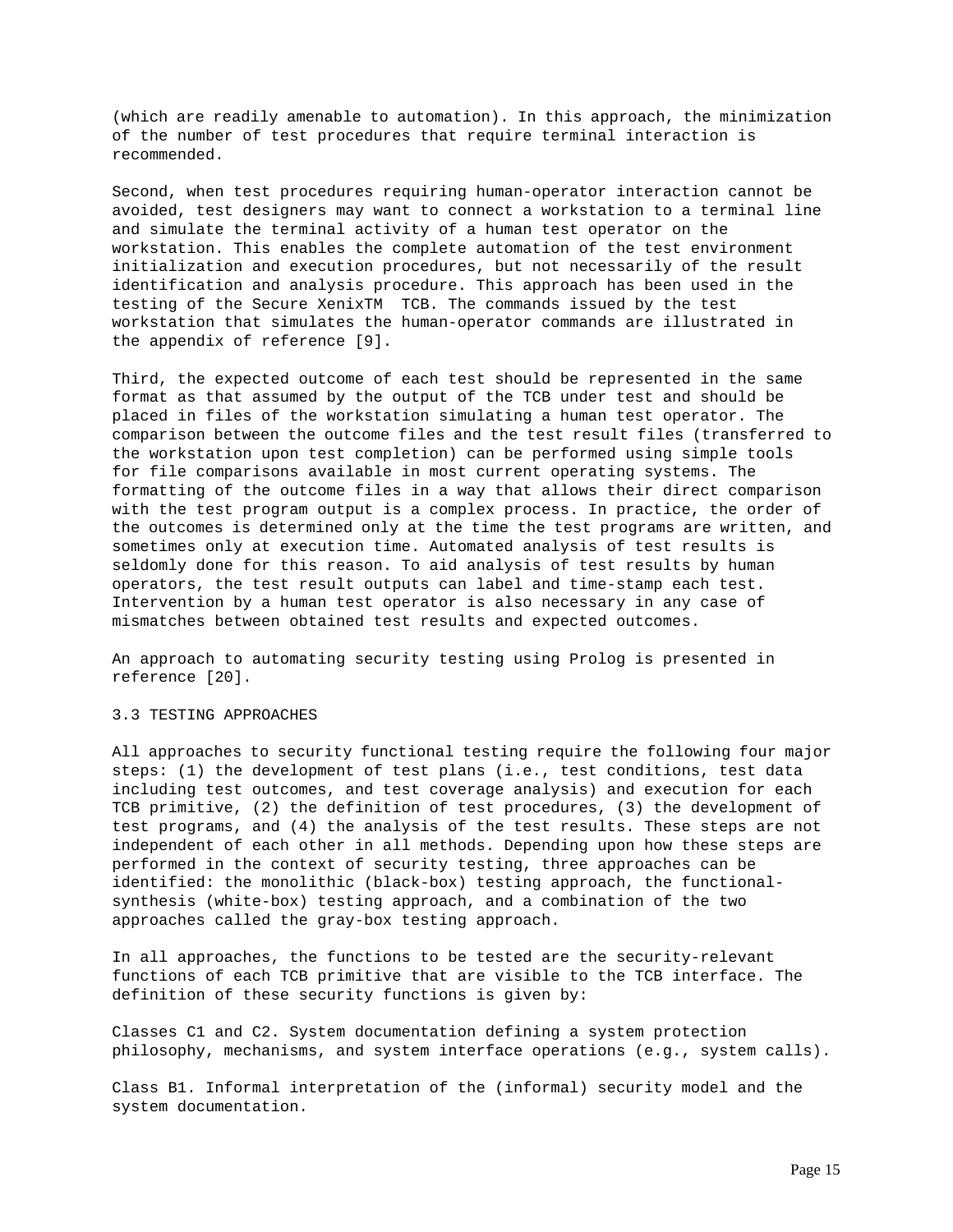(which are readily amenable to automation). In this approach, the minimization of the number of test procedures that require terminal interaction is recommended.

Second, when test procedures requiring human-operator interaction cannot be avoided, test designers may want to connect a workstation to a terminal line and simulate the terminal activity of a human test operator on the workstation. This enables the complete automation of the test environment initialization and execution procedures, but not necessarily of the result identification and analysis procedure. This approach has been used in the testing of the Secure XenixTM TCB. The commands issued by the test workstation that simulates the human-operator commands are illustrated in the appendix of reference [9].

Third, the expected outcome of each test should be represented in the same format as that assumed by the output of the TCB under test and should be placed in files of the workstation simulating a human test operator. The comparison between the outcome files and the test result files (transferred to the workstation upon test completion) can be performed using simple tools for file comparisons available in most current operating systems. The formatting of the outcome files in a way that allows their direct comparison with the test program output is a complex process. In practice, the order of the outcomes is determined only at the time the test programs are written, and sometimes only at execution time. Automated analysis of test results is seldomly done for this reason. To aid analysis of test results by human operators, the test result outputs can label and time-stamp each test. Intervention by a human test operator is also necessary in any case of mismatches between obtained test results and expected outcomes.

An approach to automating security testing using Prolog is presented in reference [20].

## 3.3 TESTING APPROACHES

All approaches to security functional testing require the following four major steps: (1) the development of test plans (i.e., test conditions, test data including test outcomes, and test coverage analysis) and execution for each TCB primitive, (2) the definition of test procedures, (3) the development of test programs, and (4) the analysis of the test results. These steps are not independent of each other in all methods. Depending upon how these steps are performed in the context of security testing, three approaches can be identified: the monolithic (black-box) testing approach, the functional-synthesis (white-box) testing approach, and a combination of the two approaches called the gray-box testing approach.

In all approaches, the functions to be tested are the security-relevant functions of each TCB primitive that are visible to the TCB interface. The definition of these security functions is given by:

Classes C1 and C2. System documentation defining a system protection philosophy, mechanisms, and system interface operations (e.g., system calls).

Class B1. Informal interpretation of the (informal) security model and the system documentation.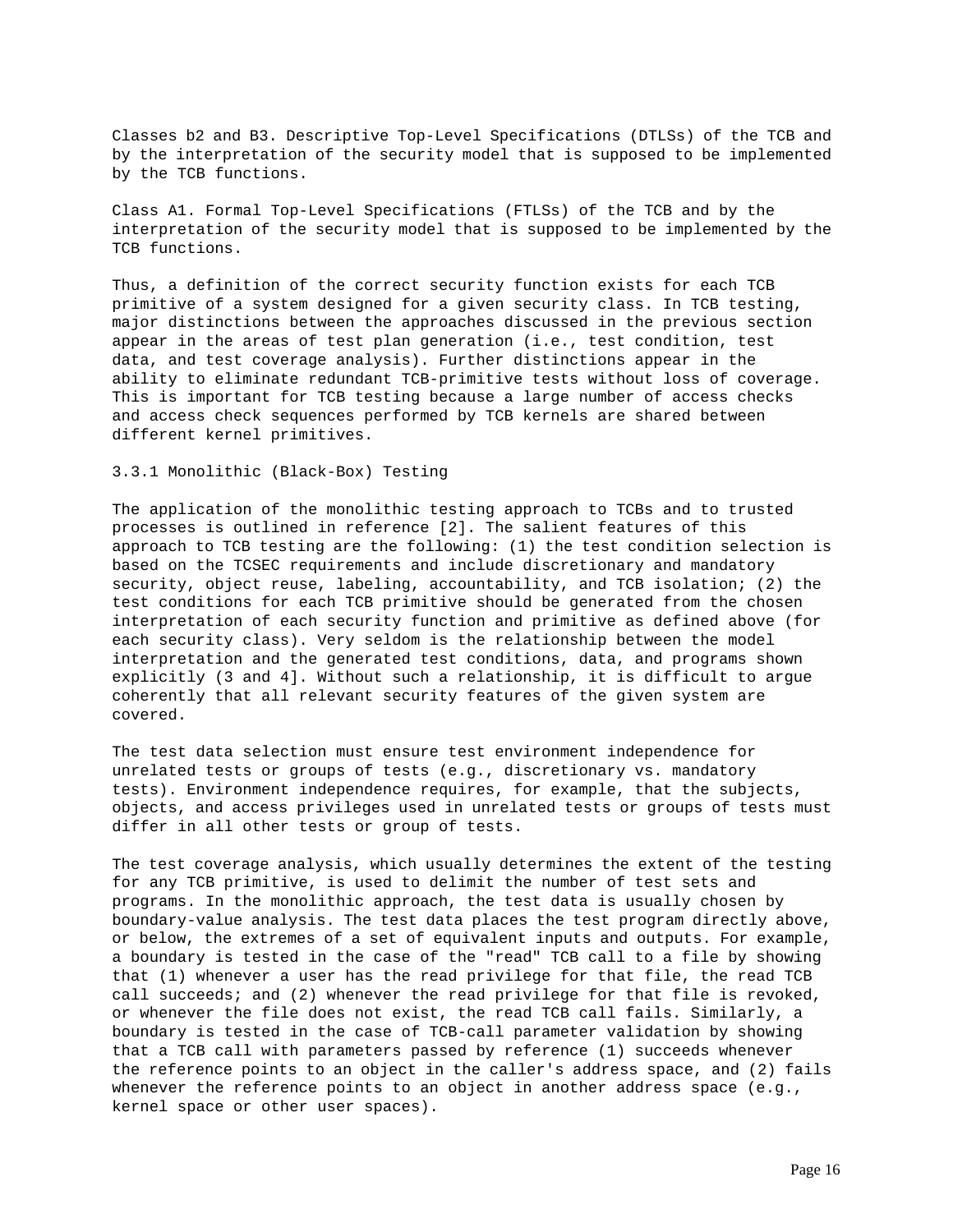Classes b2 and B3. Descriptive Top-Level Specifications (DTLSs) of the TCB and by the interpretation of the security model that is supposed to be implemented by the TCB functions.

Class A1. Formal Top-Level Specifications (FTLSs) of the TCB and by the interpretation of the security model that is supposed to be implemented by the TCB functions.

Thus, a definition of the correct security function exists for each TCB primitive of a system designed for a given security class. In TCB testing, major distinctions between the approaches discussed in the previous section appear in the areas of test plan generation (i.e., test condition, test data, and test coverage analysis). Further distinctions appear in the ability to eliminate redundant TCB-primitive tests without loss of coverage. This is important for TCB testing because a large number of access checks and access check sequences performed by TCB kernels are shared between different kernel primitives.

### 3.3.1 Monolithic (Black-Box) Testing

The application of the monolithic testing approach to TCBs and to trusted processes is outlined in reference [2]. The salient features of this approach to TCB testing are the following: (1) the test condition selection is based on the TCSEC requirements and include discretionary and mandatory security, object reuse, labeling, accountability, and TCB isolation; (2) the test conditions for each TCB primitive should be generated from the chosen interpretation of each security function and primitive as defined above (for each security class). Very seldom is the relationship between the model interpretation and the generated test conditions, data, and programs shown explicitly (3 and 4]. Without such a relationship, it is difficult to argue coherently that all relevant security features of the given system are covered.

The test data selection must ensure test environment independence for unrelated tests or groups of tests (e.g., discretionary vs. mandatory tests). Environment independence requires, for example, that the subjects, objects, and access privileges used in unrelated tests or groups of tests must differ in all other tests or group of tests.

The test coverage analysis, which usually determines the extent of the testing for any TCB primitive, is used to delimit the number of test sets and programs. In the monolithic approach, the test data is usually chosen by boundary-value analysis. The test data places the test program directly above, or below, the extremes of a set of equivalent inputs and outputs. For example, a boundary is tested in the case of the "read" TCB call to a file by showing that (1) whenever a user has the read privilege for that file, the read TCB call succeeds; and (2) whenever the read privilege for that file is revoked, or whenever the file does not exist, the read TCB call fails. Similarly, a boundary is tested in the case of TCB-call parameter validation by showing that a TCB call with parameters passed by reference (1) succeeds whenever the reference points to an object in the caller's address space, and (2) fails whenever the reference points to an object in another address space (e.g., kernel space or other user spaces).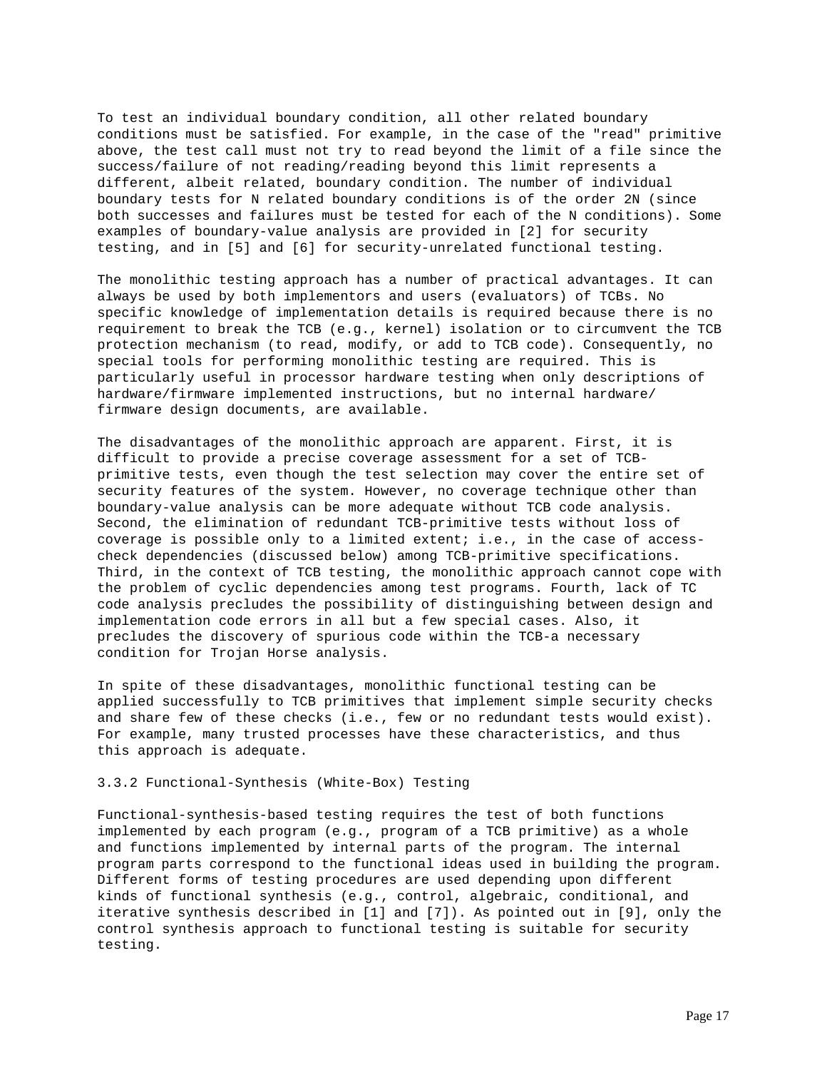To test an individual boundary condition, all other related boundary conditions must be satisfied. For example, in the case of the "read" primitive above, the test call must not try to read beyond the limit of a file since the success/failure of not reading/reading beyond this limit represents a different, albeit related, boundary condition. The number of individual boundary tests for N related boundary conditions is of the order 2N (since both successes and failures must be tested for each of the N conditions). Some examples of boundary-value analysis are provided in [2] for security testing, and in [5] and [6] for security-unrelated functional testing.

The monolithic testing approach has a number of practical advantages. It can always be used by both implementors and users (evaluators) of TCBs. No specific knowledge of implementation details is required because there is no requirement to break the TCB (e.g., kernel) isolation or to circumvent the TCB protection mechanism (to read, modify, or add to TCB code). Consequently, no special tools for performing monolithic testing are required. This is particularly useful in processor hardware testing when only descriptions of hardware/firmware implemented instructions, but no internal hardware/firmware design documents, are available.

The disadvantages of the monolithic approach are apparent. First, it is difficult to provide a precise coverage assessment for a set of TCB-primitive tests, even though the test selection may cover the entire set of security features of the system. However, no coverage technique other than boundary-value analysis can be more adequate without TCB code analysis. Second, the elimination of redundant TCB-primitive tests without loss of coverage is possible only to a limited extent; i.e., in the case of access-check dependencies (discussed below) among TCB-primitive specifications. Third, in the context of TCB testing, the monolithic approach cannot cope with the problem of cyclic dependencies among test programs. Fourth, lack of TC code analysis precludes the possibility of distinguishing between design and implementation code errors in all but a few special cases. Also, it precludes the discovery of spurious code within the TCB-a necessary condition for Trojan Horse analysis.

In spite of these disadvantages, monolithic functional testing can be applied successfully to TCB primitives that implement simple security checks and share few of these checks (i.e., few or no redundant tests would exist). For example, many trusted processes have these characteristics, and thus this approach is adequate.

### 3.3.2 Functional-Synthesis (White-Box) Testing

Functional-synthesis-based testing requires the test of both functions implemented by each program (e.g., program of a TCB primitive) as a whole and functions implemented by internal parts of the program. The internal program parts correspond to the functional ideas used in building the program. Different forms of testing procedures are used depending upon different kinds of functional synthesis (e.g., control, algebraic, conditional, and iterative synthesis described in [1] and [7]). As pointed out in [9], only the control synthesis approach to functional testing is suitable for security testing.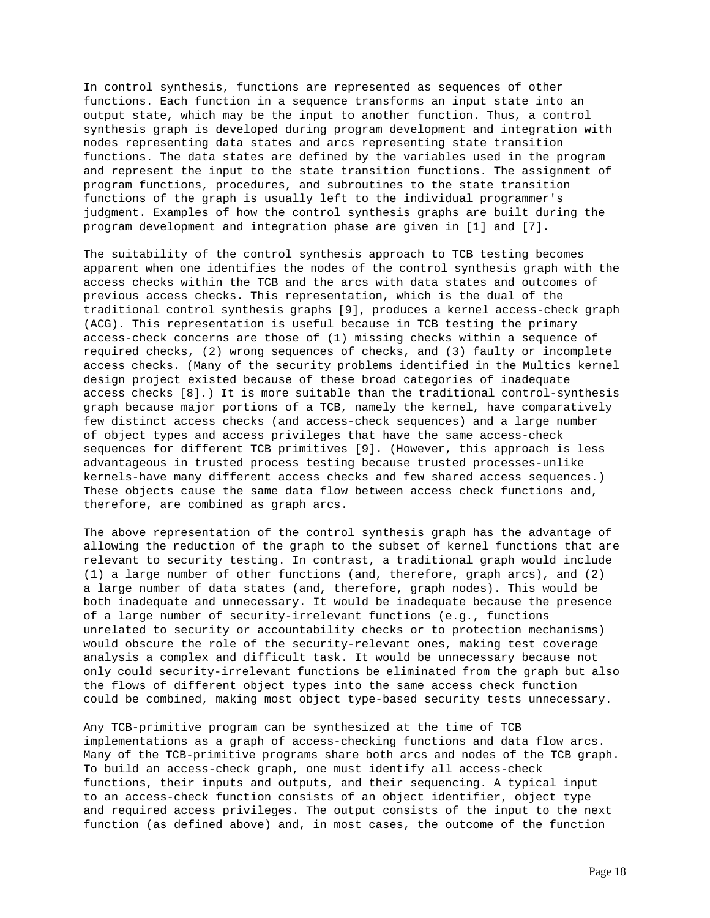In control synthesis, functions are represented as sequences of other functions. Each function in a sequence transforms an input state into an output state, which may be the input to another function. Thus, a control synthesis graph is developed during program development and integration with nodes representing data states and arcs representing state transition functions. The data states are defined by the variables used in the program and represent the input to the state transition functions. The assignment of program functions, procedures, and subroutines to the state transition functions of the graph is usually left to the individual programmer's judgment. Examples of how the control synthesis graphs are built during the program development and integration phase are given in [1] and [7].

The suitability of the control synthesis approach to TCB testing becomes apparent when one identifies the nodes of the control synthesis graph with the access checks within the TCB and the arcs with data states and outcomes of previous access checks. This representation, which is the dual of the traditional control synthesis graphs [9], produces a kernel access-check graph (ACG). This representation is useful because in TCB testing the primary access-check concerns are those of (1) missing checks within a sequence of required checks, (2) wrong sequences of checks, and (3) faulty or incomplete access checks. (Many of the security problems identified in the Multics kernel design project existed because of these broad categories of inadequate access checks [8].) It is more suitable than the traditional control-synthesis graph because major portions of a TCB, namely the kernel, have comparatively few distinct access checks (and access-check sequences) and a large number of object types and access privileges that have the same access-check sequences for different TCB primitives [9]. (However, this approach is less advantageous in trusted process testing because trusted processes-unlike kernels-have many different access checks and few shared access sequences.) These objects cause the same data flow between access check functions and, therefore, are combined as graph arcs.

The above representation of the control synthesis graph has the advantage of allowing the reduction of the graph to the subset of kernel functions that are relevant to security testing. In contrast, a traditional graph would include (1) a large number of other functions (and, therefore, graph arcs), and (2) a large number of data states (and, therefore, graph nodes). This would be both inadequate and unnecessary. It would be inadequate because the presence of a large number of security-irrelevant functions (e.g., functions unrelated to security or accountability checks or to protection mechanisms) would obscure the role of the security-relevant ones, making test coverage analysis a complex and difficult task. It would be unnecessary because not only could security-irrelevant functions be eliminated from the graph but also the flows of different object types into the same access check function could be combined, making most object type-based security tests unnecessary.

Any TCB-primitive program can be synthesized at the time of TCB implementations as a graph of access-checking functions and data flow arcs. Many of the TCB-primitive programs share both arcs and nodes of the TCB graph. To build an access-check graph, one must identify all access-check functions, their inputs and outputs, and their sequencing. A typical input to an access-check function consists of an object identifier, object type and required access privileges. The output consists of the input to the next function (as defined above) and, in most cases, the outcome of the function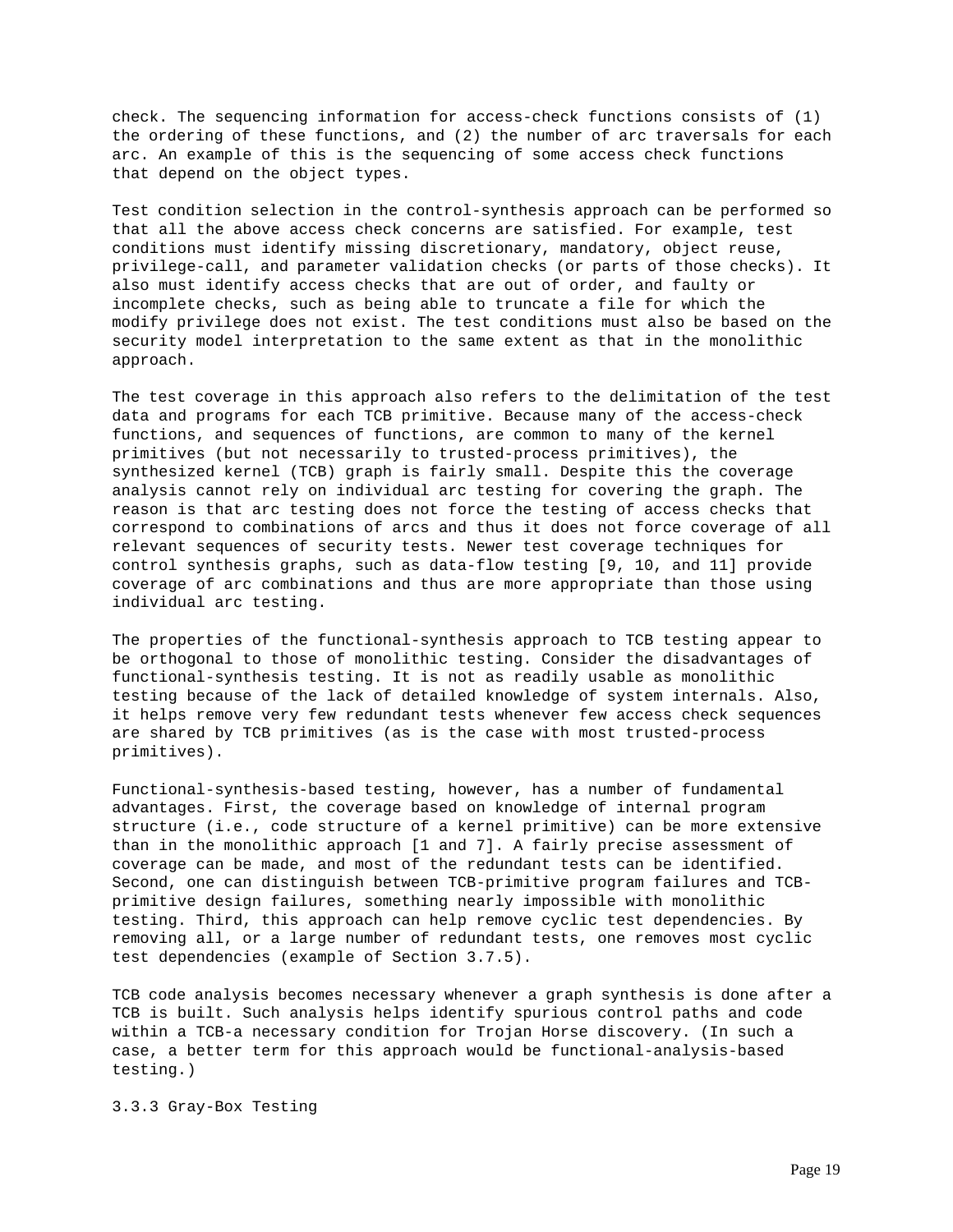check. The sequencing information for access-check functions consists of (1) the ordering of these functions, and (2) the number of arc traversals for each arc. An example of this is the sequencing of some access check functions that depend on the object types.

Test condition selection in the control-synthesis approach can be performed so that all the above access check concerns are satisfied. For example, test conditions must identify missing discretionary, mandatory, object reuse, privilege-call, and parameter validation checks (or parts of those checks). It also must identify access checks that are out of order, and faulty or incomplete checks, such as being able to truncate a file for which the modify privilege does not exist. The test conditions must also be based on the security model interpretation to the same extent as that in the monolithic approach.

The test coverage in this approach also refers to the delimitation of the test data and programs for each TCB primitive. Because many of the access-check functions, and sequences of functions, are common to many of the kernel primitives (but not necessarily to trusted-process primitives), the synthesized kernel (TCB) graph is fairly small. Despite this the coverage analysis cannot rely on individual arc testing for covering the graph. The reason is that arc testing does not force the testing of access checks that correspond to combinations of arcs and thus it does not force coverage of all relevant sequences of security tests. Newer test coverage techniques for control synthesis graphs, such as data-flow testing [9, 10, and 11] provide coverage of arc combinations and thus are more appropriate than those using individual arc testing.

The properties of the functional-synthesis approach to TCB testing appear to be orthogonal to those of monolithic testing. Consider the disadvantages of functional-synthesis testing. It is not as readily usable as monolithic testing because of the lack of detailed knowledge of system internals. Also, it helps remove very few redundant tests whenever few access check sequences are shared by TCB primitives (as is the case with most trusted-process primitives).

Functional-synthesis-based testing, however, has a number of fundamental advantages. First, the coverage based on knowledge of internal program structure (i.e., code structure of a kernel primitive) can be more extensive than in the monolithic approach [1 and 7]. A fairly precise assessment of coverage can be made, and most of the redundant tests can be identified. Second, one can distinguish between TCB-primitive program failures and TCB-primitive design failures, something nearly impossible with monolithic testing. Third, this approach can help remove cyclic test dependencies. By removing all, or a large number of redundant tests, one removes most cyclic test dependencies (example of Section 3.7.5).

TCB code analysis becomes necessary whenever a graph synthesis is done after a TCB is built. Such analysis helps identify spurious control paths and code within a TCB-a necessary condition for Trojan Horse discovery. (In such a case, a better term for this approach would be functional-analysis-based testing.)

### 3.3.3 Gray-Box Testing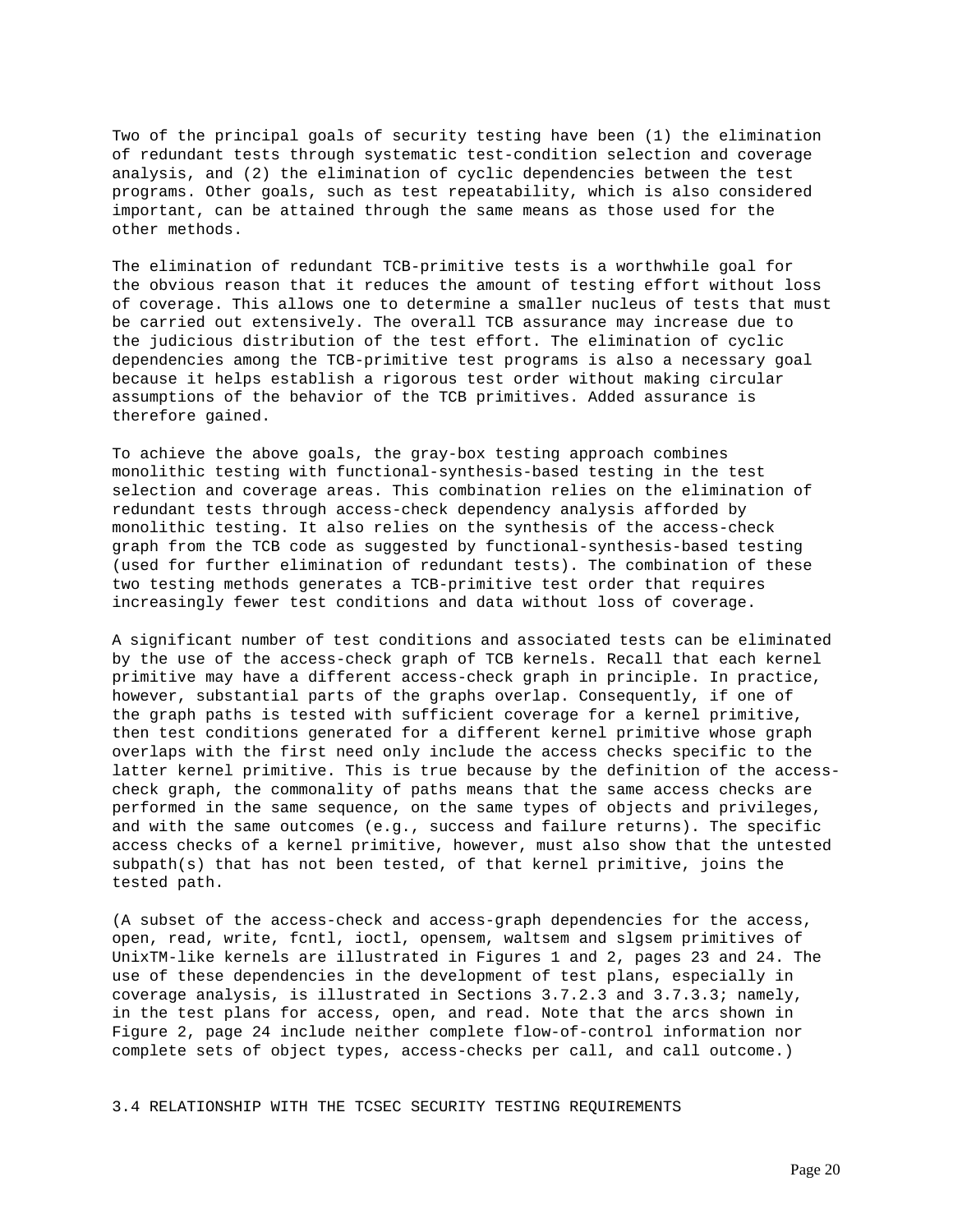Two of the principal goals of security testing have been (1) the elimination of redundant tests through systematic test-condition selection and coverage analysis, and (2) the elimination of cyclic dependencies between the test programs. Other goals, such as test repeatability, which is also considered important, can be attained through the same means as those used for the other methods.

The elimination of redundant TCB-primitive tests is a worthwhile goal for the obvious reason that it reduces the amount of testing effort without loss of coverage. This allows one to determine a smaller nucleus of tests that must be carried out extensively. The overall TCB assurance may increase due to the judicious distribution of the test effort. The elimination of cyclic dependencies among the TCB-primitive test programs is also a necessary goal because it helps establish a rigorous test order without making circular assumptions of the behavior of the TCB primitives. Added assurance is therefore gained.

To achieve the above goals, the gray-box testing approach combines monolithic testing with functional-synthesis-based testing in the test selection and coverage areas. This combination relies on the elimination of redundant tests through access-check dependency analysis afforded by monolithic testing. It also relies on the synthesis of the access-check graph from the TCB code as suggested by functional-synthesis-based testing (used for further elimination of redundant tests). The combination of these two testing methods generates a TCB-primitive test order that requires increasingly fewer test conditions and data without loss of coverage.

A significant number of test conditions and associated tests can be eliminated by the use of the access-check graph of TCB kernels. Recall that each kernel primitive may have a different access-check graph in principle. In practice, however, substantial parts of the graphs overlap. Consequently, if one of the graph paths is tested with sufficient coverage for a kernel primitive, then test conditions generated for a different kernel primitive whose graph overlaps with the first need only include the access checks specific to the latter kernel primitive. This is true because by the definition of the access-check graph, the commonality of paths means that the same access checks are performed in the same sequence, on the same types of objects and privileges, and with the same outcomes (e.g., success and failure returns). The specific access checks of a kernel primitive, however, must also show that the untested subpath(s) that has not been tested, of that kernel primitive, joins the tested path.

(A subset of the access-check and access-graph dependencies for the access, open, read, write, fcntl, ioctl, opensem, waltsem and slgsem primitives of UnixTM-like kernels are illustrated in Figures 1 and 2, pages 23 and 24. The use of these dependencies in the development of test plans, especially in coverage analysis, is illustrated in Sections 3.7.2.3 and 3.7.3.3; namely, in the test plans for access, open, and read. Note that the arcs shown in Figure 2, page 24 include neither complete flow-of-control information nor complete sets of object types, access-checks per call, and call outcome.)

## 3.4 RELATIONSHIP WITH THE TCSEC SECURITY TESTING REQUIREMENTS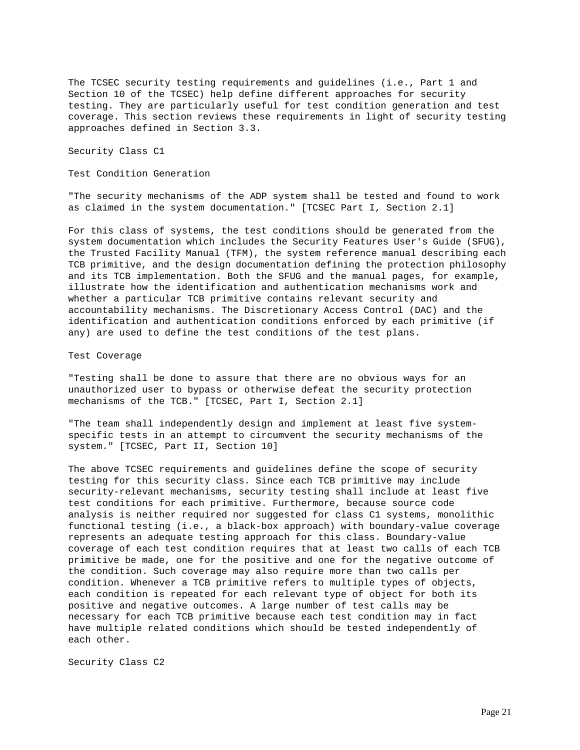The TCSEC security testing requirements and guidelines (i.e., Part 1 and Section 10 of the TCSEC) help define different approaches for security testing. They are particularly useful for test condition generation and test coverage. This section reviews these requirements in light of security testing approaches defined in Section 3.3.

### Security Class C1

#### Test Condition Generation

"The security mechanisms of the ADP system shall be tested and found to work as claimed in the system documentation." [TCSEC Part I, Section 2.1]

For this class of systems, the test conditions should be generated from the system documentation which includes the Security Features User's Guide (SFUG), the Trusted Facility Manual (TFM), the system reference manual describing each TCB primitive, and the design documentation defining the protection philosophy and its TCB implementation. Both the SFUG and the manual pages, for example, illustrate how the identification and authentication mechanisms work and whether a particular TCB primitive contains relevant security and accountability mechanisms. The Discretionary Access Control (DAC) and the identification and authentication conditions enforced by each primitive (if any) are used to define the test conditions of the test plans.

#### Test Coverage

"Testing shall be done to assure that there are no obvious ways for an unauthorized user to bypass or otherwise defeat the security protection mechanisms of the TCB." [TCSEC, Part I, Section 2.1]

"The team shall independently design and implement at least five system-specific tests in an attempt to circumvent the security mechanisms of the system." [TCSEC, Part II, Section 10]

The above TCSEC requirements and guidelines define the scope of security testing for this security class. Since each TCB primitive may include security-relevant mechanisms, security testing shall include at least five test conditions for each primitive. Furthermore, because source code analysis is neither required nor suggested for class C1 systems, monolithic functional testing (i.e., a black-box approach) with boundary-value coverage represents an adequate testing approach for this class. Boundary-value coverage of each test condition requires that at least two calls of each TCB primitive be made, one for the positive and one for the negative outcome of the condition. Such coverage may also require more than two calls per condition. Whenever a TCB primitive refers to multiple types of objects, each condition is repeated for each relevant type of object for both its positive and negative outcomes. A large number of test calls may be necessary for each TCB primitive because each test condition may in fact have multiple related conditions which should be tested independently of each other.

### Security Class C2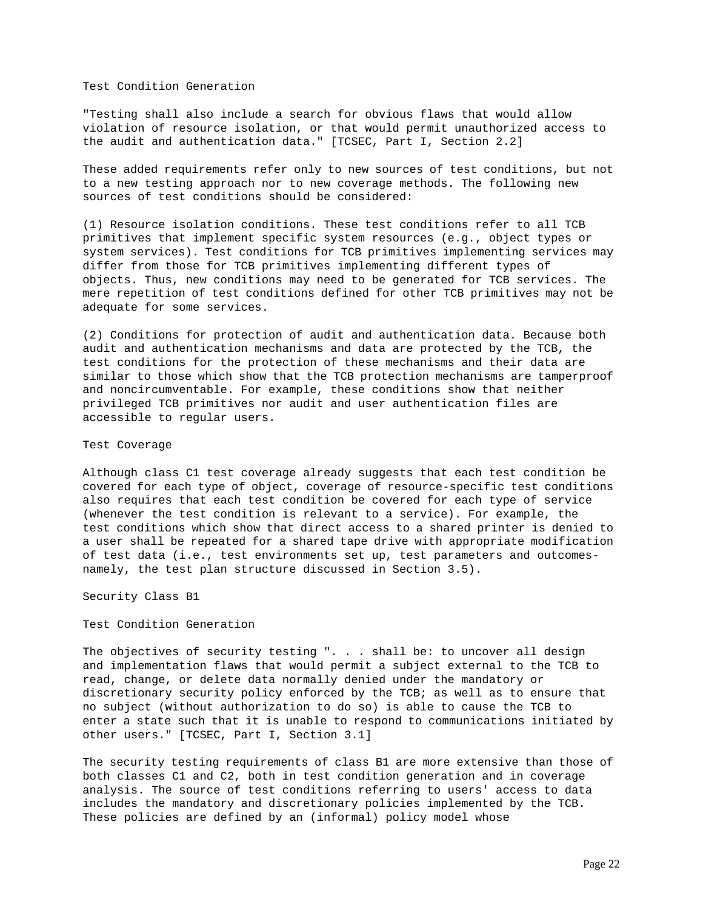### Test Condition Generation

"Testing shall also include a search for obvious flaws that would allow violation of resource isolation, or that would permit unauthorized access to the audit and authentication data." [TCSEC, Part I, Section 2.2]

These added requirements refer only to new sources of test conditions, but not to a new testing approach nor to new coverage methods. The following new sources of test conditions should be considered:

(1) Resource isolation conditions. These test conditions refer to all TCB primitives that implement specific system resources (e.g., object types or system services). Test conditions for TCB primitives implementing services may differ from those for TCB primitives implementing different types of objects. Thus, new conditions may need to be generated for TCB services. The mere repetition of test conditions defined for other TCB primitives may not be adequate for some services.

(2) Conditions for protection of audit and authentication data. Because both audit and authentication mechanisms and data are protected by the TCB, the test conditions for the protection of these mechanisms and their data are similar to those which show that the TCB protection mechanisms are tamperproof and noncircumventable. For example, these conditions show that neither privileged TCB primitives nor audit and user authentication files are accessible to regular users.

### Test Coverage

Although class C1 test coverage already suggests that each test condition be covered for each type of object, coverage of resource-specific test conditions also requires that each test condition be covered for each type of service (whenever the test condition is relevant to a service). For example, the test conditions which show that direct access to a shared printer is denied to a user shall be repeated for a shared tape drive with appropriate modification of test data (i.e., test environments set up, test parameters and outcomes-namely, the test plan structure discussed in Section 3.5).

## Security Class B1

### Test Condition Generation

The objectives of security testing ". . . shall be: to uncover all design and implementation flaws that would permit a subject external to the TCB to read, change, or delete data normally denied under the mandatory or discretionary security policy enforced by the TCB; as well as to ensure that no subject (without authorization to do so) is able to cause the TCB to enter a state such that it is unable to respond to communications initiated by other users." [TCSEC, Part I, Section 3.1]

The security testing requirements of class B1 are more extensive than those of both classes C1 and C2, both in test condition generation and in coverage analysis. The source of test conditions referring to users' access to data includes the mandatory and discretionary policies implemented by the TCB. These policies are defined by an (informal) policy model whose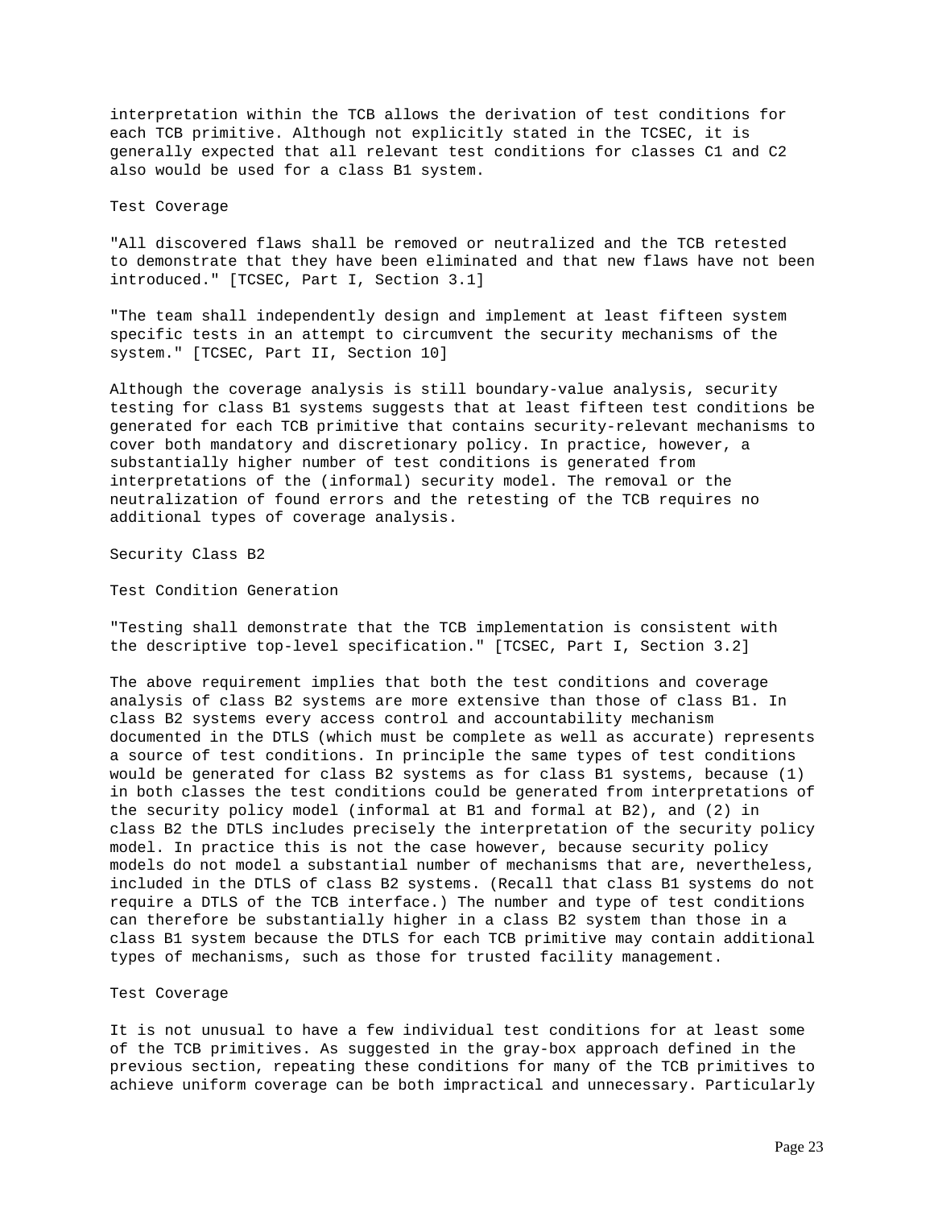interpretation within the TCB allows the derivation of test conditions for each TCB primitive. Although not explicitly stated in the TCSEC, it is generally expected that all relevant test conditions for classes C1 and C2 also would be used for a class B1 system.

### Test Coverage

"All discovered flaws shall be removed or neutralized and the TCB retested to demonstrate that they have been eliminated and that new flaws have not been introduced." [TCSEC, Part I, Section 3.1]

"The team shall independently design and implement at least fifteen system specific tests in an attempt to circumvent the security mechanisms of the system." [TCSEC, Part II, Section 10]

Although the coverage analysis is still boundary-value analysis, security testing for class B1 systems suggests that at least fifteen test conditions be generated for each TCB primitive that contains security-relevant mechanisms to cover both mandatory and discretionary policy. In practice, however, a substantially higher number of test conditions is generated from interpretations of the (informal) security model. The removal or the neutralization of found errors and the retesting of the TCB requires no additional types of coverage analysis.

## Security Class B2

### Test Condition Generation

"Testing shall demonstrate that the TCB implementation is consistent with the descriptive top-level specification." [TCSEC, Part I, Section 3.2]

The above requirement implies that both the test conditions and coverage analysis of class B2 systems are more extensive than those of class B1. In class B2 systems every access control and accountability mechanism documented in the DTLS (which must be complete as well as accurate) represents a source of test conditions. In principle the same types of test conditions would be generated for class B2 systems as for class B1 systems, because (1) in both classes the test conditions could be generated from interpretations of the security policy model (informal at B1 and formal at B2), and (2) in class B2 the DTLS includes precisely the interpretation of the security policy model. In practice this is not the case however, because security policy models do not model a substantial number of mechanisms that are, nevertheless, included in the DTLS of class B2 systems. (Recall that class B1 systems do not require a DTLS of the TCB interface.) The number and type of test conditions can therefore be substantially higher in a class B2 system than those in a class B1 system because the DTLS for each TCB primitive may contain additional types of mechanisms, such as those for trusted facility management.

### Test Coverage

It is not unusual to have a few individual test conditions for at least some of the TCB primitives. As suggested in the gray-box approach defined in the previous section, repeating these conditions for many of the TCB primitives to achieve uniform coverage can be both impractical and unnecessary. Particularly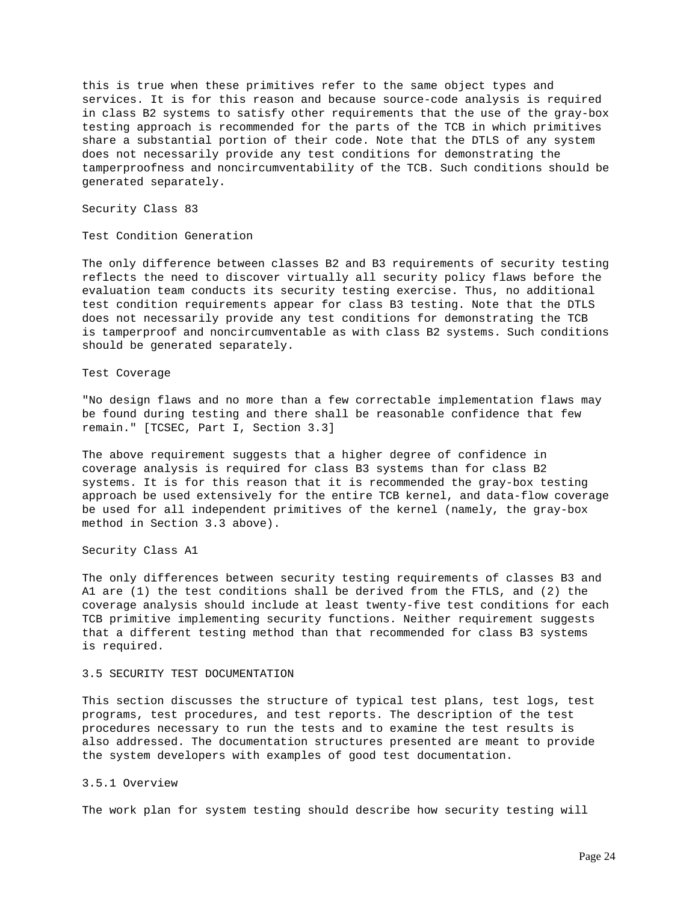this is true when these primitives refer to the same object types and services. It is for this reason and because source-code analysis is required in class B2 systems to satisfy other requirements that the use of the gray-box testing approach is recommended for the parts of the TCB in which primitives share a substantial portion of their code. Note that the DTLS of any system does not necessarily provide any test conditions for demonstrating the tamperproofness and noncircumventability of the TCB. Such conditions should be generated separately.

Security Class 83

Test Condition Generation

The only difference between classes B2 and B3 requirements of security testing reflects the need to discover virtually all security policy flaws before the evaluation team conducts its security testing exercise. Thus, no additional test condition requirements appear for class B3 testing. Note that the DTLS does not necessarily provide any test conditions for demonstrating the TCB is tamperproof and noncircumventable as with class B2 systems. Such conditions should be generated separately.

Test Coverage

"No design flaws and no more than a few correctable implementation flaws may be found during testing and there shall be reasonable confidence that few remain." [TCSEC, Part I, Section 3.3]

The above requirement suggests that a higher degree of confidence in coverage analysis is required for class B3 systems than for class B2 systems. It is for this reason that it is recommended the gray-box testing approach be used extensively for the entire TCB kernel, and data-flow coverage be used for all independent primitives of the kernel (namely, the gray-box method in Section 3.3 above).

Security Class A1

The only differences between security testing requirements of classes B3 and A1 are (1) the test conditions shall be derived from the FTLS, and (2) the coverage analysis should include at least twenty-five test conditions for each TCB primitive implementing security functions. Neither requirement suggests that a different testing method than that recommended for class B3 systems is required.

## 3.5 SECURITY TEST DOCUMENTATION

This section discusses the structure of typical test plans, test logs, test programs, test procedures, and test reports. The description of the test procedures necessary to run the tests and to examine the test results is also addressed. The documentation structures presented are meant to provide the system developers with examples of good test documentation.

### 3.5.1 Overview

The work plan for system testing should describe how security testing will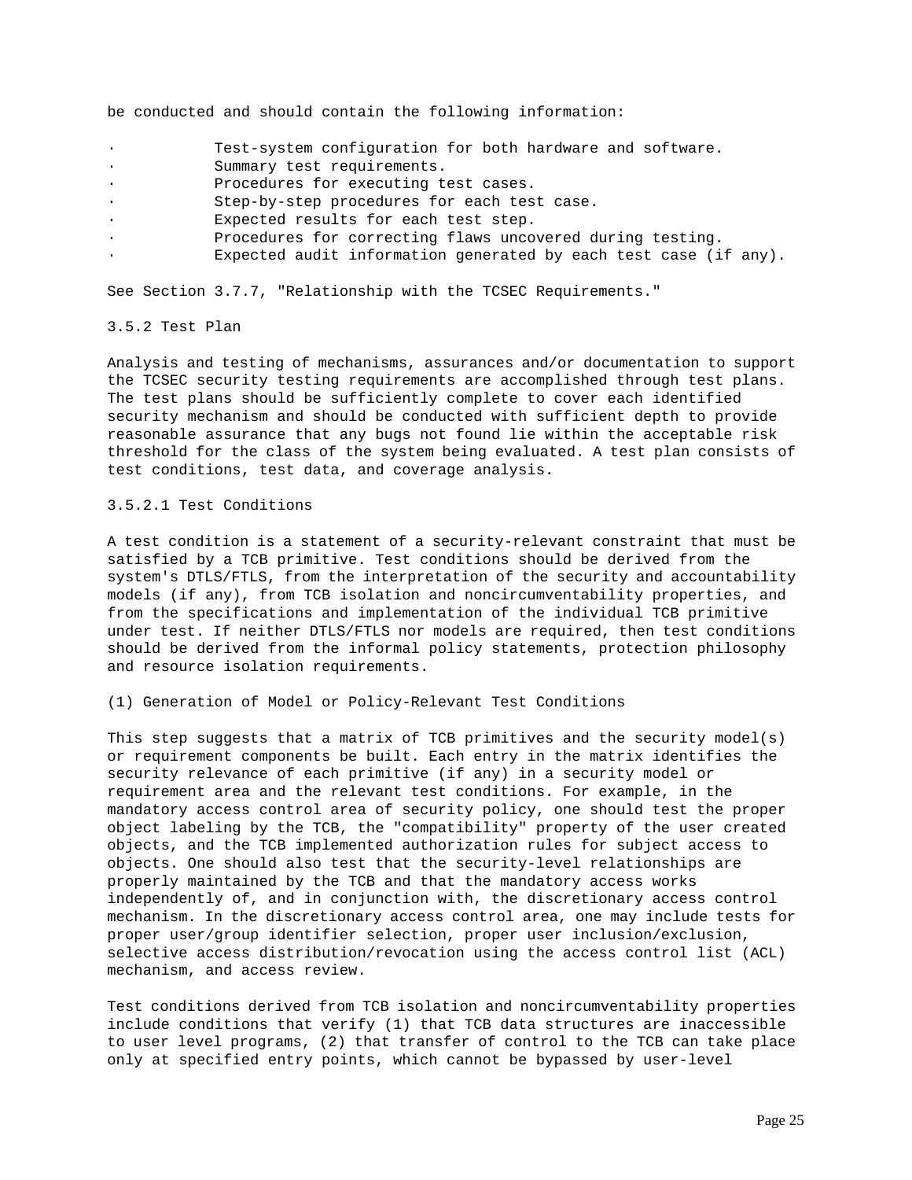be conducted and should contain the following information:

- Test-system configuration for both hardware and software.
- Summary test requirements.
- Procedures for executing test cases.
- Step-by-step procedures for each test case.
- Expected results for each test step.
- Procedures for correcting flaws uncovered during testing.
- Expected audit information generated by each test case (if any).

See Section 3.7.7, "Relationship with the TCSEC Requirements."

### 3.5.2 Test Plan

Analysis and testing of mechanisms, assurances and/or documentation to support the TCSEC security testing requirements are accomplished through test plans. The test plans should be sufficiently complete to cover each identified security mechanism and should be conducted with sufficient depth to provide reasonable assurance that any bugs not found lie within the acceptable risk threshold for the class of the system being evaluated. A test plan consists of test conditions, test data, and coverage analysis.

#### 3.5.2.1 Test Conditions

A test condition is a statement of a security-relevant constraint that must be satisfied by a TCB primitive. Test conditions should be derived from the system's DTLS/FTLS, from the interpretation of the security and accountability models (if any), from TCB isolation and noncircumventability properties, and from the specifications and implementation of the individual TCB primitive under test. If neither DTLS/FTLS nor models are required, then test conditions should be derived from the informal policy statements, protection philosophy and resource isolation requirements.

(1) Generation of Model or Policy-Relevant Test Conditions

This step suggests that a matrix of TCB primitives and the security model(s) or requirement components be built. Each entry in the matrix identifies the security relevance of each primitive (if any) in a security model or requirement area and the relevant test conditions. For example, in the mandatory access control area of security policy, one should test the proper object labeling by the TCB, the "compatibility" property of the user created objects, and the TCB implemented authorization rules for subject access to objects. One should also test that the security-level relationships are properly maintained by the TCB and that the mandatory access works independently of, and in conjunction with, the discretionary access control mechanism. In the discretionary access control area, one may include tests for proper user/group identifier selection, proper user inclusion/exclusion, selective access distribution/revocation using the access control list (ACL) mechanism, and access review.

Test conditions derived from TCB isolation and noncircumventability properties include conditions that verify (1) that TCB data structures are inaccessible to user level programs, (2) that transfer of control to the TCB can take place only at specified entry points, which cannot be bypassed by user-level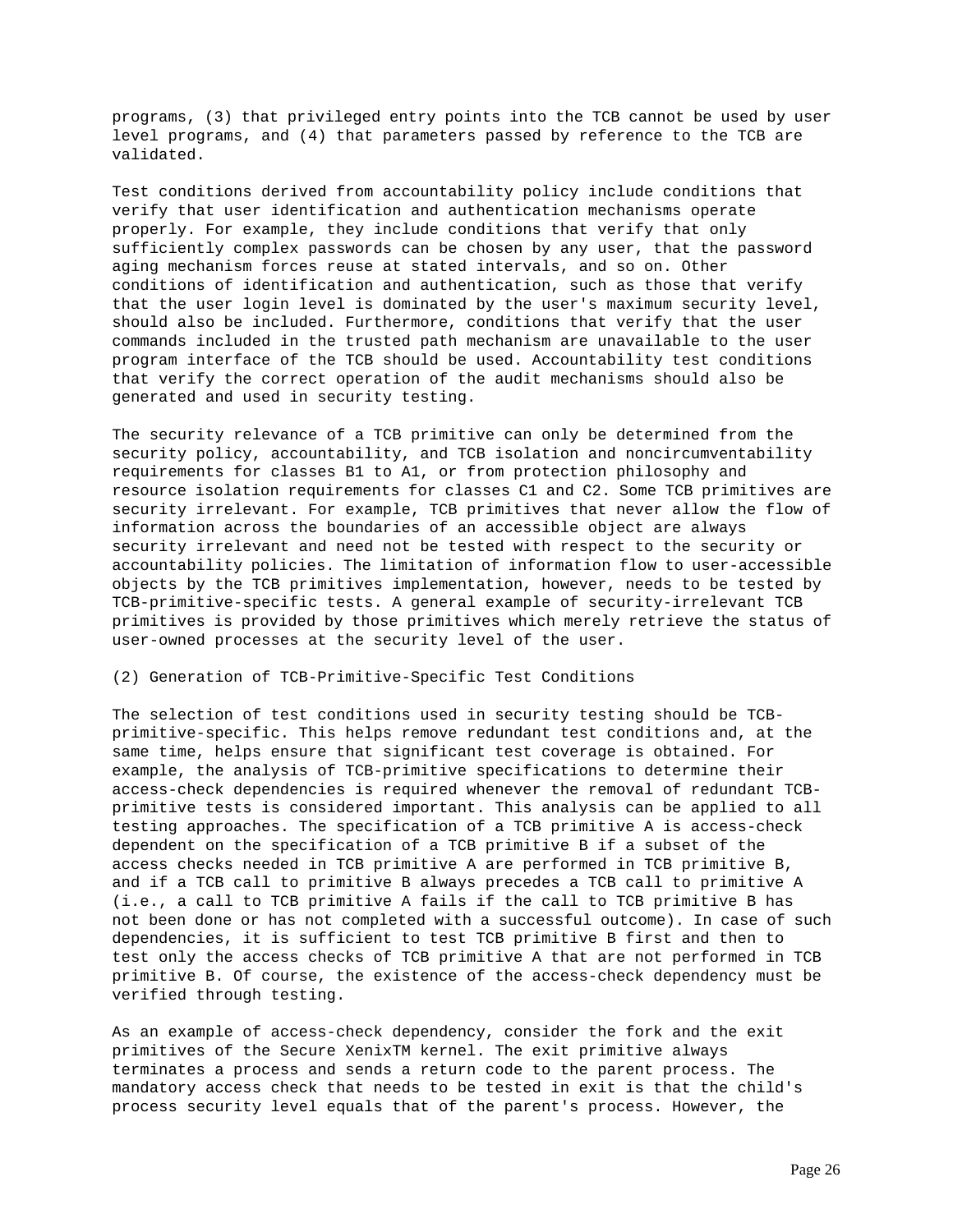programs, (3) that privileged entry points into the TCB cannot be used by user level programs, and (4) that parameters passed by reference to the TCB are validated.

Test conditions derived from accountability policy include conditions that verify that user identification and authentication mechanisms operate properly. For example, they include conditions that verify that only sufficiently complex passwords can be chosen by any user, that the password aging mechanism forces reuse at stated intervals, and so on. Other conditions of identification and authentication, such as those that verify that the user login level is dominated by the user's maximum security level, should also be included. Furthermore, conditions that verify that the user commands included in the trusted path mechanism are unavailable to the user program interface of the TCB should be used. Accountability test conditions that verify the correct operation of the audit mechanisms should also be generated and used in security testing.

The security relevance of a TCB primitive can only be determined from the security policy, accountability, and TCB isolation and noncircumventability requirements for classes B1 to A1, or from protection philosophy and resource isolation requirements for classes C1 and C2. Some TCB primitives are security irrelevant. For example, TCB primitives that never allow the flow of information across the boundaries of an accessible object are always security irrelevant and need not be tested with respect to the security or accountability policies. The limitation of information flow to user-accessible objects by the TCB primitives implementation, however, needs to be tested by TCB-primitive-specific tests. A general example of security-irrelevant TCB primitives is provided by those primitives which merely retrieve the status of user-owned processes at the security level of the user.

(2) Generation of TCB-Primitive-Specific Test Conditions

The selection of test conditions used in security testing should be TCB-primitive-specific. This helps remove redundant test conditions and, at the same time, helps ensure that significant test coverage is obtained. For example, the analysis of TCB-primitive specifications to determine their access-check dependencies is required whenever the removal of redundant TCB-primitive tests is considered important. This analysis can be applied to all testing approaches. The specification of a TCB primitive A is access-check dependent on the specification of a TCB primitive B if a subset of the access checks needed in TCB primitive A are performed in TCB primitive B, and if a TCB call to primitive B always precedes a TCB call to primitive A (i.e., a call to TCB primitive A fails if the call to TCB primitive B has not been done or has not completed with a successful outcome). In case of such dependencies, it is sufficient to test TCB primitive B first and then to test only the access checks of TCB primitive A that are not performed in TCB primitive B. Of course, the existence of the access-check dependency must be verified through testing.

As an example of access-check dependency, consider the fork and the exit primitives of the Secure XenixTM kernel. The exit primitive always terminates a process and sends a return code to the parent process. The mandatory access check that needs to be tested in exit is that the child's process security level equals that of the parent's process. However, the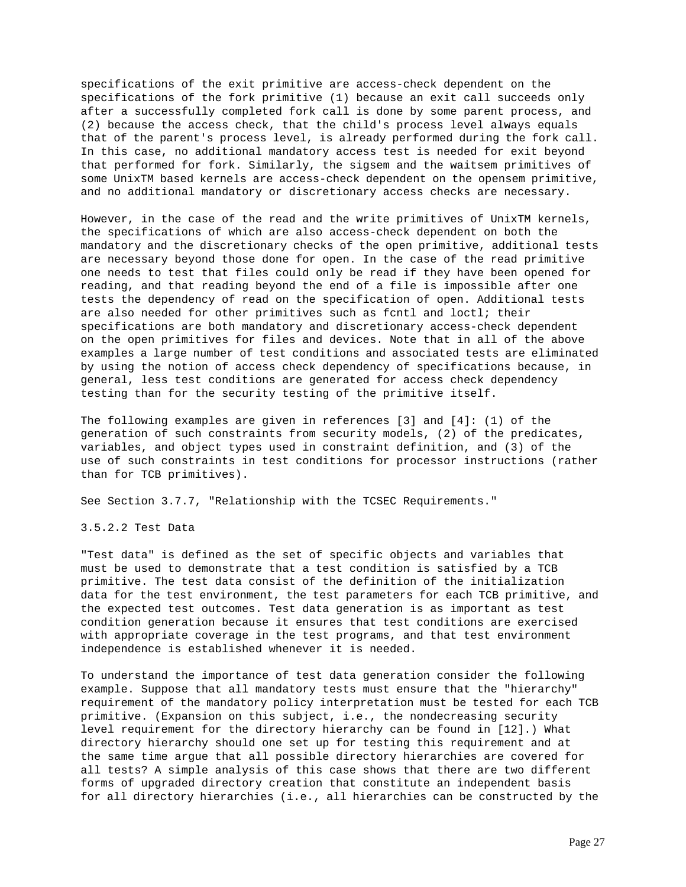specifications of the exit primitive are access-check dependent on the specifications of the fork primitive (1) because an exit call succeeds only after a successfully completed fork call is done by some parent process, and (2) because the access check, that the child's process level always equals that of the parent's process level, is already performed during the fork call. In this case, no additional mandatory access test is needed for exit beyond that performed for fork. Similarly, the sigsem and the waitsem primitives of some UnixTM based kernels are access-check dependent on the opensem primitive, and no additional mandatory or discretionary access checks are necessary.

However, in the case of the read and the write primitives of UnixTM kernels, the specifications of which are also access-check dependent on both the mandatory and the discretionary checks of the open primitive, additional tests are necessary beyond those done for open. In the case of the read primitive one needs to test that files could only be read if they have been opened for reading, and that reading beyond the end of a file is impossible after one tests the dependency of read on the specification of open. Additional tests are also needed for other primitives such as fcntl and loctl; their specifications are both mandatory and discretionary access-check dependent on the open primitives for files and devices. Note that in all of the above examples a large number of test conditions and associated tests are eliminated by using the notion of access check dependency of specifications because, in general, less test conditions are generated for access check dependency testing than for the security testing of the primitive itself.

The following examples are given in references [3] and [4]: (1) of the generation of such constraints from security models, (2) of the predicates, variables, and object types used in constraint definition, and (3) of the use of such constraints in test conditions for processor instructions (rather than for TCB primitives).

See Section 3.7.7, "Relationship with the TCSEC Requirements."

#### 3.5.2.2 Test Data

"Test data" is defined as the set of specific objects and variables that must be used to demonstrate that a test condition is satisfied by a TCB primitive. The test data consist of the definition of the initialization data for the test environment, the test parameters for each TCB primitive, and the expected test outcomes. Test data generation is as important as test condition generation because it ensures that test conditions are exercised with appropriate coverage in the test programs, and that test environment independence is established whenever it is needed.

To understand the importance of test data generation consider the following example. Suppose that all mandatory tests must ensure that the "hierarchy" requirement of the mandatory policy interpretation must be tested for each TCB primitive. (Expansion on this subject, i.e., the nondecreasing security level requirement for the directory hierarchy can be found in [12].) What directory hierarchy should one set up for testing this requirement and at the same time argue that all possible directory hierarchies are covered for all tests? A simple analysis of this case shows that there are two different forms of upgraded directory creation that constitute an independent basis for all directory hierarchies (i.e., all hierarchies can be constructed by the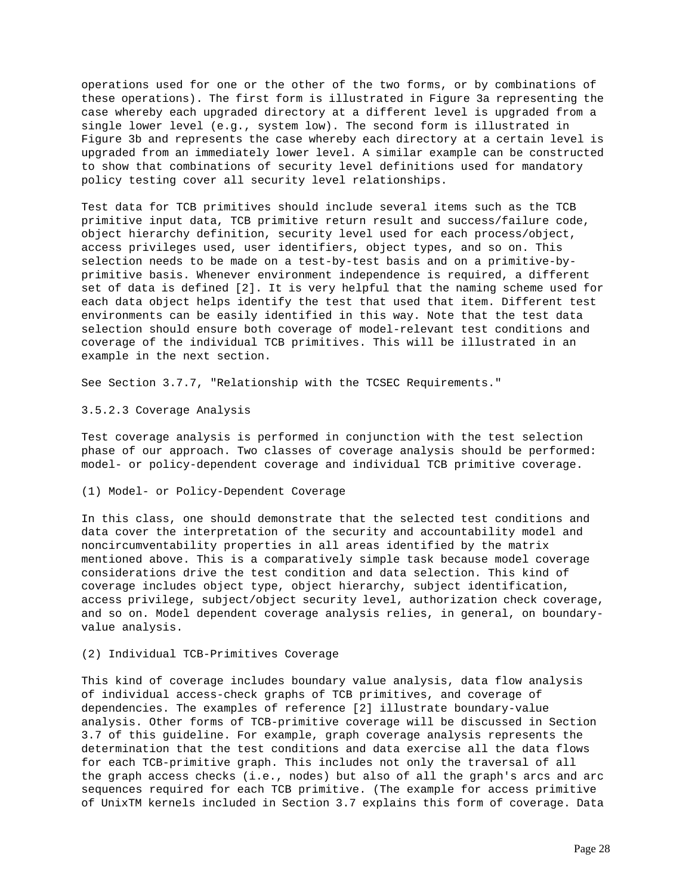operations used for one or the other of the two forms, or by combinations of these operations). The first form is illustrated in Figure 3a representing the case whereby each upgraded directory at a different level is upgraded from a single lower level (e.g., system low). The second form is illustrated in Figure 3b and represents the case whereby each directory at a certain level is upgraded from an immediately lower level. A similar example can be constructed to show that combinations of security level definitions used for mandatory policy testing cover all security level relationships.

Test data for TCB primitives should include several items such as the TCB primitive input data, TCB primitive return result and success/failure code, object hierarchy definition, security level used for each process/object, access privileges used, user identifiers, object types, and so on. This selection needs to be made on a test-by-test basis and on a primitive-by-primitive basis. Whenever environment independence is required, a different set of data is defined [2]. It is very helpful that the naming scheme used for each data object helps identify the test that used that item. Different test environments can be easily identified in this way. Note that the test data selection should ensure both coverage of model-relevant test conditions and coverage of the individual TCB primitives. This will be illustrated in an example in the next section.

See Section 3.7.7, "Relationship with the TCSEC Requirements."

#### 3.5.2.3 Coverage Analysis

Test coverage analysis is performed in conjunction with the test selection phase of our approach. Two classes of coverage analysis should be performed: model- or policy-dependent coverage and individual TCB primitive coverage.

(1) Model- or Policy-Dependent Coverage

In this class, one should demonstrate that the selected test conditions and data cover the interpretation of the security and accountability model and noncircumventability properties in all areas identified by the matrix mentioned above. This is a comparatively simple task because model coverage considerations drive the test condition and data selection. This kind of coverage includes object type, object hierarchy, subject identification, access privilege, subject/object security level, authorization check coverage, and so on. Model dependent coverage analysis relies, in general, on boundary-value analysis.

(2) Individual TCB-Primitives Coverage

This kind of coverage includes boundary value analysis, data flow analysis of individual access-check graphs of TCB primitives, and coverage of dependencies. The examples of reference [2] illustrate boundary-value analysis. Other forms of TCB-primitive coverage will be discussed in Section 3.7 of this guideline. For example, graph coverage analysis represents the determination that the test conditions and data exercise all the data flows for each TCB-primitive graph. This includes not only the traversal of all the graph access checks (i.e., nodes) but also of all the graph's arcs and arc sequences required for each TCB primitive. (The example for access primitive of UnixTM kernels included in Section 3.7 explains this form of coverage. Data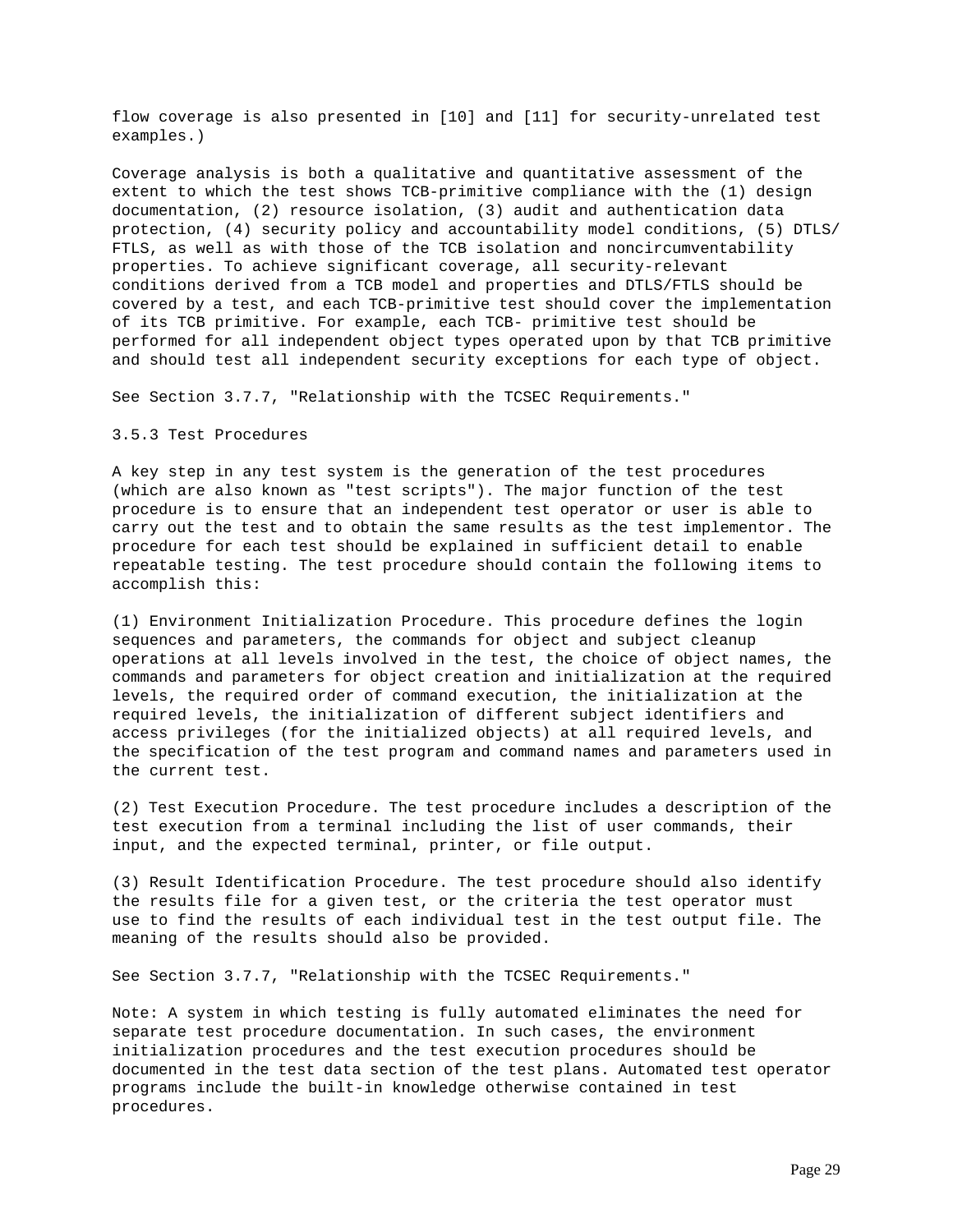flow coverage is also presented in [10] and [11] for security-unrelated test examples.)

Coverage analysis is both a qualitative and quantitative assessment of the extent to which the test shows TCB-primitive compliance with the (1) design documentation, (2) resource isolation, (3) audit and authentication data protection, (4) security policy and accountability model conditions, (5) DTLS/FTLS, as well as with those of the TCB isolation and noncircumventability properties. To achieve significant coverage, all security-relevant conditions derived from a TCB model and properties and DTLS/FTLS should be covered by a test, and each TCB-primitive test should cover the implementation of its TCB primitive. For example, each TCB- primitive test should be performed for all independent object types operated upon by that TCB primitive and should test all independent security exceptions for each type of object.

See Section 3.7.7, "Relationship with the TCSEC Requirements."

### 3.5.3 Test Procedures

A key step in any test system is the generation of the test procedures (which are also known as "test scripts"). The major function of the test procedure is to ensure that an independent test operator or user is able to carry out the test and to obtain the same results as the test implementor. The procedure for each test should be explained in sufficient detail to enable repeatable testing. The test procedure should contain the following items to accomplish this:

(1) Environment Initialization Procedure. This procedure defines the login sequences and parameters, the commands for object and subject cleanup operations at all levels involved in the test, the choice of object names, the commands and parameters for object creation and initialization at the required levels, the required order of command execution, the initialization at the required levels, the initialization of different subject identifiers and access privileges (for the initialized objects) at all required levels, and the specification of the test program and command names and parameters used in the current test.

(2) Test Execution Procedure. The test procedure includes a description of the test execution from a terminal including the list of user commands, their input, and the expected terminal, printer, or file output.

(3) Result Identification Procedure. The test procedure should also identify the results file for a given test, or the criteria the test operator must use to find the results of each individual test in the test output file. The meaning of the results should also be provided.

See Section 3.7.7, "Relationship with the TCSEC Requirements."

Note: A system in which testing is fully automated eliminates the need for separate test procedure documentation. In such cases, the environment initialization procedures and the test execution procedures should be documented in the test data section of the test plans. Automated test operator programs include the built-in knowledge otherwise contained in test procedures.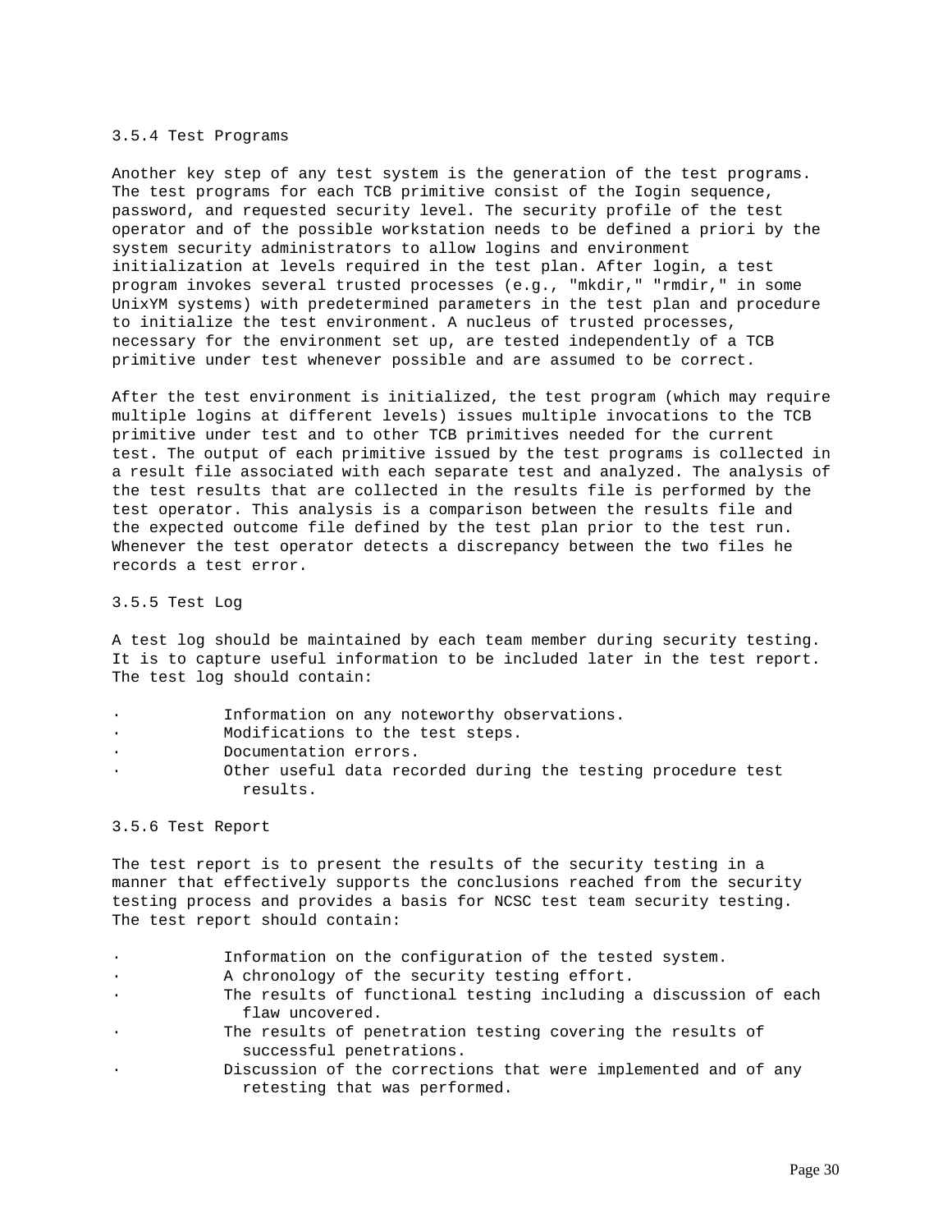### 3.5.4 Test Programs

Another key step of any test system is the generation of the test programs. The test programs for each TCB primitive consist of the Iogin sequence, password, and requested security level. The security profile of the test operator and of the possible workstation needs to be defined a priori by the system security administrators to allow logins and environment initialization at levels required in the test plan. After login, a test program invokes several trusted processes (e.g., "mkdir," "rmdir," in some UnixYM systems) with predetermined parameters in the test plan and procedure to initialize the test environment. A nucleus of trusted processes, necessary for the environment set up, are tested independently of a TCB primitive under test whenever possible and are assumed to be correct.

After the test environment is initialized, the test program (which may require multiple logins at different levels) issues multiple invocations to the TCB primitive under test and to other TCB primitives needed for the current test. The output of each primitive issued by the test programs is collected in a result file associated with each separate test and analyzed. The analysis of the test results that are collected in the results file is performed by the test operator. This analysis is a comparison between the results file and the expected outcome file defined by the test plan prior to the test run. Whenever the test operator detects a discrepancy between the two files he records a test error.

### 3.5.5 Test Log

A test log should be maintained by each team member during security testing. It is to capture useful information to be included later in the test report. The test log should contain:

- Information on any noteworthy observations.
- Modifications to the test steps.
- Documentation errors.
- Other useful data recorded during the testing procedure test results.

### 3.5.6 Test Report

The test report is to present the results of the security testing in a manner that effectively supports the conclusions reached from the security testing process and provides a basis for NCSC test team security testing. The test report should contain:

- Information on the configuration of the tested system.
- A chronology of the security testing effort.
- The results of functional testing including a discussion of each flaw uncovered.
- The results of penetration testing covering the results of successful penetrations.
- Discussion of the corrections that were implemented and of any retesting that was performed.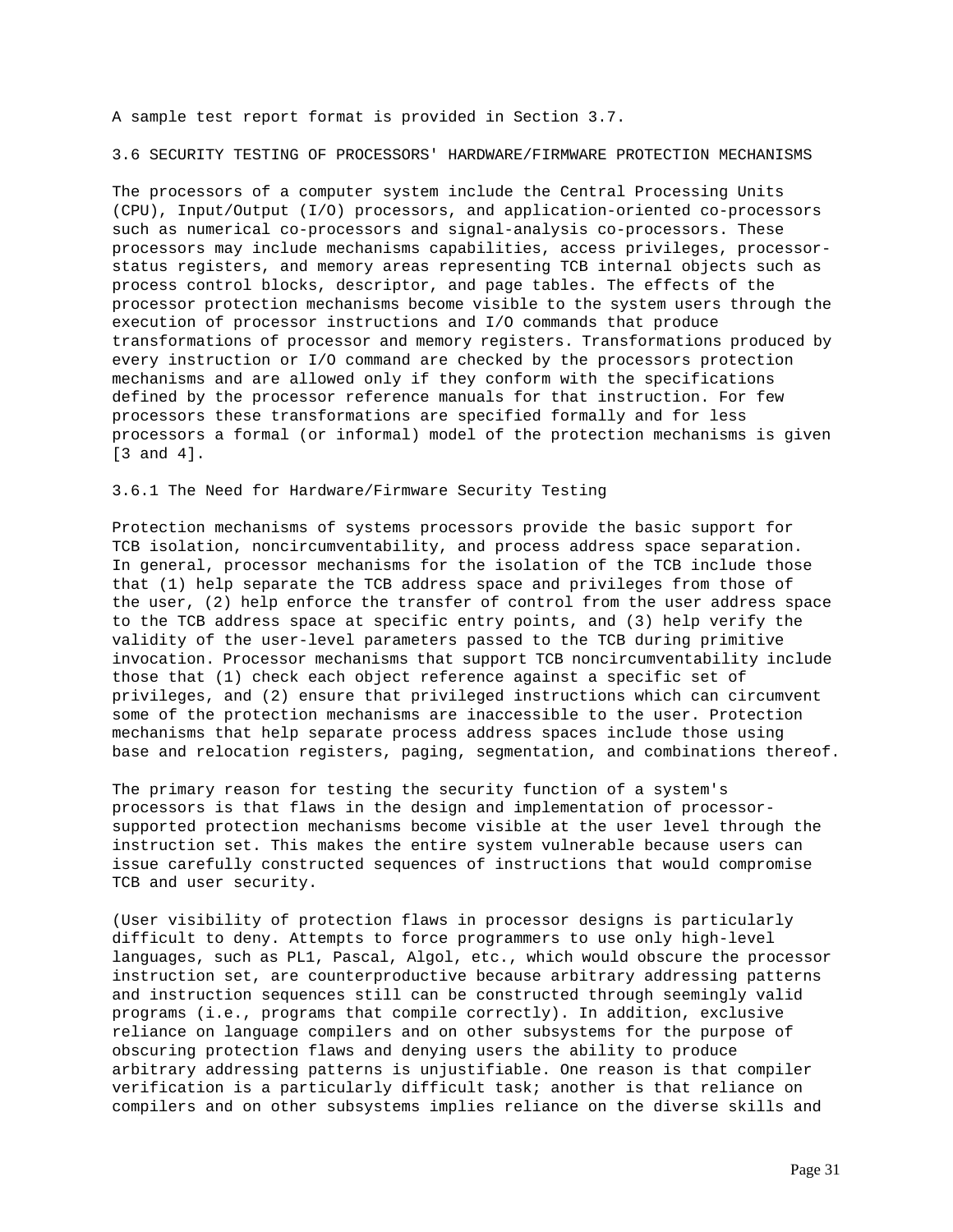A sample test report format is provided in Section 3.7.

## 3.6 SECURITY TESTING OF PROCESSORS' HARDWARE/FIRMWARE PROTECTION MECHANISMS

The processors of a computer system include the Central Processing Units (CPU), Input/Output (I/O) processors, and application-oriented co-processors such as numerical co-processors and signal-analysis co-processors. These processors may include mechanisms capabilities, access privileges, processor-status registers, and memory areas representing TCB internal objects such as process control blocks, descriptor, and page tables. The effects of the processor protection mechanisms become visible to the system users through the execution of processor instructions and I/O commands that produce transformations of processor and memory registers. Transformations produced by every instruction or I/O command are checked by the processors protection mechanisms and are allowed only if they conform with the specifications defined by the processor reference manuals for that instruction. For few processors these transformations are specified formally and for less processors a formal (or informal) model of the protection mechanisms is given [3 and 4].

### 3.6.1 The Need for Hardware/Firmware Security Testing

Protection mechanisms of systems processors provide the basic support for TCB isolation, noncircumventability, and process address space separation. In general, processor mechanisms for the isolation of the TCB include those that (1) help separate the TCB address space and privileges from those of the user, (2) help enforce the transfer of control from the user address space to the TCB address space at specific entry points, and (3) help verify the validity of the user-level parameters passed to the TCB during primitive invocation. Processor mechanisms that support TCB noncircumventability include those that (1) check each object reference against a specific set of privileges, and (2) ensure that privileged instructions which can circumvent some of the protection mechanisms are inaccessible to the user. Protection mechanisms that help separate process address spaces include those using base and relocation registers, paging, segmentation, and combinations thereof.

The primary reason for testing the security function of a system's processors is that flaws in the design and implementation of processor-supported protection mechanisms become visible at the user level through the instruction set. This makes the entire system vulnerable because users can issue carefully constructed sequences of instructions that would compromise TCB and user security.

(User visibility of protection flaws in processor designs is particularly difficult to deny. Attempts to force programmers to use only high-level languages, such as PL1, Pascal, Algol, etc., which would obscure the processor instruction set, are counterproductive because arbitrary addressing patterns and instruction sequences still can be constructed through seemingly valid programs (i.e., programs that compile correctly). In addition, exclusive reliance on language compilers and on other subsystems for the purpose of obscuring protection flaws and denying users the ability to produce arbitrary addressing patterns is unjustifiable. One reason is that compiler verification is a particularly difficult task; another is that reliance on compilers and on other subsystems implies reliance on the diverse skills and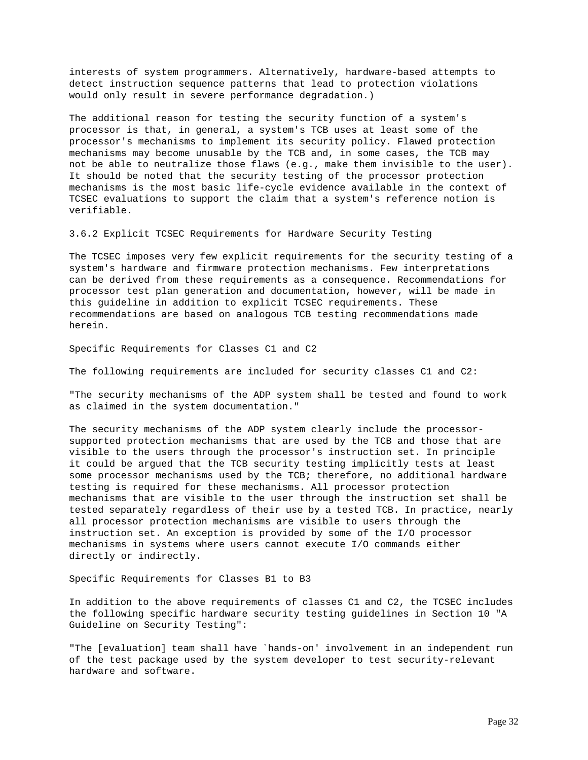interests of system programmers. Alternatively, hardware-based attempts to detect instruction sequence patterns that lead to protection violations would only result in severe performance degradation.)

The additional reason for testing the security function of a system's processor is that, in general, a system's TCB uses at least some of the processor's mechanisms to implement its security policy. Flawed protection mechanisms may become unusable by the TCB and, in some cases, the TCB may not be able to neutralize those flaws (e.g., make them invisible to the user). It should be noted that the security testing of the processor protection mechanisms is the most basic life-cycle evidence available in the context of TCSEC evaluations to support the claim that a system's reference notion is verifiable.

### 3.6.2 Explicit TCSEC Requirements for Hardware Security Testing

The TCSEC imposes very few explicit requirements for the security testing of a system's hardware and firmware protection mechanisms. Few interpretations can be derived from these requirements as a consequence. Recommendations for processor test plan generation and documentation, however, will be made in this guideline in addition to explicit TCSEC requirements. These recommendations are based on analogous TCB testing recommendations made herein.

#### Specific Requirements for Classes C1 and C2

The following requirements are included for security classes C1 and C2:

"The security mechanisms of the ADP system shall be tested and found to work as claimed in the system documentation."

The security mechanisms of the ADP system clearly include the processor-supported protection mechanisms that are used by the TCB and those that are visible to the users through the processor's instruction set. In principle it could be argued that the TCB security testing implicitly tests at least some processor mechanisms used by the TCB; therefore, no additional hardware testing is required for these mechanisms. All processor protection mechanisms that are visible to the user through the instruction set shall be tested separately regardless of their use by a tested TCB. In practice, nearly all processor protection mechanisms are visible to users through the instruction set. An exception is provided by some of the I/O processor mechanisms in systems where users cannot execute I/O commands either directly or indirectly.

#### Specific Requirements for Classes B1 to B3

In addition to the above requirements of classes C1 and C2, the TCSEC includes the following specific hardware security testing guidelines in Section 10 "A Guideline on Security Testing":

"The [evaluation] team shall have `hands-on' involvement in an independent run of the test package used by the system developer to test security-relevant hardware and software.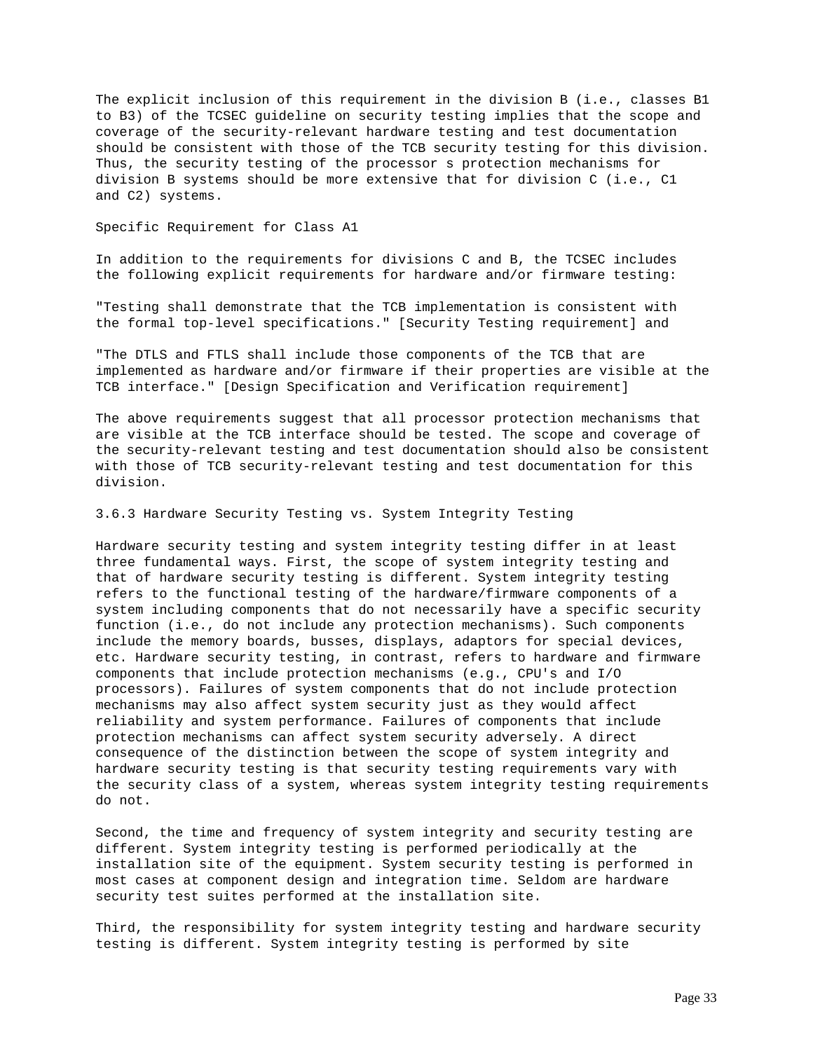The explicit inclusion of this requirement in the division B (i.e., classes B1 to B3) of the TCSEC guideline on security testing implies that the scope and coverage of the security-relevant hardware testing and test documentation should be consistent with those of the TCB security testing for this division. Thus, the security testing of the processor s protection mechanisms for division B systems should be more extensive that for division C (i.e., C1 and C2) systems.

Specific Requirement for Class A1

In addition to the requirements for divisions C and B, the TCSEC includes the following explicit requirements for hardware and/or firmware testing:

"Testing shall demonstrate that the TCB implementation is consistent with the formal top-level specifications." [Security Testing requirement] and

"The DTLS and FTLS shall include those components of the TCB that are implemented as hardware and/or firmware if their properties are visible at the TCB interface." [Design Specification and Verification requirement]

The above requirements suggest that all processor protection mechanisms that are visible at the TCB interface should be tested. The scope and coverage of the security-relevant testing and test documentation should also be consistent with those of TCB security-relevant testing and test documentation for this division.

### 3.6.3 Hardware Security Testing vs. System Integrity Testing

Hardware security testing and system integrity testing differ in at least three fundamental ways. First, the scope of system integrity testing and that of hardware security testing is different. System integrity testing refers to the functional testing of the hardware/firmware components of a system including components that do not necessarily have a specific security function (i.e., do not include any protection mechanisms). Such components include the memory boards, busses, displays, adaptors for special devices, etc. Hardware security testing, in contrast, refers to hardware and firmware components that include protection mechanisms (e.g., CPU's and I/O processors). Failures of system components that do not include protection mechanisms may also affect system security just as they would affect reliability and system performance. Failures of components that include protection mechanisms can affect system security adversely. A direct consequence of the distinction between the scope of system integrity and hardware security testing is that security testing requirements vary with the security class of a system, whereas system integrity testing requirements do not.

Second, the time and frequency of system integrity and security testing are different. System integrity testing is performed periodically at the installation site of the equipment. System security testing is performed in most cases at component design and integration time. Seldom are hardware security test suites performed at the installation site.

Third, the responsibility for system integrity testing and hardware security testing is different. System integrity testing is performed by site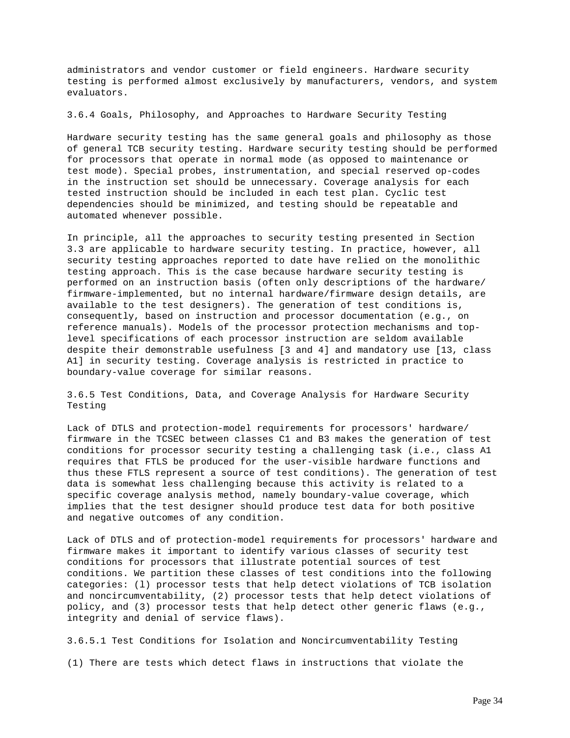administrators and vendor customer or field engineers. Hardware security testing is performed almost exclusively by manufacturers, vendors, and system evaluators.

### 3.6.4 Goals, Philosophy, and Approaches to Hardware Security Testing

Hardware security testing has the same general goals and philosophy as those of general TCB security testing. Hardware security testing should be performed for processors that operate in normal mode (as opposed to maintenance or test mode). Special probes, instrumentation, and special reserved op-codes in the instruction set should be unnecessary. Coverage analysis for each tested instruction should be included in each test plan. Cyclic test dependencies should be minimized, and testing should be repeatable and automated whenever possible.

In principle, all the approaches to security testing presented in Section 3.3 are applicable to hardware security testing. In practice, however, all security testing approaches reported to date have relied on the monolithic testing approach. This is the case because hardware security testing is performed on an instruction basis (often only descriptions of the hardware/ firmware-implemented, but no internal hardware/firmware design details, are available to the test designers). The generation of test conditions is, consequently, based on instruction and processor documentation (e.g., on reference manuals). Models of the processor protection mechanisms and top-level specifications of each processor instruction are seldom available despite their demonstrable usefulness [3 and 4] and mandatory use [13, class A1] in security testing. Coverage analysis is restricted in practice to boundary-value coverage for similar reasons.

### 3.6.5 Test Conditions, Data, and Coverage Analysis for Hardware Security Testing

Lack of DTLS and protection-model requirements for processors' hardware/ firmware in the TCSEC between classes C1 and B3 makes the generation of test conditions for processor security testing a challenging task (i.e., class A1 requires that FTLS be produced for the user-visible hardware functions and thus these FTLS represent a source of test conditions). The generation of test data is somewhat less challenging because this activity is related to a specific coverage analysis method, namely boundary-value coverage, which implies that the test designer should produce test data for both positive and negative outcomes of any condition.

Lack of DTLS and of protection-model requirements for processors' hardware and firmware makes it important to identify various classes of security test conditions for processors that illustrate potential sources of test conditions. We partition these classes of test conditions into the following categories: (l) processor tests that help detect violations of TCB isolation and noncircumventability, (2) processor tests that help detect violations of policy, and (3) processor tests that help detect other generic flaws (e.g., integrity and denial of service flaws).

#### 3.6.5.1 Test Conditions for Isolation and Noncircumventability Testing

(1) There are tests which detect flaws in instructions that violate the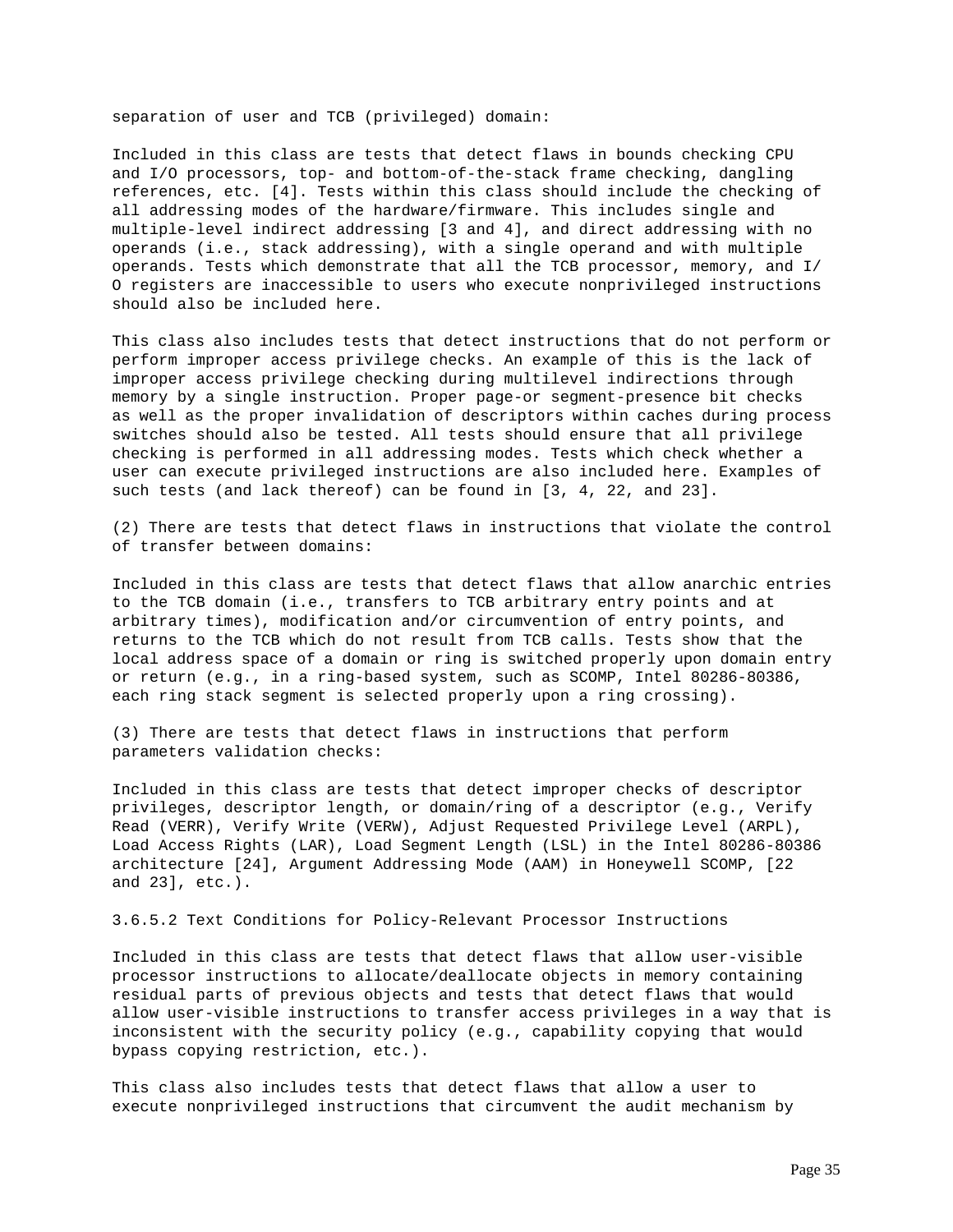separation of user and TCB (privileged) domain:

Included in this class are tests that detect flaws in bounds checking CPU and I/O processors, top- and bottom-of-the-stack frame checking, dangling references, etc. [4]. Tests within this class should include the checking of all addressing modes of the hardware/firmware. This includes single and multiple-level indirect addressing [3 and 4], and direct addressing with no operands (i.e., stack addressing), with a single operand and with multiple operands. Tests which demonstrate that all the TCB processor, memory, and I/O registers are inaccessible to users who execute nonprivileged instructions should also be included here.

This class also includes tests that detect instructions that do not perform or perform improper access privilege checks. An example of this is the lack of improper access privilege checking during multilevel indirections through memory by a single instruction. Proper page-or segment-presence bit checks as well as the proper invalidation of descriptors within caches during process switches should also be tested. All tests should ensure that all privilege checking is performed in all addressing modes. Tests which check whether a user can execute privileged instructions are also included here. Examples of such tests (and lack thereof) can be found in [3, 4, 22, and 23].

(2) There are tests that detect flaws in instructions that violate the control of transfer between domains:

Included in this class are tests that detect flaws that allow anarchic entries to the TCB domain (i.e., transfers to TCB arbitrary entry points and at arbitrary times), modification and/or circumvention of entry points, and returns to the TCB which do not result from TCB calls. Tests show that the local address space of a domain or ring is switched properly upon domain entry or return (e.g., in a ring-based system, such as SCOMP, Intel 80286-80386, each ring stack segment is selected properly upon a ring crossing).

(3) There are tests that detect flaws in instructions that perform parameters validation checks:

Included in this class are tests that detect improper checks of descriptor privileges, descriptor length, or domain/ring of a descriptor (e.g., Verify Read (VERR), Verify Write (VERW), Adjust Requested Privilege Level (ARPL), Load Access Rights (LAR), Load Segment Length (LSL) in the Intel 80286-80386 architecture [24], Argument Addressing Mode (AAM) in Honeywell SCOMP, [22 and 23], etc.).

#### 3.6.5.2 Text Conditions for Policy-Relevant Processor Instructions

Included in this class are tests that detect flaws that allow user-visible processor instructions to allocate/deallocate objects in memory containing residual parts of previous objects and tests that detect flaws that would allow user-visible instructions to transfer access privileges in a way that is inconsistent with the security policy (e.g., capability copying that would bypass copying restriction, etc.).

This class also includes tests that detect flaws that allow a user to execute nonprivileged instructions that circumvent the audit mechanism by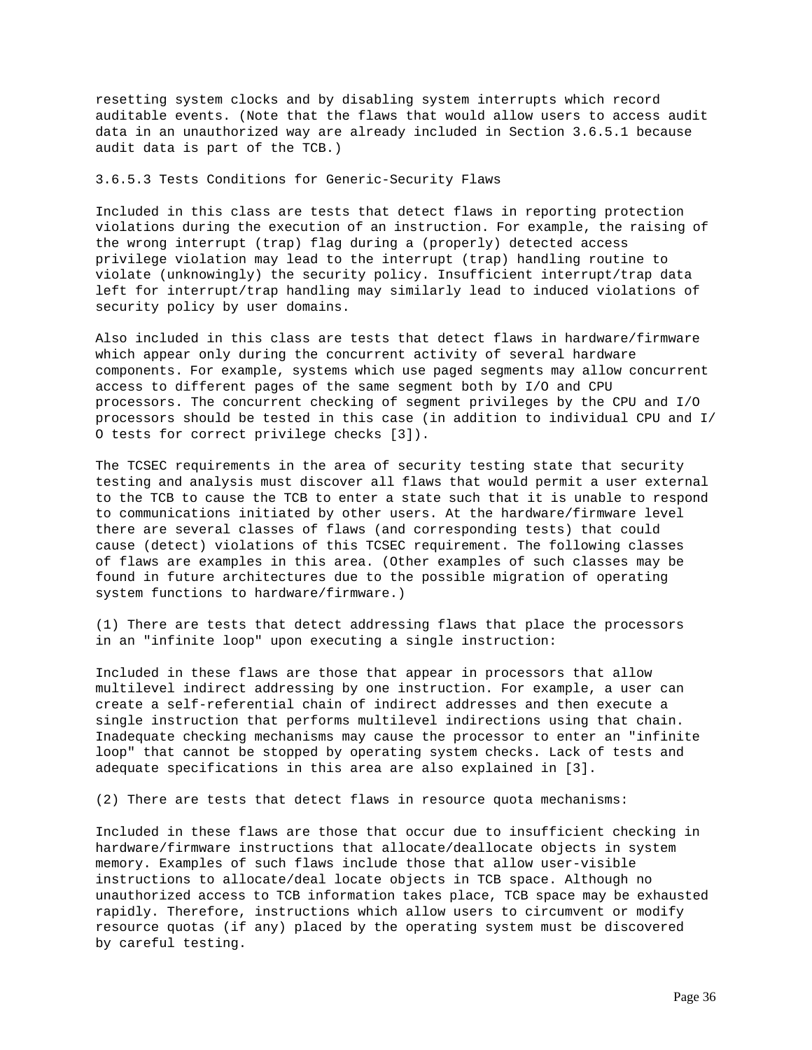resetting system clocks and by disabling system interrupts which record auditable events. (Note that the flaws that would allow users to access audit data in an unauthorized way are already included in Section 3.6.5.1 because audit data is part of the TCB.)

#### 3.6.5.3 Tests Conditions for Generic-Security Flaws

Included in this class are tests that detect flaws in reporting protection violations during the execution of an instruction. For example, the raising of the wrong interrupt (trap) flag during a (properly) detected access privilege violation may lead to the interrupt (trap) handling routine to violate (unknowingly) the security policy. Insufficient interrupt/trap data left for interrupt/trap handling may similarly lead to induced violations of security policy by user domains.

Also included in this class are tests that detect flaws in hardware/firmware which appear only during the concurrent activity of several hardware components. For example, systems which use paged segments may allow concurrent access to different pages of the same segment both by I/O and CPU processors. The concurrent checking of segment privileges by the CPU and I/O processors should be tested in this case (in addition to individual CPU and I/O tests for correct privilege checks [3]).

The TCSEC requirements in the area of security testing state that security testing and analysis must discover all flaws that would permit a user external to the TCB to cause the TCB to enter a state such that it is unable to respond to communications initiated by other users. At the hardware/firmware level there are several classes of flaws (and corresponding tests) that could cause (detect) violations of this TCSEC requirement. The following classes of flaws are examples in this area. (Other examples of such classes may be found in future architectures due to the possible migration of operating system functions to hardware/firmware.)

(1) There are tests that detect addressing flaws that place the processors in an "infinite loop" upon executing a single instruction:

Included in these flaws are those that appear in processors that allow multilevel indirect addressing by one instruction. For example, a user can create a self-referential chain of indirect addresses and then execute a single instruction that performs multilevel indirections using that chain. Inadequate checking mechanisms may cause the processor to enter an "infinite loop" that cannot be stopped by operating system checks. Lack of tests and adequate specifications in this area are also explained in [3].

(2) There are tests that detect flaws in resource quota mechanisms:

Included in these flaws are those that occur due to insufficient checking in hardware/firmware instructions that allocate/deallocate objects in system memory. Examples of such flaws include those that allow user-visible instructions to allocate/deal locate objects in TCB space. Although no unauthorized access to TCB information takes place, TCB space may be exhausted rapidly. Therefore, instructions which allow users to circumvent or modify resource quotas (if any) placed by the operating system must be discovered by careful testing.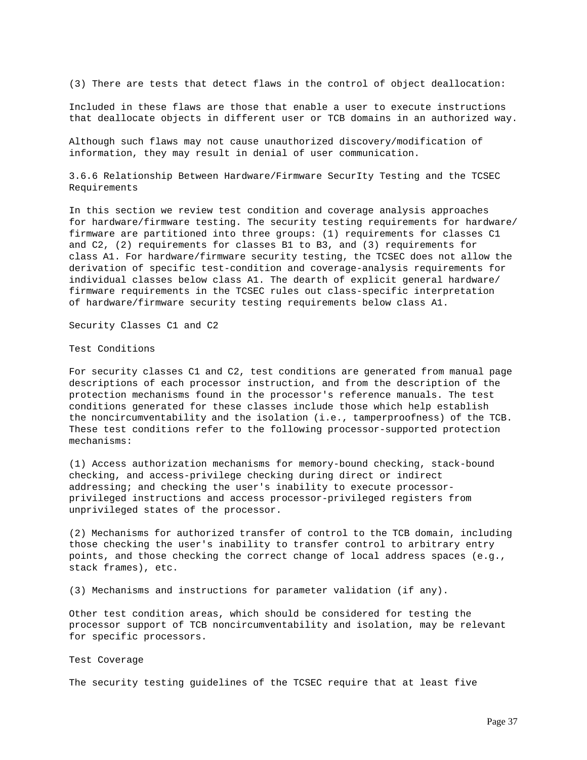(3) There are tests that detect flaws in the control of object deallocation:

Included in these flaws are those that enable a user to execute instructions that deallocate objects in different user or TCB domains in an authorized way.

Although such flaws may not cause unauthorized discovery/modification of information, they may result in denial of user communication.

### 3.6.6 Relationship Between Hardware/Firmware SecurIty Testing and the TCSEC Requirements

In this section we review test condition and coverage analysis approaches for hardware/firmware testing. The security testing requirements for hardware/ firmware are partitioned into three groups: (1) requirements for classes C1 and C2, (2) requirements for classes B1 to B3, and (3) requirements for class A1. For hardware/firmware security testing, the TCSEC does not allow the derivation of specific test-condition and coverage-analysis requirements for individual classes below class A1. The dearth of explicit general hardware/ firmware requirements in the TCSEC rules out class-specific interpretation of hardware/firmware security testing requirements below class A1.

#### Security Classes C1 and C2

##### Test Conditions

For security classes C1 and C2, test conditions are generated from manual page descriptions of each processor instruction, and from the description of the protection mechanisms found in the processor's reference manuals. The test conditions generated for these classes include those which help establish the noncircumventability and the isolation (i.e., tamperproofness) of the TCB. These test conditions refer to the following processor-supported protection mechanisms:

(1) Access authorization mechanisms for memory-bound checking, stack-bound checking, and access-privilege checking during direct or indirect addressing; and checking the user's inability to execute processor-privileged instructions and access processor-privileged registers from unprivileged states of the processor.

(2) Mechanisms for authorized transfer of control to the TCB domain, including those checking the user's inability to transfer control to arbitrary entry points, and those checking the correct change of local address spaces (e.g., stack frames), etc.

(3) Mechanisms and instructions for parameter validation (if any).

Other test condition areas, which should be considered for testing the processor support of TCB noncircumventability and isolation, may be relevant for specific processors.

##### Test Coverage

The security testing guidelines of the TCSEC require that at least five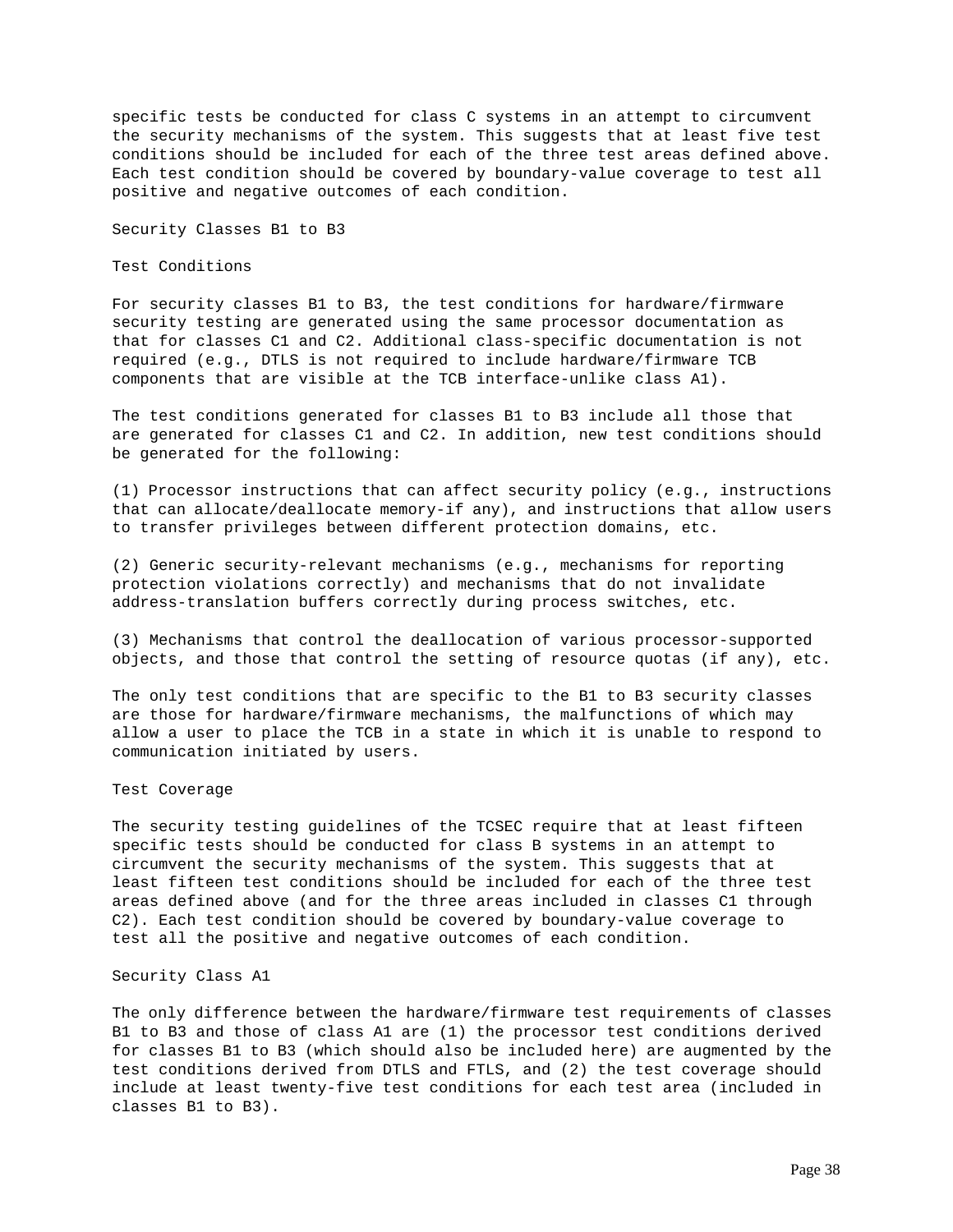specific tests be conducted for class C systems in an attempt to circumvent the security mechanisms of the system. This suggests that at least five test conditions should be included for each of the three test areas defined above. Each test condition should be covered by boundary-value coverage to test all positive and negative outcomes of each condition.

## Security Classes B1 to B3

### Test Conditions

For security classes B1 to B3, the test conditions for hardware/firmware security testing are generated using the same processor documentation as that for classes C1 and C2. Additional class-specific documentation is not required (e.g., DTLS is not required to include hardware/firmware TCB components that are visible at the TCB interface-unlike class A1).

The test conditions generated for classes B1 to B3 include all those that are generated for classes C1 and C2. In addition, new test conditions should be generated for the following:

(1) Processor instructions that can affect security policy (e.g., instructions that can allocate/deallocate memory-if any), and instructions that allow users to transfer privileges between different protection domains, etc.

(2) Generic security-relevant mechanisms (e.g., mechanisms for reporting protection violations correctly) and mechanisms that do not invalidate address-translation buffers correctly during process switches, etc.

(3) Mechanisms that control the deallocation of various processor-supported objects, and those that control the setting of resource quotas (if any), etc.

The only test conditions that are specific to the B1 to B3 security classes are those for hardware/firmware mechanisms, the malfunctions of which may allow a user to place the TCB in a state in which it is unable to respond to communication initiated by users.

### Test Coverage

The security testing guidelines of the TCSEC require that at least fifteen specific tests should be conducted for class B systems in an attempt to circumvent the security mechanisms of the system. This suggests that at least fifteen test conditions should be included for each of the three test areas defined above (and for the three areas included in classes C1 through C2). Each test condition should be covered by boundary-value coverage to test all the positive and negative outcomes of each condition.

## Security Class A1

The only difference between the hardware/firmware test requirements of classes B1 to B3 and those of class A1 are (1) the processor test conditions derived for classes B1 to B3 (which should also be included here) are augmented by the test conditions derived from DTLS and FTLS, and (2) the test coverage should include at least twenty-five test conditions for each test area (included in classes B1 to B3).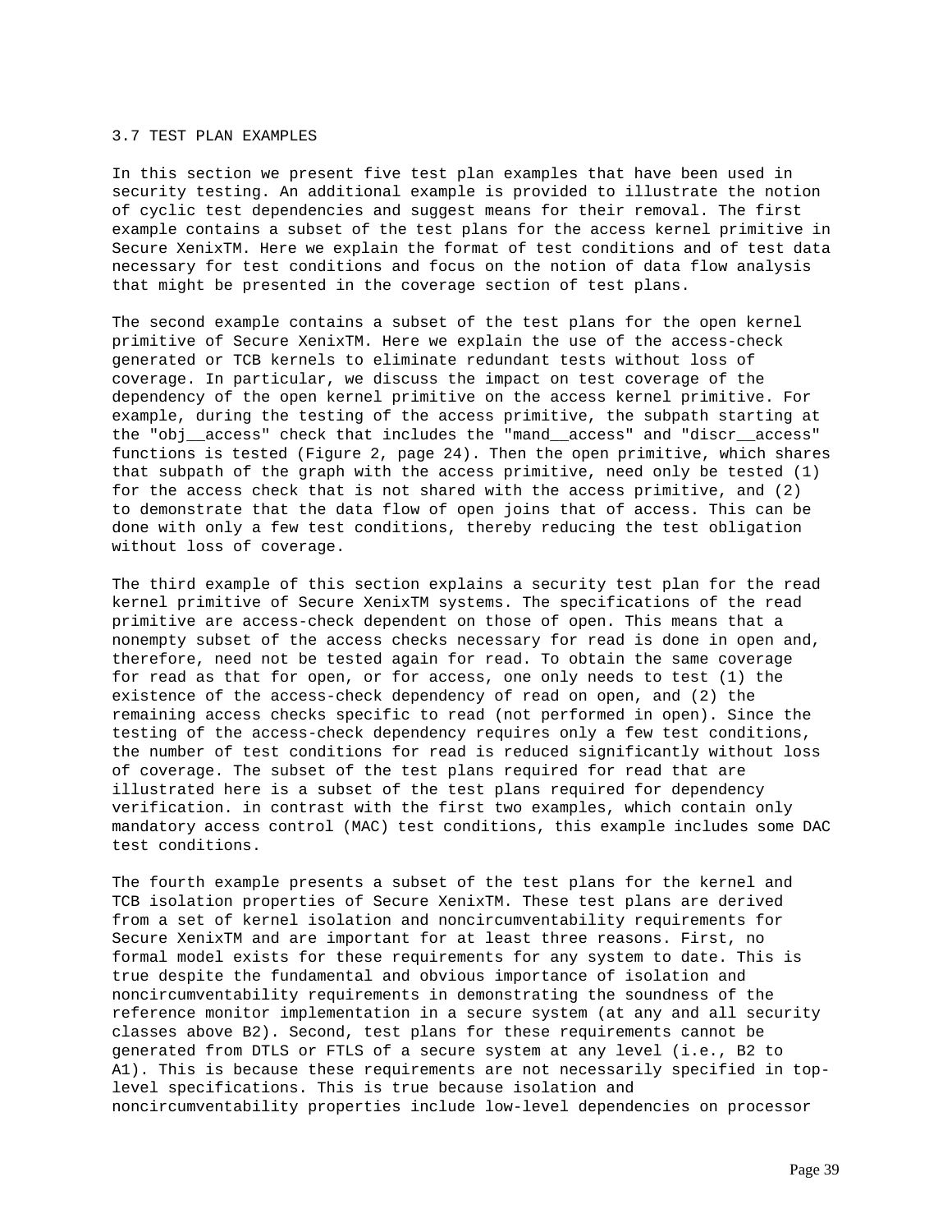## 3.7 TEST PLAN EXAMPLES

In this section we present five test plan examples that have been used in security testing. An additional example is provided to illustrate the notion of cyclic test dependencies and suggest means for their removal. The first example contains a subset of the test plans for the access kernel primitive in Secure XenixTM. Here we explain the format of test conditions and of test data necessary for test conditions and focus on the notion of data flow analysis that might be presented in the coverage section of test plans.

The second example contains a subset of the test plans for the open kernel primitive of Secure XenixTM. Here we explain the use of the access-check generated or TCB kernels to eliminate redundant tests without loss of coverage. In particular, we discuss the impact on test coverage of the dependency of the open kernel primitive on the access kernel primitive. For example, during the testing of the access primitive, the subpath starting at the "obj__access" check that includes the "mand__access" and "discr__access" functions is tested (Figure 2, page 24). Then the open primitive, which shares that subpath of the graph with the access primitive, need only be tested (1) for the access check that is not shared with the access primitive, and (2) to demonstrate that the data flow of open joins that of access. This can be done with only a few test conditions, thereby reducing the test obligation without loss of coverage.

The third example of this section explains a security test plan for the read kernel primitive of Secure XenixTM systems. The specifications of the read primitive are access-check dependent on those of open. This means that a nonempty subset of the access checks necessary for read is done in open and, therefore, need not be tested again for read. To obtain the same coverage for read as that for open, or for access, one only needs to test (1) the existence of the access-check dependency of read on open, and (2) the remaining access checks specific to read (not performed in open). Since the testing of the access-check dependency requires only a few test conditions, the number of test conditions for read is reduced significantly without loss of coverage. The subset of the test plans required for read that are illustrated here is a subset of the test plans required for dependency verification. in contrast with the first two examples, which contain only mandatory access control (MAC) test conditions, this example includes some DAC test conditions.

The fourth example presents a subset of the test plans for the kernel and TCB isolation properties of Secure XenixTM. These test plans are derived from a set of kernel isolation and noncircumventability requirements for Secure XenixTM and are important for at least three reasons. First, no formal model exists for these requirements for any system to date. This is true despite the fundamental and obvious importance of isolation and noncircumventability requirements in demonstrating the soundness of the reference monitor implementation in a secure system (at any and all security classes above B2). Second, test plans for these requirements cannot be generated from DTLS or FTLS of a secure system at any level (i.e., B2 to A1). This is because these requirements are not necessarily specified in top-level specifications. This is true because isolation and noncircumventability properties include low-level dependencies on processor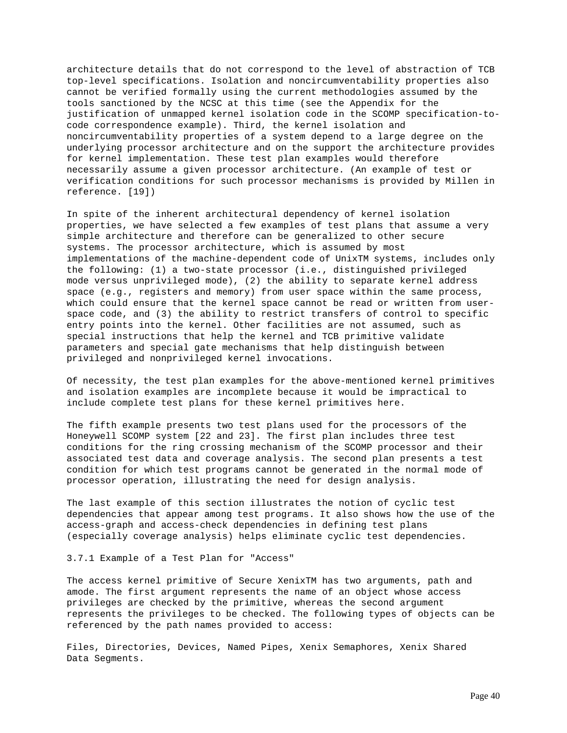architecture details that do not correspond to the level of abstraction of TCB top-level specifications. Isolation and noncircumventability properties also cannot be verified formally using the current methodologies assumed by the tools sanctioned by the NCSC at this time (see the Appendix for the justification of unmapped kernel isolation code in the SCOMP specification-to-code correspondence example). Third, the kernel isolation and noncircumventability properties of a system depend to a large degree on the underlying processor architecture and on the support the architecture provides for kernel implementation. These test plan examples would therefore necessarily assume a given processor architecture. (An example of test or verification conditions for such processor mechanisms is provided by Millen in reference. [19])

In spite of the inherent architectural dependency of kernel isolation properties, we have selected a few examples of test plans that assume a very simple architecture and therefore can be generalized to other secure systems. The processor architecture, which is assumed by most implementations of the machine-dependent code of UnixTM systems, includes only the following: (1) a two-state processor (i.e., distinguished privileged mode versus unprivileged mode), (2) the ability to separate kernel address space (e.g., registers and memory) from user space within the same process, which could ensure that the kernel space cannot be read or written from user-space code, and (3) the ability to restrict transfers of control to specific entry points into the kernel. Other facilities are not assumed, such as special instructions that help the kernel and TCB primitive validate parameters and special gate mechanisms that help distinguish between privileged and nonprivileged kernel invocations.

Of necessity, the test plan examples for the above-mentioned kernel primitives and isolation examples are incomplete because it would be impractical to include complete test plans for these kernel primitives here.

The fifth example presents two test plans used for the processors of the Honeywell SCOMP system [22 and 23]. The first plan includes three test conditions for the ring crossing mechanism of the SCOMP processor and their associated test data and coverage analysis. The second plan presents a test condition for which test programs cannot be generated in the normal mode of processor operation, illustrating the need for design analysis.

The last example of this section illustrates the notion of cyclic test dependencies that appear among test programs. It also shows how the use of the access-graph and access-check dependencies in defining test plans (especially coverage analysis) helps eliminate cyclic test dependencies.

### 3.7.1 Example of a Test Plan for "Access"

The access kernel primitive of Secure XenixTM has two arguments, path and amode. The first argument represents the name of an object whose access privileges are checked by the primitive, whereas the second argument represents the privileges to be checked. The following types of objects can be referenced by the path names provided to access:

Files, Directories, Devices, Named Pipes, Xenix Semaphores, Xenix Shared Data Segments.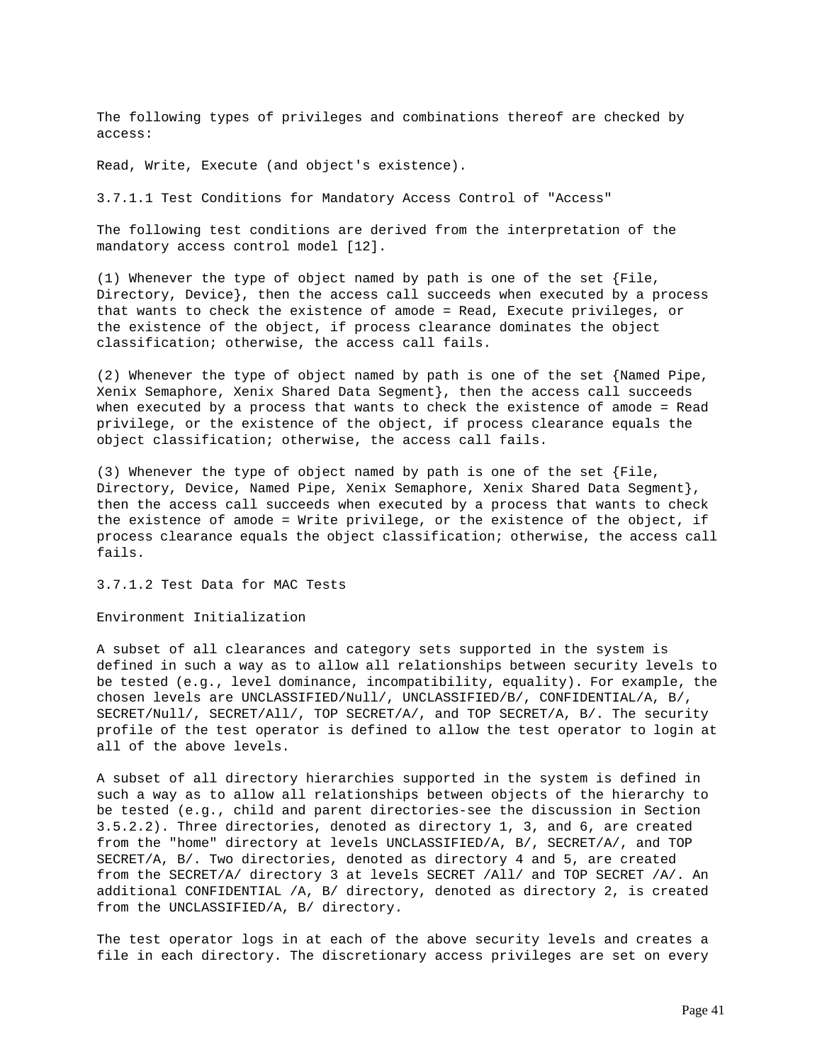The following types of privileges and combinations thereof are checked by access:

Read, Write, Execute (and object's existence).

### 3.7.1.1 Test Conditions for Mandatory Access Control of "Access"

The following test conditions are derived from the interpretation of the mandatory access control model [12].

(1) Whenever the type of object named by path is one of the set {File, Directory, Device}, then the access call succeeds when executed by a process that wants to check the existence of amode = Read, Execute privileges, or the existence of the object, if process clearance dominates the object classification; otherwise, the access call fails.

(2) Whenever the type of object named by path is one of the set {Named Pipe, Xenix Semaphore, Xenix Shared Data Segment}, then the access call succeeds when executed by a process that wants to check the existence of amode = Read privilege, or the existence of the object, if process clearance equals the object classification; otherwise, the access call fails.

(3) Whenever the type of object named by path is one of the set {File, Directory, Device, Named Pipe, Xenix Semaphore, Xenix Shared Data Segment}, then the access call succeeds when executed by a process that wants to check the existence of amode = Write privilege, or the existence of the object, if process clearance equals the object classification; otherwise, the access call fails.

### 3.7.1.2 Test Data for MAC Tests

Environment Initialization

A subset of all clearances and category sets supported in the system is defined in such a way as to allow all relationships between security levels to be tested (e.g., level dominance, incompatibility, equality). For example, the chosen levels are UNCLASSIFIED/Null/, UNCLASSIFIED/B/, CONFIDENTIAL/A, B/, SECRET/Null/, SECRET/All/, TOP SECRET/A/, and TOP SECRET/A, B/. The security profile of the test operator is defined to allow the test operator to login at all of the above levels.

A subset of all directory hierarchies supported in the system is defined in such a way as to allow all relationships between objects of the hierarchy to be tested (e.g., child and parent directories-see the discussion in Section 3.5.2.2). Three directories, denoted as directory 1, 3, and 6, are created from the "home" directory at levels UNCLASSIFIED/A, B/, SECRET/A/, and TOP SECRET/A, B/. Two directories, denoted as directory 4 and 5, are created from the SECRET/A/ directory 3 at levels SECRET /All/ and TOP SECRET /A/. An additional CONFIDENTIAL /A, B/ directory, denoted as directory 2, is created from the UNCLASSIFIED/A, B/ directory.

The test operator logs in at each of the above security levels and creates a file in each directory. The discretionary access privileges are set on every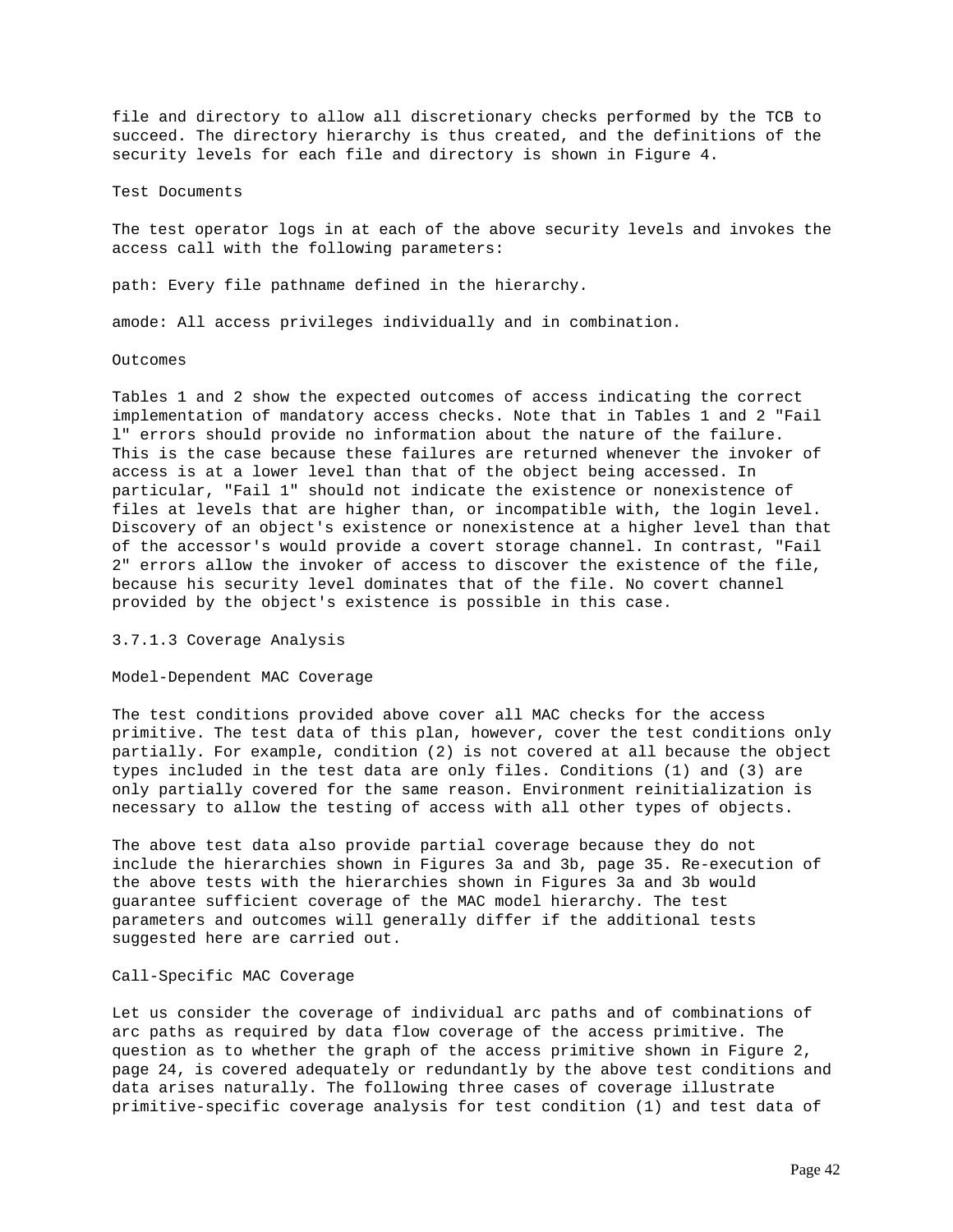file and directory to allow all discretionary checks performed by the TCB to succeed. The directory hierarchy is thus created, and the definitions of the security levels for each file and directory is shown in Figure 4.

Test Documents

The test operator logs in at each of the above security levels and invokes the access call with the following parameters:

path: Every file pathname defined in the hierarchy.

amode: All access privileges individually and in combination.

Outcomes

Tables 1 and 2 show the expected outcomes of access indicating the correct implementation of mandatory access checks. Note that in Tables 1 and 2 "Fail l" errors should provide no information about the nature of the failure. This is the case because these failures are returned whenever the invoker of access is at a lower level than that of the object being accessed. In particular, "Fail 1" should not indicate the existence or nonexistence of files at levels that are higher than, or incompatible with, the login level. Discovery of an object's existence or nonexistence at a higher level than that of the accessor's would provide a covert storage channel. In contrast, "Fail 2" errors allow the invoker of access to discover the existence of the file, because his security level dominates that of the file. No covert channel provided by the object's existence is possible in this case.

### 3.7.1.3 Coverage Analysis

Model-Dependent MAC Coverage

The test conditions provided above cover all MAC checks for the access primitive. The test data of this plan, however, cover the test conditions only partially. For example, condition (2) is not covered at all because the object types included in the test data are only files. Conditions (1) and (3) are only partially covered for the same reason. Environment reinitialization is necessary to allow the testing of access with all other types of objects.

The above test data also provide partial coverage because they do not include the hierarchies shown in Figures 3a and 3b, page 35. Re-execution of the above tests with the hierarchies shown in Figures 3a and 3b would guarantee sufficient coverage of the MAC model hierarchy. The test parameters and outcomes will generally differ if the additional tests suggested here are carried out.

Call-Specific MAC Coverage

Let us consider the coverage of individual arc paths and of combinations of arc paths as required by data flow coverage of the access primitive. The question as to whether the graph of the access primitive shown in Figure 2, page 24, is covered adequately or redundantly by the above test conditions and data arises naturally. The following three cases of coverage illustrate primitive-specific coverage analysis for test condition (1) and test data of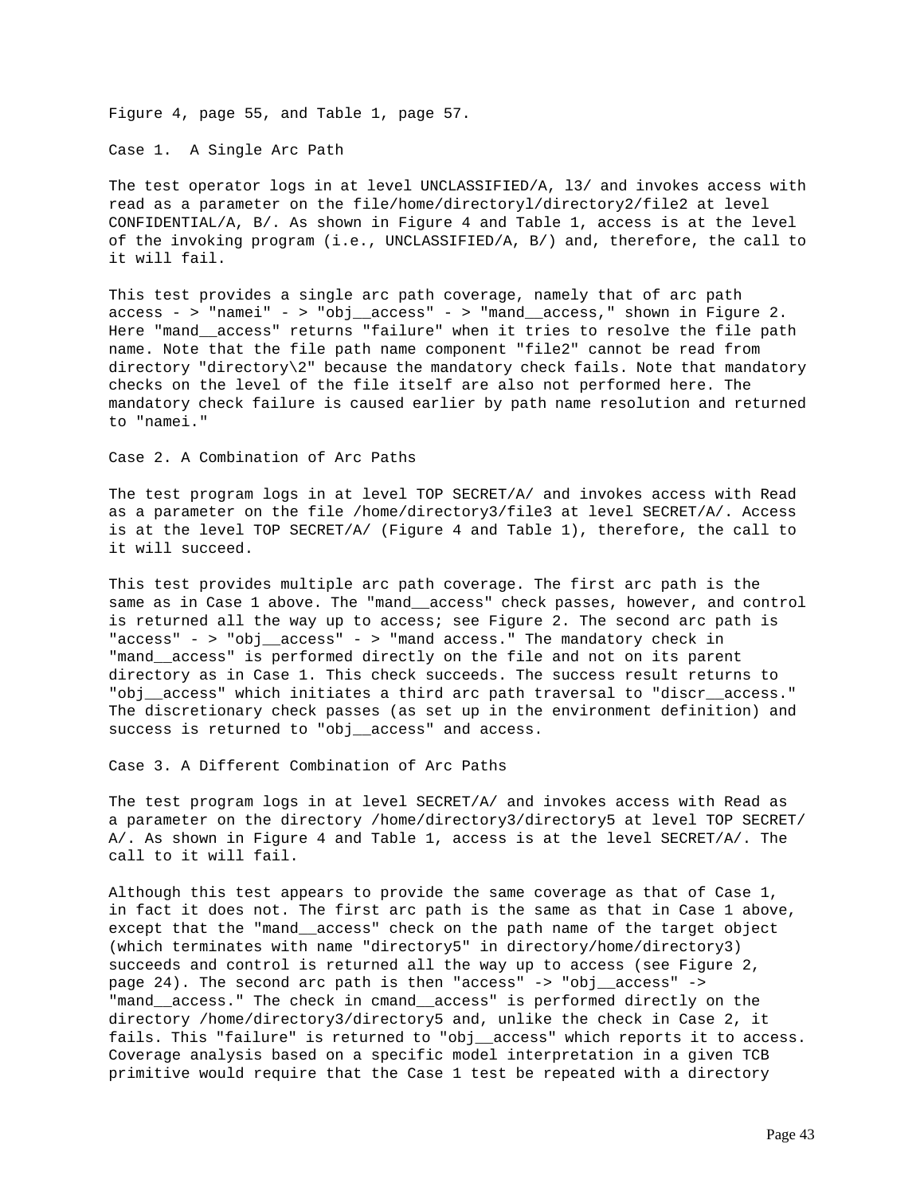Figure 4, page 55, and Table 1, page 57.

Case 1. A Single Arc Path

The test operator logs in at level UNCLASSIFIED/A, l3/ and invokes access with read as a parameter on the file/home/directoryl/directory2/file2 at level CONFIDENTIAL/A, B/. As shown in Figure 4 and Table 1, access is at the level of the invoking program (i.e., UNCLASSIFIED/A, B/) and, therefore, the call to it will fail.

This test provides a single arc path coverage, namely that of arc path access - > "namei" - > "obj__access" - > "mand__access," shown in Figure 2. Here "mand__access" returns "failure" when it tries to resolve the file path name. Note that the file path name component "file2" cannot be read from directory "directory\2" because the mandatory check fails. Note that mandatory checks on the level of the file itself are also not performed here. The mandatory check failure is caused earlier by path name resolution and returned to "namei."

Case 2. A Combination of Arc Paths

The test program logs in at level TOP SECRET/A/ and invokes access with Read as a parameter on the file /home/directory3/file3 at level SECRET/A/. Access is at the level TOP SECRET/A/ (Figure 4 and Table 1), therefore, the call to it will succeed.

This test provides multiple arc path coverage. The first arc path is the same as in Case 1 above. The "mand__access" check passes, however, and control is returned all the way up to access; see Figure 2. The second arc path is "access" - > "obj__access" - > "mand access." The mandatory check in "mand__access" is performed directly on the file and not on its parent directory as in Case 1. This check succeeds. The success result returns to "obj__access" which initiates a third arc path traversal to "discr__access." The discretionary check passes (as set up in the environment definition) and success is returned to "obj__access" and access.

Case 3. A Different Combination of Arc Paths

The test program logs in at level SECRET/A/ and invokes access with Read as a parameter on the directory /home/directory3/directory5 at level TOP SECRET/ A/. As shown in Figure 4 and Table 1, access is at the level SECRET/A/. The call to it will fail.

Although this test appears to provide the same coverage as that of Case 1, in fact it does not. The first arc path is the same as that in Case 1 above, except that the "mand__access" check on the path name of the target object (which terminates with name "directory5" in directory/home/directory3) succeeds and control is returned all the way up to access (see Figure 2, page 24). The second arc path is then "access" -> "obj__access" -> "mand__access." The check in cmand__access" is performed directly on the directory /home/directory3/directory5 and, unlike the check in Case 2, it fails. This "failure" is returned to "obj__access" which reports it to access. Coverage analysis based on a specific model interpretation in a given TCB primitive would require that the Case 1 test be repeated with a directory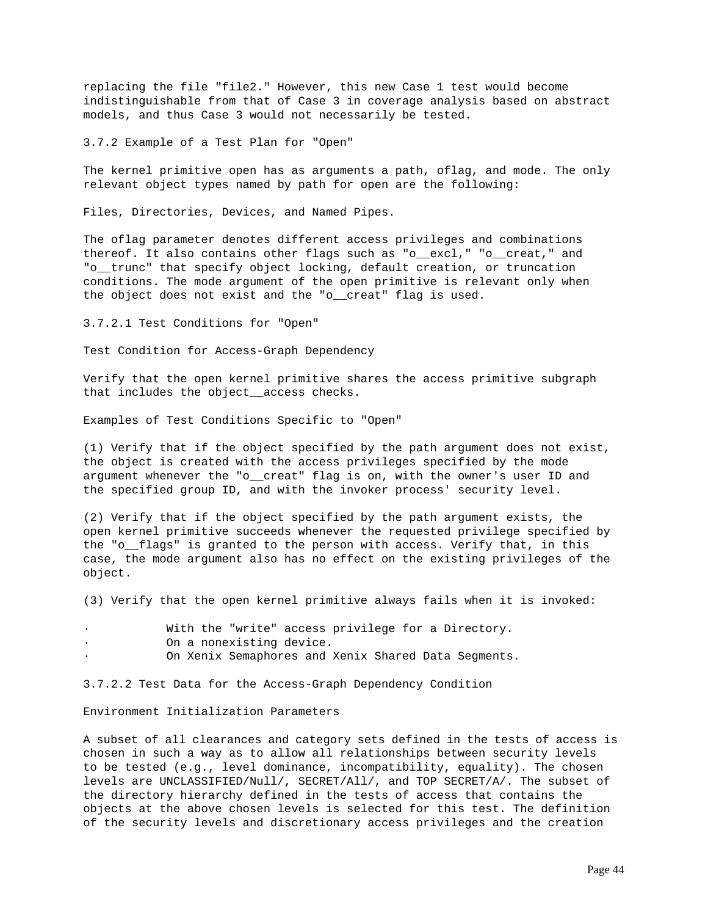replacing the file "file2." However, this new Case 1 test would become indistinguishable from that of Case 3 in coverage analysis based on abstract models, and thus Case 3 would not necessarily be tested.

### 3.7.2 Example of a Test Plan for "Open"

The kernel primitive open has as arguments a path, oflag, and mode. The only relevant object types named by path for open are the following:

Files, Directories, Devices, and Named Pipes.

The oflag parameter denotes different access privileges and combinations thereof. It also contains other flags such as "o__excl," "o__creat," and "o__trunc" that specify object locking, default creation, or truncation conditions. The mode argument of the open primitive is relevant only when the object does not exist and the "o__creat" flag is used.

#### 3.7.2.1 Test Conditions for "Open"

Test Condition for Access-Graph Dependency

Verify that the open kernel primitive shares the access primitive subgraph that includes the object__access checks.

Examples of Test Conditions Specific to "Open"

(1) Verify that if the object specified by the path argument does not exist, the object is created with the access privileges specified by the mode argument whenever the "o__creat" flag is on, with the owner's user ID and the specified group ID, and with the invoker process' security level.

(2) Verify that if the object specified by the path argument exists, the open kernel primitive succeeds whenever the requested privilege specified by the "o__flags" is granted to the person with access. Verify that, in this case, the mode argument also has no effect on the existing privileges of the object.

(3) Verify that the open kernel primitive always fails when it is invoked:

- With the "write" access privilege for a Directory.
- On a nonexisting device.
- On Xenix Semaphores and Xenix Shared Data Segments.

#### 3.7.2.2 Test Data for the Access-Graph Dependency Condition

Environment Initialization Parameters

A subset of all clearances and category sets defined in the tests of access is chosen in such a way as to allow all relationships between security levels to be tested (e.g., level dominance, incompatibility, equality). The chosen levels are UNCLASSIFIED/Null/, SECRET/All/, and TOP SECRET/A/. The subset of the directory hierarchy defined in the tests of access that contains the objects at the above chosen levels is selected for this test. The definition of the security levels and discretionary access privileges and the creation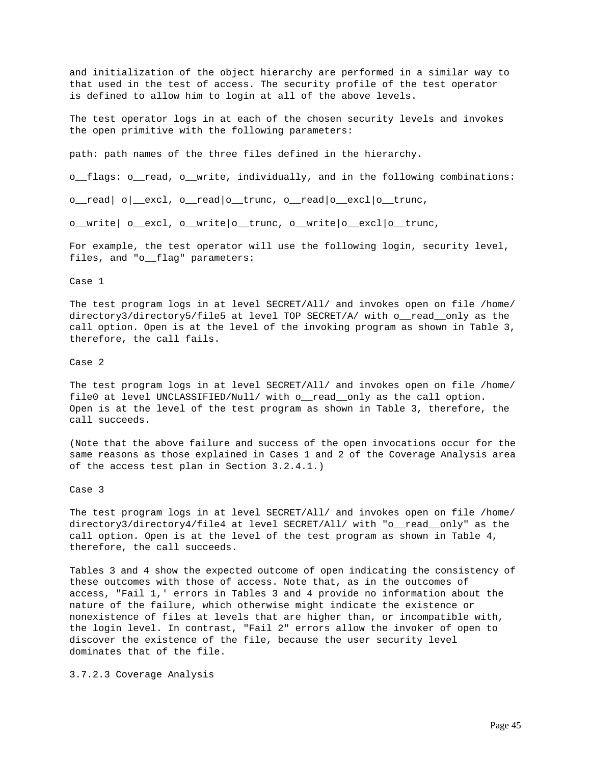and initialization of the object hierarchy are performed in a similar way to that used in the test of access. The security profile of the test operator is defined to allow him to login at all of the above levels.

The test operator logs in at each of the chosen security levels and invokes the open primitive with the following parameters:

path: path names of the three files defined in the hierarchy.

o__flags: o__read, o__write, individually, and in the following combinations:

o__read| o|__excl, o__read|o__trunc, o__read|o__excl|o__trunc,

o__write| o__excl, o__write|o__trunc, o__write|o__excl|o__trunc,

For example, the test operator will use the following login, security level, files, and "o__flag" parameters:

Case 1

The test program logs in at level SECRET/All/ and invokes open on file /home/directory3/directory5/file5 at level TOP SECRET/A/ with o__read__only as the call option. Open is at the level of the invoking program as shown in Table 3, therefore, the call fails.

Case 2

The test program logs in at level SECRET/All/ and invokes open on file /home/file0 at level UNCLASSIFIED/Null/ with o__read__only as the call option. Open is at the level of the test program as shown in Table 3, therefore, the call succeeds.

(Note that the above failure and success of the open invocations occur for the same reasons as those explained in Cases 1 and 2 of the Coverage Analysis area of the access test plan in Section 3.2.4.1.)

Case 3

The test program logs in at level SECRET/All/ and invokes open on file /home/directory3/directory4/file4 at level SECRET/All/ with "o__read__only" as the call option. Open is at the level of the test program as shown in Table 4, therefore, the call succeeds.

Tables 3 and 4 show the expected outcome of open indicating the consistency of these outcomes with those of access. Note that, as in the outcomes of access, "Fail 1,' errors in Tables 3 and 4 provide no information about the nature of the failure, which otherwise might indicate the existence or nonexistence of files at levels that are higher than, or incompatible with, the login level. In contrast, "Fail 2" errors allow the invoker of open to discover the existence of the file, because the user security level dominates that of the file.

3.7.2.3 Coverage Analysis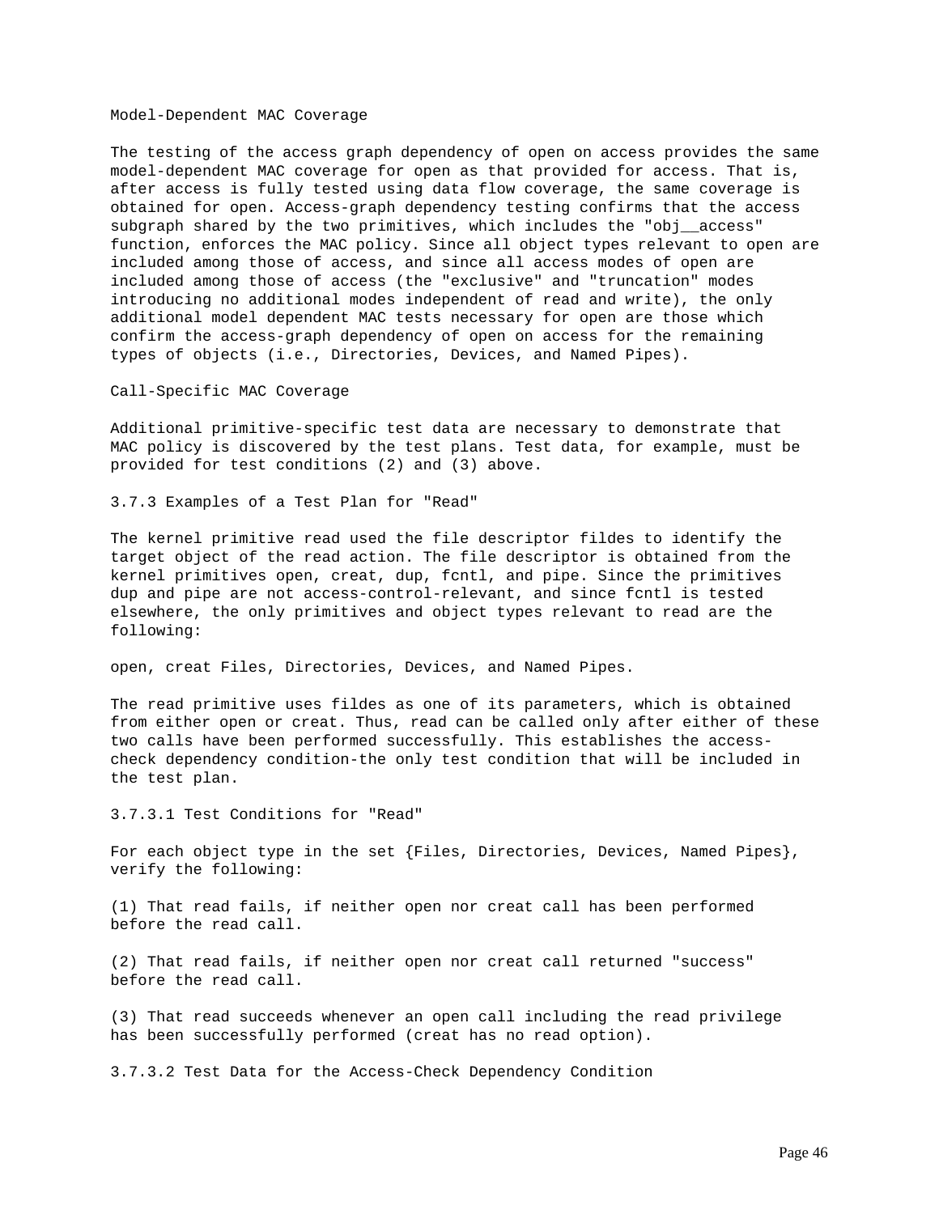Model-Dependent MAC Coverage

The testing of the access graph dependency of open on access provides the same model-dependent MAC coverage for open as that provided for access. That is, after access is fully tested using data flow coverage, the same coverage is obtained for open. Access-graph dependency testing confirms that the access subgraph shared by the two primitives, which includes the "obj__access" function, enforces the MAC policy. Since all object types relevant to open are included among those of access, and since all access modes of open are included among those of access (the "exclusive" and "truncation" modes introducing no additional modes independent of read and write), the only additional model dependent MAC tests necessary for open are those which confirm the access-graph dependency of open on access for the remaining types of objects (i.e., Directories, Devices, and Named Pipes).

Call-Specific MAC Coverage

Additional primitive-specific test data are necessary to demonstrate that MAC policy is discovered by the test plans. Test data, for example, must be provided for test conditions (2) and (3) above.

### 3.7.3 Examples of a Test Plan for "Read"

The kernel primitive read used the file descriptor fildes to identify the target object of the read action. The file descriptor is obtained from the kernel primitives open, creat, dup, fcntl, and pipe. Since the primitives dup and pipe are not access-control-relevant, and since fcntl is tested elsewhere, the only primitives and object types relevant to read are the following:

open, creat Files, Directories, Devices, and Named Pipes.

The read primitive uses fildes as one of its parameters, which is obtained from either open or creat. Thus, read can be called only after either of these two calls have been performed successfully. This establishes the access-check dependency condition-the only test condition that will be included in the test plan.

#### 3.7.3.1 Test Conditions for "Read"

For each object type in the set {Files, Directories, Devices, Named Pipes}, verify the following:

(1) That read fails, if neither open nor creat call has been performed before the read call.

(2) That read fails, if neither open nor creat call returned "success" before the read call.

(3) That read succeeds whenever an open call including the read privilege has been successfully performed (creat has no read option).

#### 3.7.3.2 Test Data for the Access-Check Dependency Condition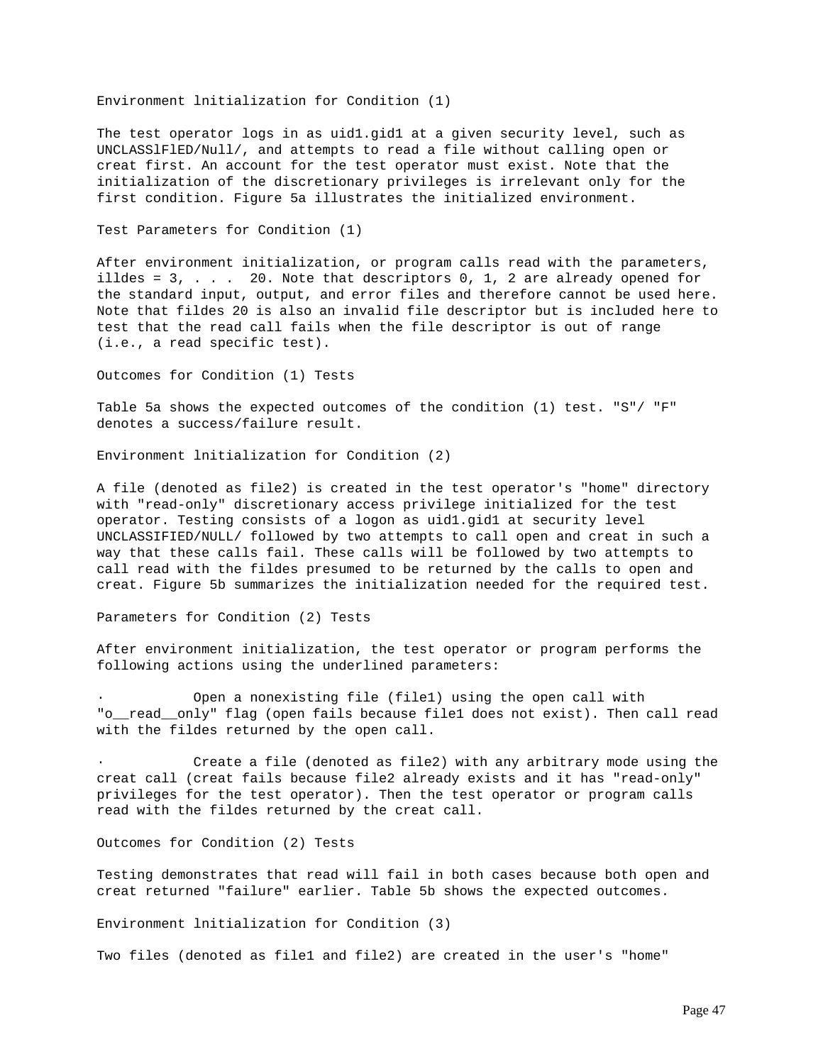Environment lnitialization for Condition (1)

The test operator logs in as uid1.gid1 at a given security level, such as UNCLASSlFlED/Null/, and attempts to read a file without calling open or creat first. An account for the test operator must exist. Note that the initialization of the discretionary privileges is irrelevant only for the first condition. Figure 5a illustrates the initialized environment.

Test Parameters for Condition (1)

After environment initialization, or program calls read with the parameters, illdes = 3, . . . .  20. Note that descriptors 0, 1, 2 are already opened for the standard input, output, and error files and therefore cannot be used here. Note that fildes 20 is also an invalid file descriptor but is included here to test that the read call fails when the file descriptor is out of range (i.e., a read specific test).

Outcomes for Condition (1) Tests

Table 5a shows the expected outcomes of the condition (1) test. "S"/ "F" denotes a success/failure result.

Environment lnitialization for Condition (2)

A file (denoted as file2) is created in the test operator's "home" directory with "read-only" discretionary access privilege initialized for the test operator. Testing consists of a logon as uid1.gid1 at security level UNCLASSIFIED/NULL/ followed by two attempts to call open and creat in such a way that these calls fail. These calls will be followed by two attempts to call read with the fildes presumed to be returned by the calls to open and creat. Figure 5b summarizes the initialization needed for the required test.

Parameters for Condition (2) Tests

After environment initialization, the test operator or program performs the following actions using the underlined parameters:

- Open a nonexisting file (file1) using the open call with "o__read__only" flag (open fails because file1 does not exist). Then call read with the fildes returned by the open call.

- Create a file (denoted as file2) with any arbitrary mode using the creat call (creat fails because file2 already exists and it has "read-only" privileges for the test operator). Then the test operator or program calls read with the fildes returned by the creat call.

Outcomes for Condition (2) Tests

Testing demonstrates that read will fail in both cases because both open and creat returned "failure" earlier. Table 5b shows the expected outcomes.

Environment lnitialization for Condition (3)

Two files (denoted as file1 and file2) are created in the user's "home"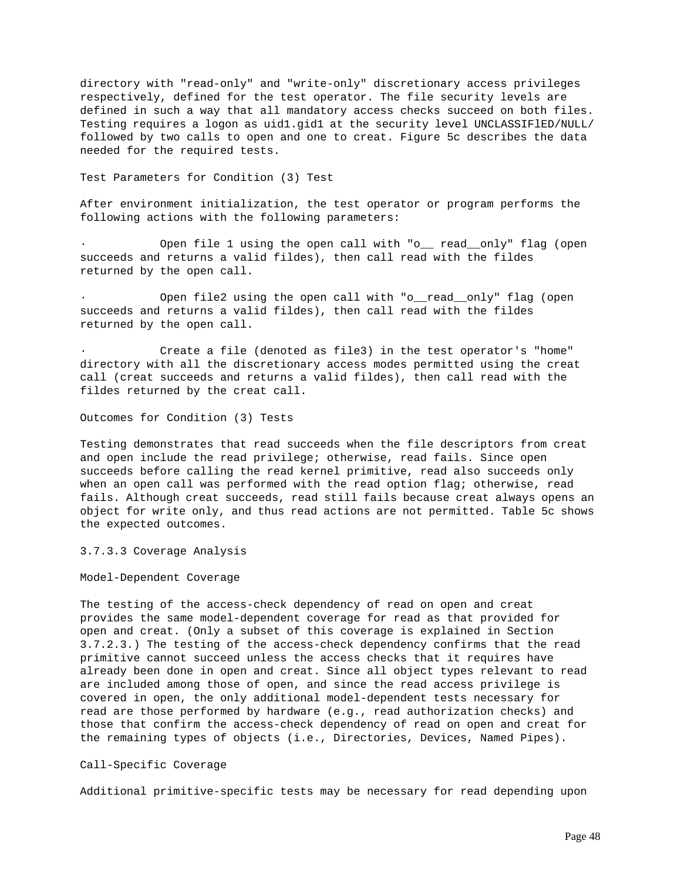directory with "read-only" and "write-only" discretionary access privileges respectively, defined for the test operator. The file security levels are defined in such a way that all mandatory access checks succeed on both files. Testing requires a logon as uid1.gid1 at the security level UNCLASSIFlED/NULL/ followed by two calls to open and one to creat. Figure 5c describes the data needed for the required tests.

Test Parameters for Condition (3) Test

After environment initialization, the test operator or program performs the following actions with the following parameters:

- Open file 1 using the open call with "o__ read__only" flag (open succeeds and returns a valid fildes), then call read with the fildes returned by the open call.

- Open file2 using the open call with "o__read__only" flag (open succeeds and returns a valid fildes), then call read with the fildes returned by the open call.

- Create a file (denoted as file3) in the test operator's "home" directory with all the discretionary access modes permitted using the creat call (creat succeeds and returns a valid fildes), then call read with the fildes returned by the creat call.

Outcomes for Condition (3) Tests

Testing demonstrates that read succeeds when the file descriptors from creat and open include the read privilege; otherwise, read fails. Since open succeeds before calling the read kernel primitive, read also succeeds only when an open call was performed with the read option flag; otherwise, read fails. Although creat succeeds, read still fails because creat always opens an object for write only, and thus read actions are not permitted. Table 5c shows the expected outcomes.

### 3.7.3.3 Coverage Analysis

Model-Dependent Coverage

The testing of the access-check dependency of read on open and creat provides the same model-dependent coverage for read as that provided for open and creat. (Only a subset of this coverage is explained in Section 3.7.2.3.) The testing of the access-check dependency confirms that the read primitive cannot succeed unless the access checks that it requires have already been done in open and creat. Since all object types relevant to read are included among those of open, and since the read access privilege is covered in open, the only additional model-dependent tests necessary for read are those performed by hardware (e.g., read authorization checks) and those that confirm the access-check dependency of read on open and creat for the remaining types of objects (i.e., Directories, Devices, Named Pipes).

Call-Specific Coverage

Additional primitive-specific tests may be necessary for read depending upon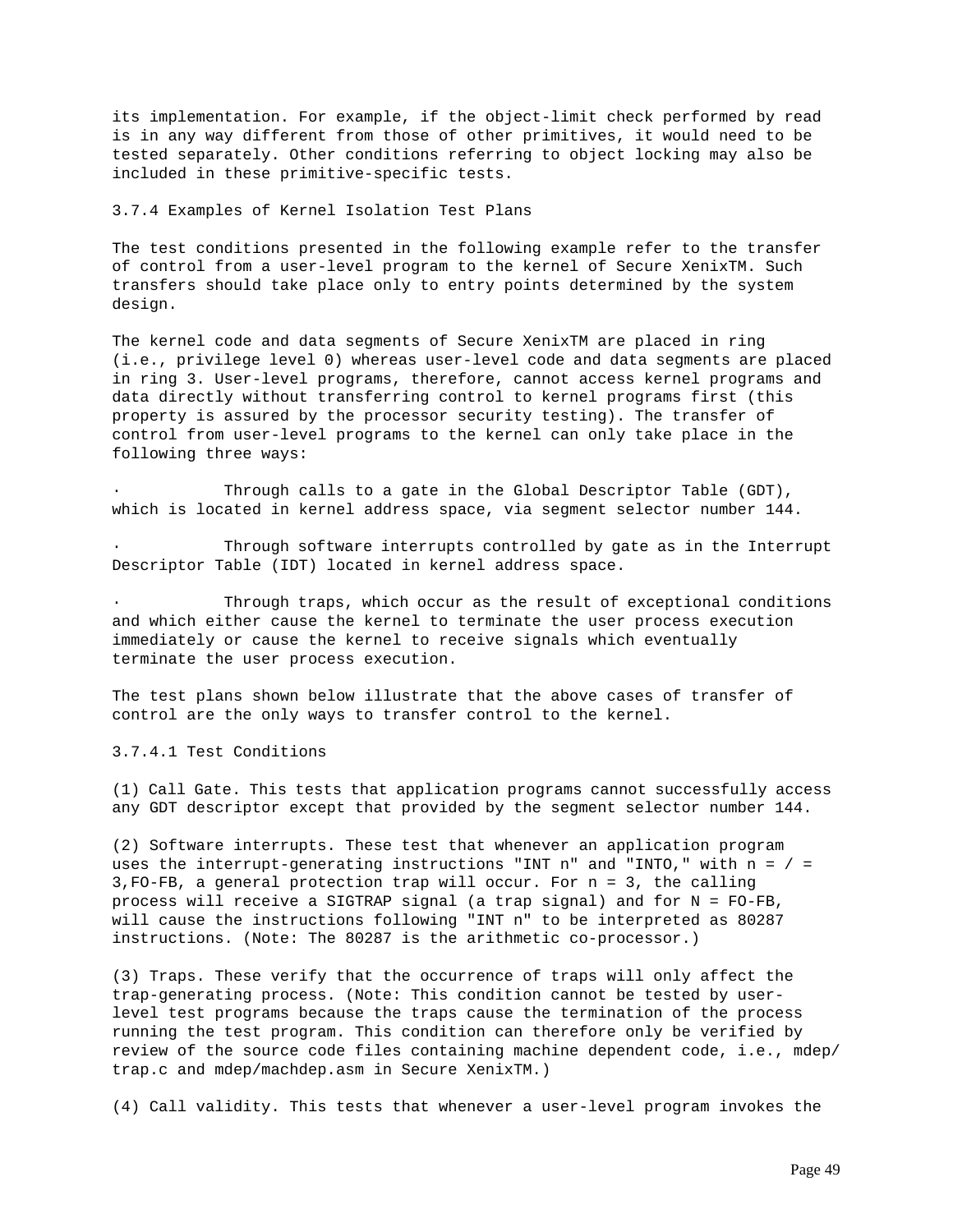its implementation. For example, if the object-limit check performed by read is in any way different from those of other primitives, it would need to be tested separately. Other conditions referring to object locking may also be included in these primitive-specific tests.

### 3.7.4 Examples of Kernel Isolation Test Plans

The test conditions presented in the following example refer to the transfer of control from a user-level program to the kernel of Secure XenixTM. Such transfers should take place only to entry points determined by the system design.

The kernel code and data segments of Secure XenixTM are placed in ring (i.e., privilege level 0) whereas user-level code and data segments are placed in ring 3. User-level programs, therefore, cannot access kernel programs and data directly without transferring control to kernel programs first (this property is assured by the processor security testing). The transfer of control from user-level programs to the kernel can only take place in the following three ways:

- Through calls to a gate in the Global Descriptor Table (GDT), which is located in kernel address space, via segment selector number 144.
- Through software interrupts controlled by gate as in the Interrupt Descriptor Table (IDT) located in kernel address space.
- Through traps, which occur as the result of exceptional conditions and which either cause the kernel to terminate the user process execution immediately or cause the kernel to receive signals which eventually terminate the user process execution.

The test plans shown below illustrate that the above cases of transfer of control are the only ways to transfer control to the kernel.

#### 3.7.4.1 Test Conditions

(1) Call Gate. This tests that application programs cannot successfully access any GDT descriptor except that provided by the segment selector number 144.

(2) Software interrupts. These test that whenever an application program uses the interrupt-generating instructions "INT n" and "INTO," with n = / = 3,FO-FB, a general protection trap will occur. For n = 3, the calling process will receive a SIGTRAP signal (a trap signal) and for N = FO-FB, will cause the instructions following "INT n" to be interpreted as 80287 instructions. (Note: The 80287 is the arithmetic co-processor.)

(3) Traps. These verify that the occurrence of traps will only affect the trap-generating process. (Note: This condition cannot be tested by user-level test programs because the traps cause the termination of the process running the test program. This condition can therefore only be verified by review of the source code files containing machine dependent code, i.e., mdep/trap.c and mdep/machdep.asm in Secure XenixTM.)

(4) Call validity. This tests that whenever a user-level program invokes the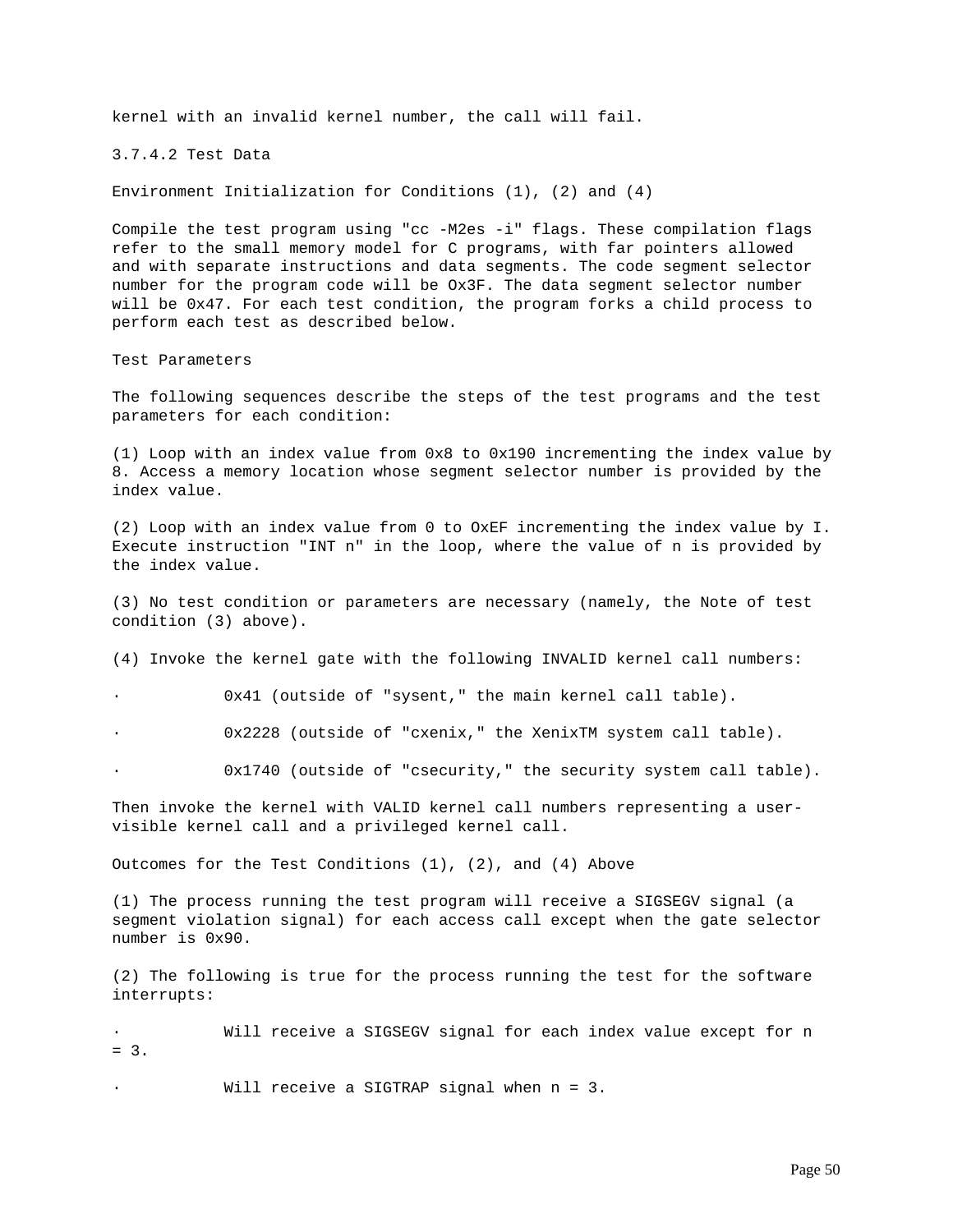kernel with an invalid kernel number, the call will fail.

3.7.4.2 Test Data

Environment Initialization for Conditions (1), (2) and (4)

Compile the test program using "cc -M2es -i" flags. These compilation flags refer to the small memory model for C programs, with far pointers allowed and with separate instructions and data segments. The code segment selector number for the program code will be Ox3F. The data segment selector number will be 0x47. For each test condition, the program forks a child process to perform each test as described below.

Test Parameters

The following sequences describe the steps of the test programs and the test parameters for each condition:

(1) Loop with an index value from 0x8 to 0x190 incrementing the index value by 8. Access a memory location whose segment selector number is provided by the index value.

(2) Loop with an index value from 0 to OxEF incrementing the index value by I. Execute instruction "INT n" in the loop, where the value of n is provided by the index value.

(3) No test condition or parameters are necessary (namely, the Note of test condition (3) above).

(4) Invoke the kernel gate with the following INVALID kernel call numbers:

- 0x41 (outside of "sysent," the main kernel call table).
- 0x2228 (outside of "cxenix," the XenixTM system call table).
- 0x1740 (outside of "csecurity," the security system call table).

Then invoke the kernel with VALID kernel call numbers representing a user-visible kernel call and a privileged kernel call.

Outcomes for the Test Conditions (1), (2), and (4) Above

(1) The process running the test program will receive a SIGSEGV signal (a segment violation signal) for each access call except when the gate selector number is 0x90.

(2) The following is true for the process running the test for the software interrupts:

- Will receive a SIGSEGV signal for each index value except for n = 3.
- Will receive a SIGTRAP signal when n = 3.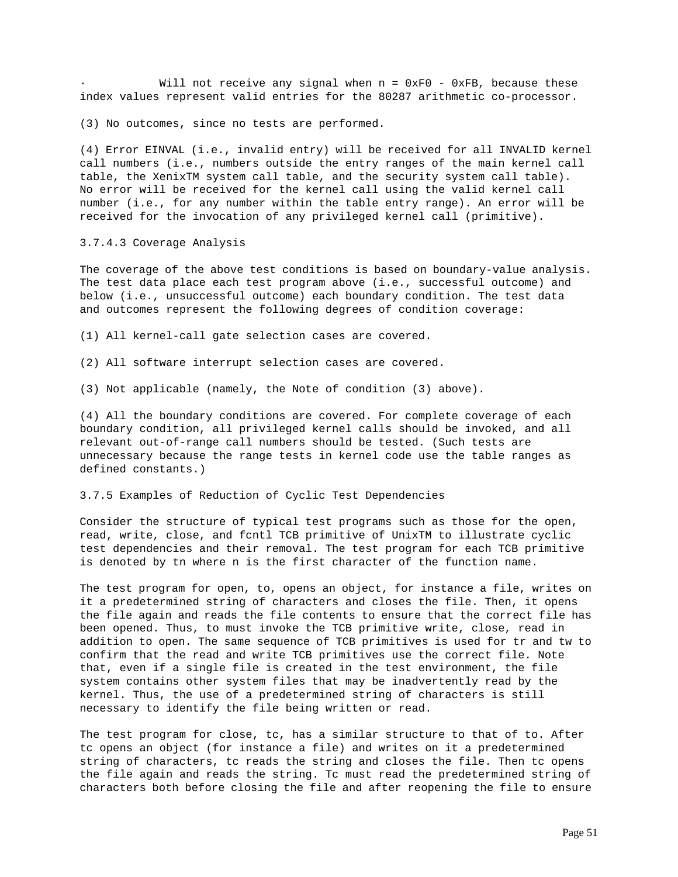- Will not receive any signal when n = 0xF0 - 0xFB, because these index values represent valid entries for the 80287 arithmetic co-processor.

(3) No outcomes, since no tests are performed.

(4) Error EINVAL (i.e., invalid entry) will be received for all INVALID kernel call numbers (i.e., numbers outside the entry ranges of the main kernel call table, the XenixTM system call table, and the security system call table). No error will be received for the kernel call using the valid kernel call number (i.e., for any number within the table entry range). An error will be received for the invocation of any privileged kernel call (primitive).

### 3.7.4.3 Coverage Analysis

The coverage of the above test conditions is based on boundary-value analysis. The test data place each test program above (i.e., successful outcome) and below (i.e., unsuccessful outcome) each boundary condition. The test data and outcomes represent the following degrees of condition coverage:

(1) All kernel-call gate selection cases are covered.

(2) All software interrupt selection cases are covered.

(3) Not applicable (namely, the Note of condition (3) above).

(4) All the boundary conditions are covered. For complete coverage of each boundary condition, all privileged kernel calls should be invoked, and all relevant out-of-range call numbers should be tested. (Such tests are unnecessary because the range tests in kernel code use the table ranges as defined constants.)

### 3.7.5 Examples of Reduction of Cyclic Test Dependencies

Consider the structure of typical test programs such as those for the open, read, write, close, and fcntl TCB primitive of UnixTM to illustrate cyclic test dependencies and their removal. The test program for each TCB primitive is denoted by tn where n is the first character of the function name.

The test program for open, to, opens an object, for instance a file, writes on it a predetermined string of characters and closes the file. Then, it opens the file again and reads the file contents to ensure that the correct file has been opened. Thus, to must invoke the TCB primitive write, close, read in addition to open. The same sequence of TCB primitives is used for tr and tw to confirm that the read and write TCB primitives use the correct file. Note that, even if a single file is created in the test environment, the file system contains other system files that may be inadvertently read by the kernel. Thus, the use of a predetermined string of characters is still necessary to identify the file being written or read.

The test program for close, tc, has a similar structure to that of to. After tc opens an object (for instance a file) and writes on it a predetermined string of characters, tc reads the string and closes the file. Then tc opens the file again and reads the string. Tc must read the predetermined string of characters both before closing the file and after reopening the file to ensure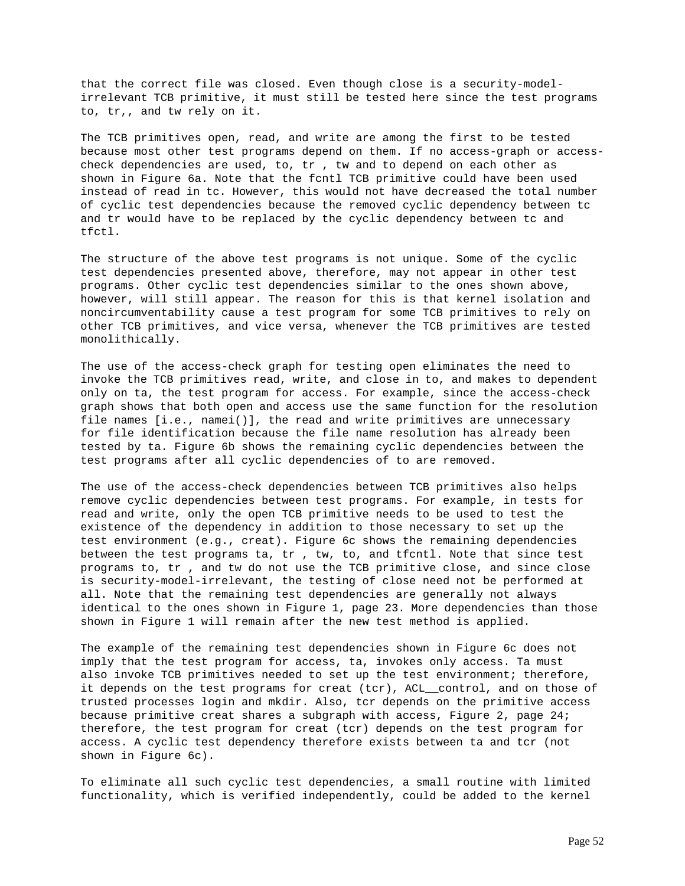that the correct file was closed. Even though close is a security-model-irrelevant TCB primitive, it must still be tested here since the test programs to, tr,, and tw rely on it.

The TCB primitives open, read, and write are among the first to be tested because most other test programs depend on them. If no access-graph or access-check dependencies are used, to, tr , tw and to depend on each other as shown in Figure 6a. Note that the fcntl TCB primitive could have been used instead of read in tc. However, this would not have decreased the total number of cyclic test dependencies because the removed cyclic dependency between tc and tr would have to be replaced by the cyclic dependency between tc and tfctl.

The structure of the above test programs is not unique. Some of the cyclic test dependencies presented above, therefore, may not appear in other test programs. Other cyclic test dependencies similar to the ones shown above, however, will still appear. The reason for this is that kernel isolation and noncircumventability cause a test program for some TCB primitives to rely on other TCB primitives, and vice versa, whenever the TCB primitives are tested monolithically.

The use of the access-check graph for testing open eliminates the need to invoke the TCB primitives read, write, and close in to, and makes to dependent only on ta, the test program for access. For example, since the access-check graph shows that both open and access use the same function for the resolution file names [i.e., namei()], the read and write primitives are unnecessary for file identification because the file name resolution has already been tested by ta. Figure 6b shows the remaining cyclic dependencies between the test programs after all cyclic dependencies of to are removed.

The use of the access-check dependencies between TCB primitives also helps remove cyclic dependencies between test programs. For example, in tests for read and write, only the open TCB primitive needs to be used to test the existence of the dependency in addition to those necessary to set up the test environment (e.g., creat). Figure 6c shows the remaining dependencies between the test programs ta, tr , tw, to, and tfcntl. Note that since test programs to, tr , and tw do not use the TCB primitive close, and since close is security-model-irrelevant, the testing of close need not be performed at all. Note that the remaining test dependencies are generally not always identical to the ones shown in Figure 1, page 23. More dependencies than those shown in Figure 1 will remain after the new test method is applied.

The example of the remaining test dependencies shown in Figure 6c does not imply that the test program for access, ta, invokes only access. Ta must also invoke TCB primitives needed to set up the test environment; therefore, it depends on the test programs for creat (tcr), ACL__control, and on those of trusted processes login and mkdir. Also, tcr depends on the primitive access because primitive creat shares a subgraph with access, Figure 2, page 24; therefore, the test program for creat (tcr) depends on the test program for access. A cyclic test dependency therefore exists between ta and tcr (not shown in Figure 6c).

To eliminate all such cyclic test dependencies, a small routine with limited functionality, which is verified independently, could be added to the kernel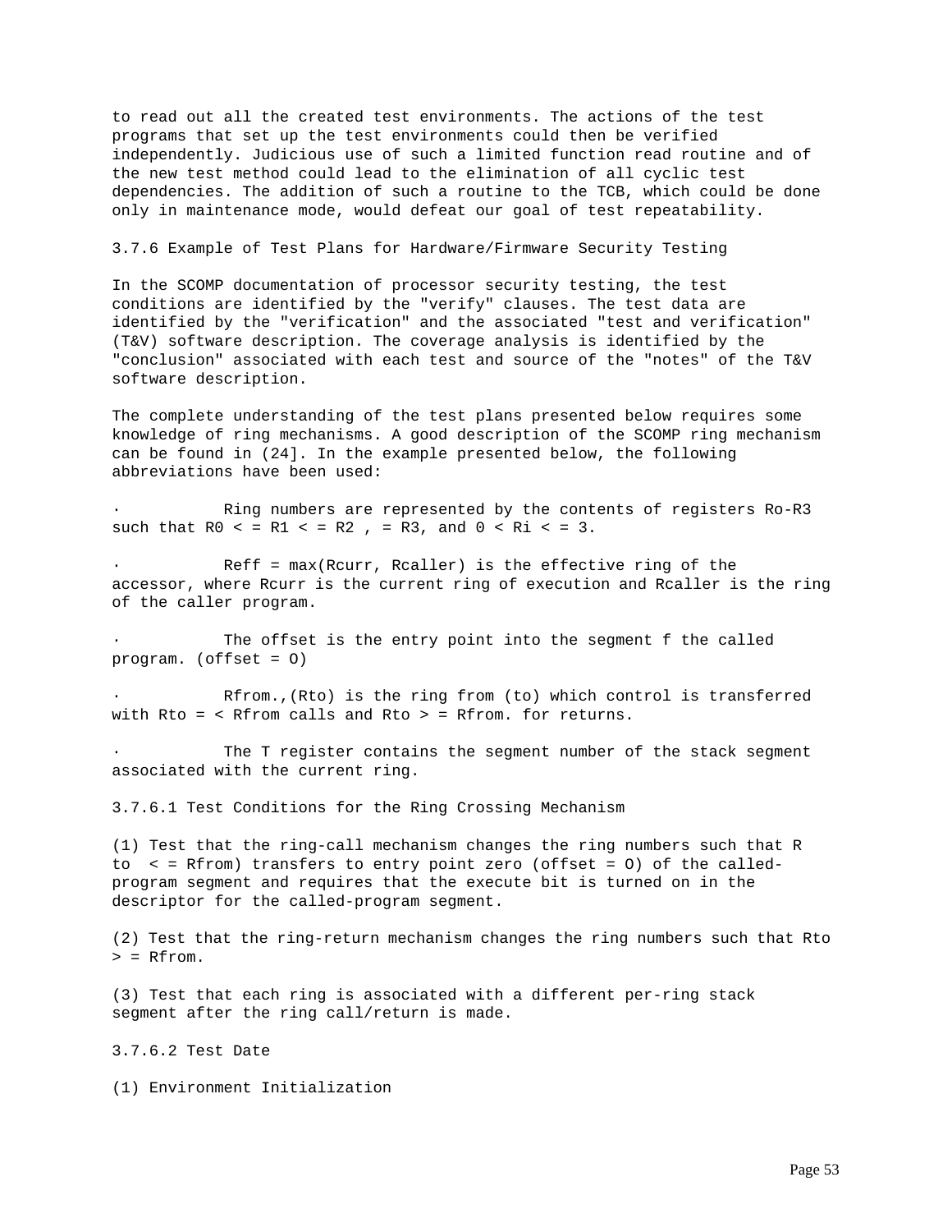to read out all the created test environments. The actions of the test programs that set up the test environments could then be verified independently. Judicious use of such a limited function read routine and of the new test method could lead to the elimination of all cyclic test dependencies. The addition of such a routine to the TCB, which could be done only in maintenance mode, would defeat our goal of test repeatability.

### 3.7.6 Example of Test Plans for Hardware/Firmware Security Testing

In the SCOMP documentation of processor security testing, the test conditions are identified by the "verify" clauses. The test data are identified by the "verification" and the associated "test and verification" (T&V) software description. The coverage analysis is identified by the "conclusion" associated with each test and source of the "notes" of the T&V software description.

The complete understanding of the test plans presented below requires some knowledge of ring mechanisms. A good description of the SCOMP ring mechanism can be found in (24]. In the example presented below, the following abbreviations have been used:

- Ring numbers are represented by the contents of registers Ro-R3 such that R0 < = R1 < = R2 , = R3, and 0 < Ri < = 3.
- Reff = max(Rcurr, Rcaller) is the effective ring of the accessor, where Rcurr is the current ring of execution and Rcaller is the ring of the caller program.
- The offset is the entry point into the segment f the called program. (offset = O)
- Rfrom.,(Rto) is the ring from (to) which control is transferred with Rto = < Rfrom calls and Rto > = Rfrom. for returns.
- The T register contains the segment number of the stack segment associated with the current ring.

#### 3.7.6.1 Test Conditions for the Ring Crossing Mechanism

(1) Test that the ring-call mechanism changes the ring numbers such that R to < = Rfrom) transfers to entry point zero (offset = O) of the called-program segment and requires that the execute bit is turned on in the descriptor for the called-program segment.

(2) Test that the ring-return mechanism changes the ring numbers such that Rto > = Rfrom.

(3) Test that each ring is associated with a different per-ring stack segment after the ring call/return is made.

#### 3.7.6.2 Test Date

(1) Environment Initialization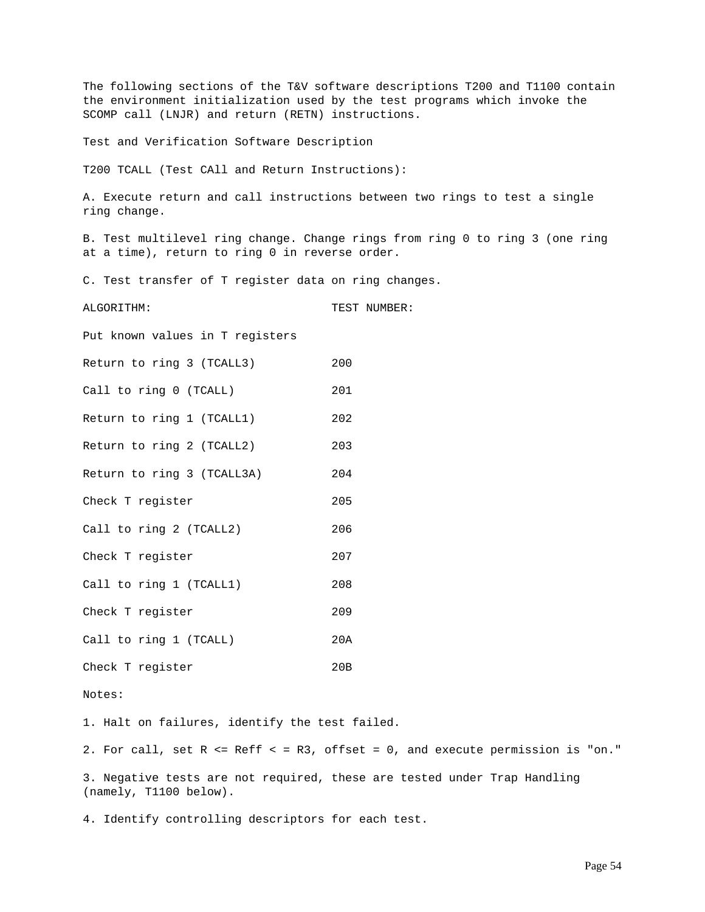The following sections of the T&V software descriptions T200 and T1100 contain the environment initialization used by the test programs which invoke the SCOMP call (LNJR) and return (RETN) instructions.

Test and Verification Software Description

T200 TCALL (Test CAll and Return Instructions):

A. Execute return and call instructions between two rings to test a single ring change.

B. Test multilevel ring change. Change rings from ring 0 to ring 3 (one ring at a time), return to ring 0 in reverse order.

C. Test transfer of T register data on ring changes.

| ALGORITHM: | TEST NUMBER: |
|---|---|
| Put known values in T registers | |
| Return to ring 3 (TCALL3) | 200 |
| Call to ring 0 (TCALL) | 201 |
| Return to ring 1 (TCALL1) | 202 |
| Return to ring 2 (TCALL2) | 203 |
| Return to ring 3 (TCALL3A) | 204 |
| Check T register | 205 |
| Call to ring 2 (TCALL2) | 206 |
| Check T register | 207 |
| Call to ring 1 (TCALL1) | 208 |
| Check T register | 209 |
| Call to ring 1 (TCALL) | 20A |
| Check T register | 20B |

Notes:

1. Halt on failures, identify the test failed.

2. For call, set R <= Reff < = R3, offset = 0, and execute permission is "on."

3. Negative tests are not required, these are tested under Trap Handling (namely, T1100 below).

4. Identify controlling descriptors for each test.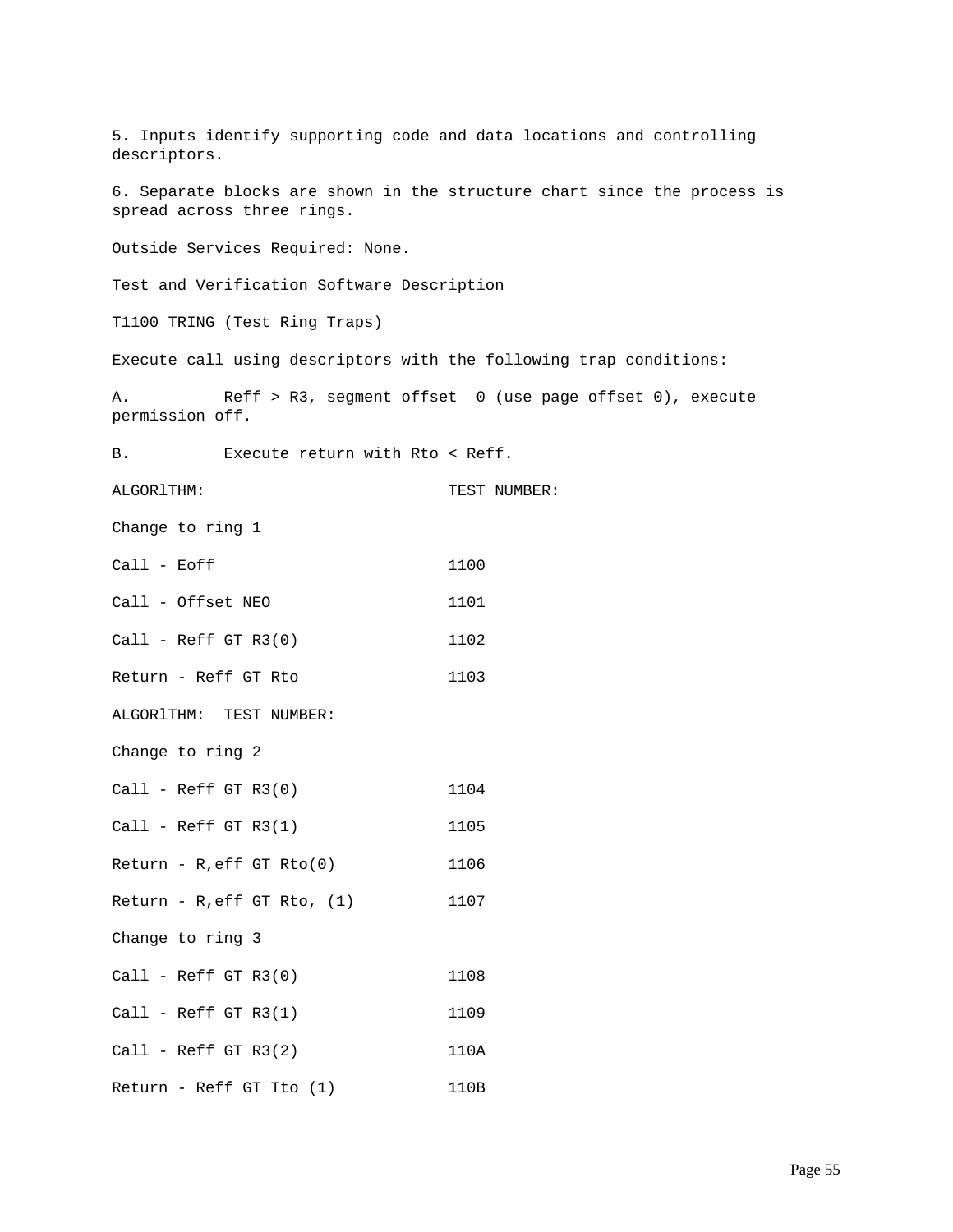5. Inputs identify supporting code and data locations and controlling descriptors.

6. Separate blocks are shown in the structure chart since the process is spread across three rings.

Outside Services Required: None.

Test and Verification Software Description

T1100 TRING (Test Ring Traps)

Execute call using descriptors with the following trap conditions:

A. Reff > R3, segment offset 0 (use page offset 0), execute permission off.

B. Execute return with Rto < Reff.

| ALGORlTHM: | TEST NUMBER: |
| --- | --- |
| Change to ring 1 | |
| Call - Eoff | 1100 |
| Call - Offset NEO | 1101 |
| Call - Reff GT R3(0) | 1102 |
| Return - Reff GT Rto | 1103 |

| ALGORlTHM: | TEST NUMBER: |
| --- | --- |
| Change to ring 2 | |
| Call - Reff GT R3(0) | 1104 |
| Call - Reff GT R3(1) | 1105 |
| Return - R,eff GT Rto(0) | 1106 |
| Return - R,eff GT Rto, (1) | 1107 |
| Change to ring 3 | |
| Call - Reff GT R3(0) | 1108 |
| Call - Reff GT R3(1) | 1109 |
| Call - Reff GT R3(2) | 110A |
| Return - Reff GT Tto (1) | 110B |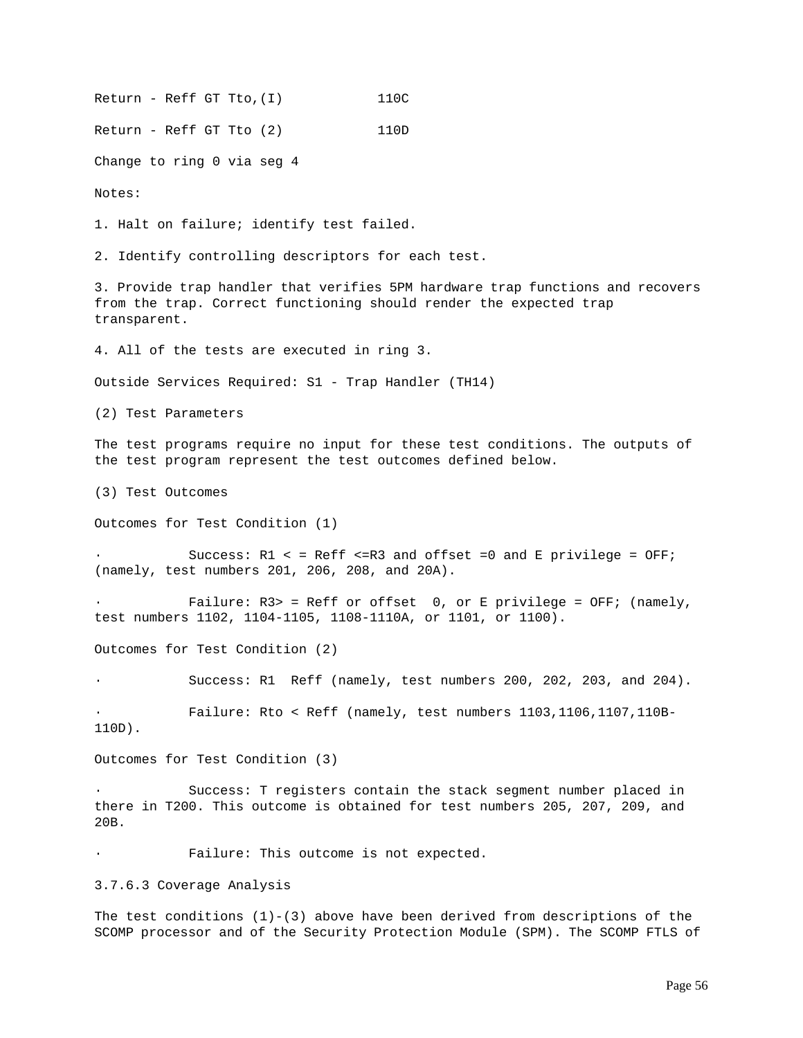Return - Reff GT Tto,(I)            110C

Return - Reff GT Tto (2)            110D

Change to ring 0 via seg 4

Notes:

1. Halt on failure; identify test failed.

2. Identify controlling descriptors for each test.

3. Provide trap handler that verifies 5PM hardware trap functions and recovers from the trap. Correct functioning should render the expected trap transparent.

4. All of the tests are executed in ring 3.

Outside Services Required: S1 - Trap Handler (TH14)

(2) Test Parameters

The test programs require no input for these test conditions. The outputs of the test program represent the test outcomes defined below.

(3) Test Outcomes

Outcomes for Test Condition (1)

- Success: R1 < = Reff <=R3 and offset =0 and E privilege = OFF; (namely, test numbers 201, 206, 208, and 20A).

- Failure: R3> = Reff or offset  0, or E privilege = OFF; (namely, test numbers 1102, 1104-1105, 1108-1110A, or 1101, or 1100).

Outcomes for Test Condition (2)

- Success: R1  Reff (namely, test numbers 200, 202, 203, and 204).

- Failure: Rto < Reff (namely, test numbers 1103,1106,1107,110B-110D).

Outcomes for Test Condition (3)

- Success: T registers contain the stack segment number placed in there in T200. This outcome is obtained for test numbers 205, 207, 209, and 20B.

- Failure: This outcome is not expected.

3.7.6.3 Coverage Analysis

The test conditions (1)-(3) above have been derived from descriptions of the SCOMP processor and of the Security Protection Module (SPM). The SCOMP FTLS of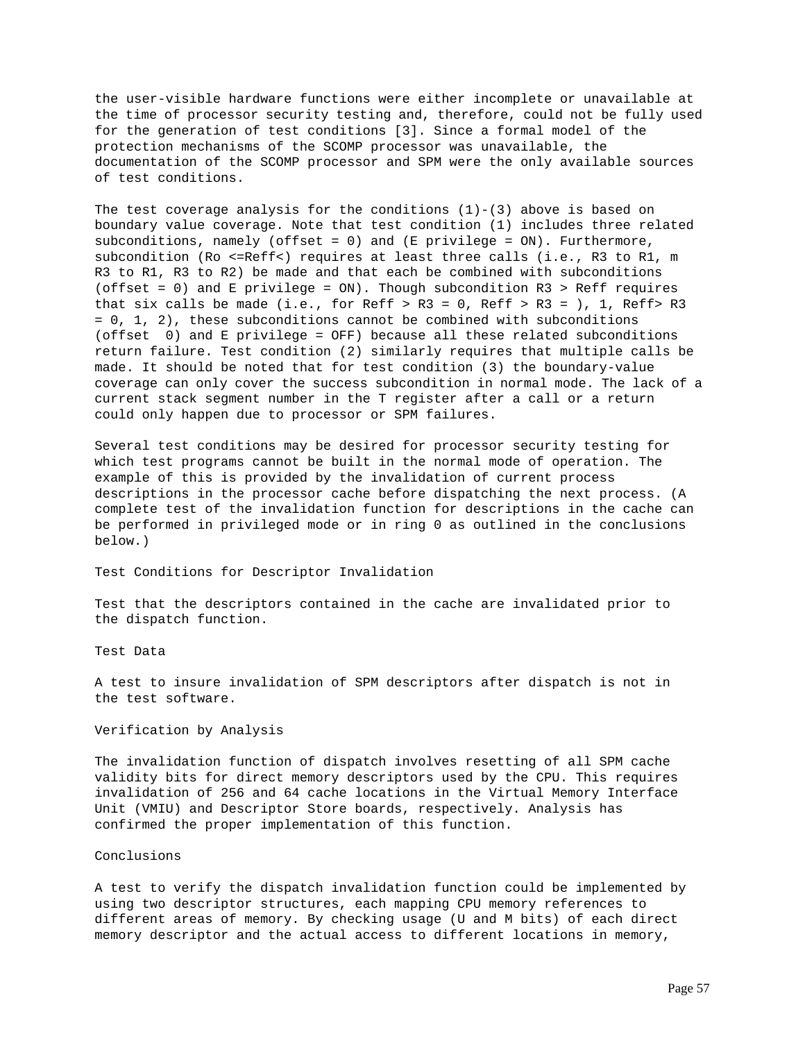the user-visible hardware functions were either incomplete or unavailable at the time of processor security testing and, therefore, could not be fully used for the generation of test conditions [3]. Since a formal model of the protection mechanisms of the SCOMP processor was unavailable, the documentation of the SCOMP processor and SPM were the only available sources of test conditions.

The test coverage analysis for the conditions (1)-(3) above is based on boundary value coverage. Note that test condition (1) includes three related subconditions, namely (offset = 0) and (E privilege = ON). Furthermore, subcondition (Ro <=Reff<) requires at least three calls (i.e., R3 to R1, m R3 to R1, R3 to R2) be made and that each be combined with subconditions (offset = 0) and E privilege = ON). Though subcondition R3 > Reff requires that six calls be made (i.e., for Reff > R3 = 0, Reff > R3 = ), 1, Reff> R3 = 0, 1, 2), these subconditions cannot be combined with subconditions (offset  0) and E privilege = OFF) because all these related subconditions return failure. Test condition (2) similarly requires that multiple calls be made. It should be noted that for test condition (3) the boundary-value coverage can only cover the success subcondition in normal mode. The lack of a current stack segment number in the T register after a call or a return could only happen due to processor or SPM failures.

Several test conditions may be desired for processor security testing for which test programs cannot be built in the normal mode of operation. The example of this is provided by the invalidation of current process descriptions in the processor cache before dispatching the next process. (A complete test of the invalidation function for descriptions in the cache can be performed in privileged mode or in ring 0 as outlined in the conclusions below.)

Test Conditions for Descriptor Invalidation

Test that the descriptors contained in the cache are invalidated prior to the dispatch function.

Test Data

A test to insure invalidation of SPM descriptors after dispatch is not in the test software.

Verification by Analysis

The invalidation function of dispatch involves resetting of all SPM cache validity bits for direct memory descriptors used by the CPU. This requires invalidation of 256 and 64 cache locations in the Virtual Memory Interface Unit (VMIU) and Descriptor Store boards, respectively. Analysis has confirmed the proper implementation of this function.

Conclusions

A test to verify the dispatch invalidation function could be implemented by using two descriptor structures, each mapping CPU memory references to different areas of memory. By checking usage (U and M bits) of each direct memory descriptor and the actual access to different locations in memory,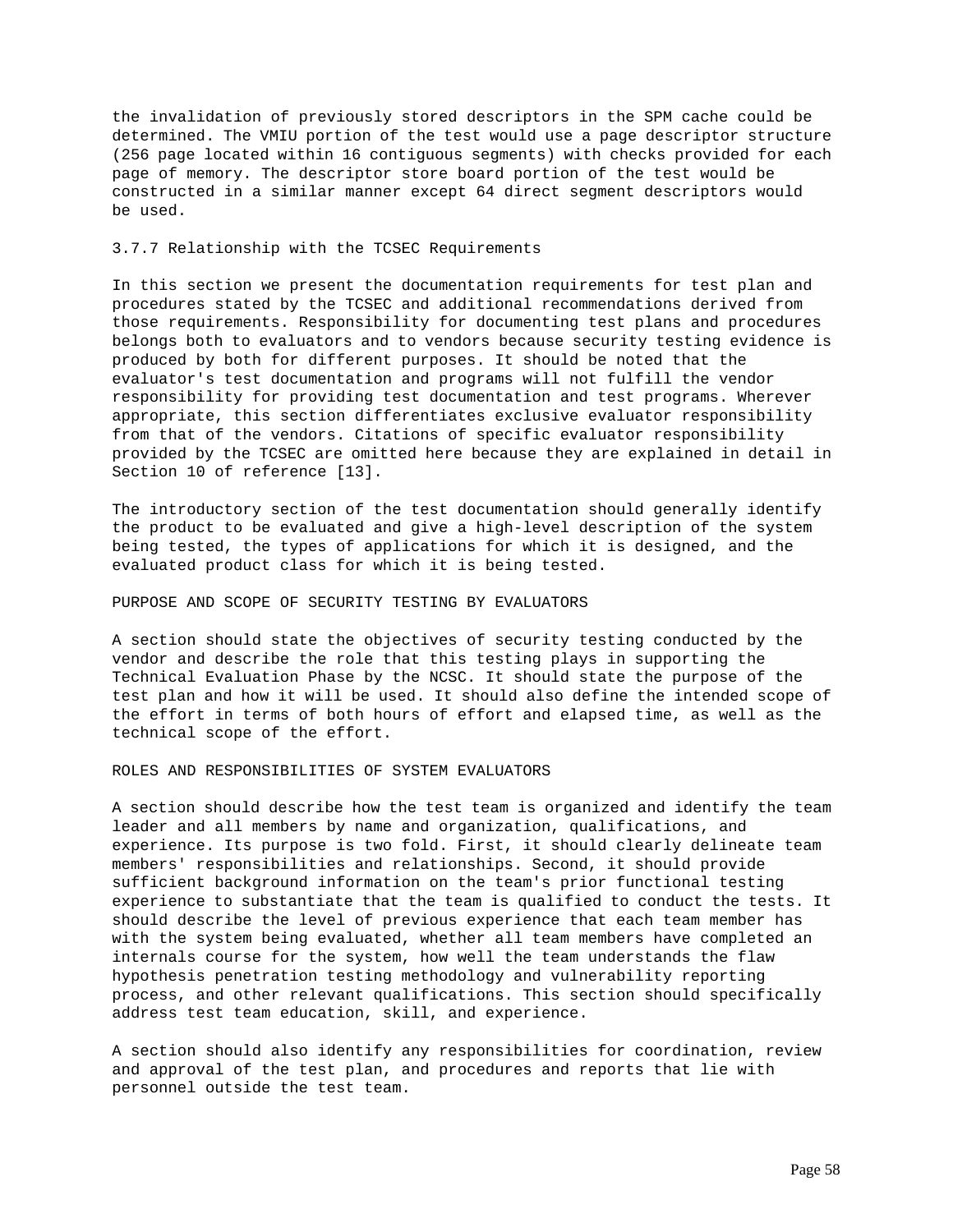the invalidation of previously stored descriptors in the SPM cache could be determined. The VMIU portion of the test would use a page descriptor structure (256 page located within 16 contiguous segments) with checks provided for each page of memory. The descriptor store board portion of the test would be constructed in a similar manner except 64 direct segment descriptors would be used.

### 3.7.7 Relationship with the TCSEC Requirements

In this section we present the documentation requirements for test plan and procedures stated by the TCSEC and additional recommendations derived from those requirements. Responsibility for documenting test plans and procedures belongs both to evaluators and to vendors because security testing evidence is produced by both for different purposes. It should be noted that the evaluator's test documentation and programs will not fulfill the vendor responsibility for providing test documentation and test programs. Wherever appropriate, this section differentiates exclusive evaluator responsibility from that of the vendors. Citations of specific evaluator responsibility provided by the TCSEC are omitted here because they are explained in detail in Section 10 of reference [13].

The introductory section of the test documentation should generally identify the product to be evaluated and give a high-level description of the system being tested, the types of applications for which it is designed, and the evaluated product class for which it is being tested.

#### PURPOSE AND SCOPE OF SECURITY TESTING BY EVALUATORS

A section should state the objectives of security testing conducted by the vendor and describe the role that this testing plays in supporting the Technical Evaluation Phase by the NCSC. It should state the purpose of the test plan and how it will be used. It should also define the intended scope of the effort in terms of both hours of effort and elapsed time, as well as the technical scope of the effort.

#### ROLES AND RESPONSIBILITIES OF SYSTEM EVALUATORS

A section should describe how the test team is organized and identify the team leader and all members by name and organization, qualifications, and experience. Its purpose is two fold. First, it should clearly delineate team members' responsibilities and relationships. Second, it should provide sufficient background information on the team's prior functional testing experience to substantiate that the team is qualified to conduct the tests. It should describe the level of previous experience that each team member has with the system being evaluated, whether all team members have completed an internals course for the system, how well the team understands the flaw hypothesis penetration testing methodology and vulnerability reporting process, and other relevant qualifications. This section should specifically address test team education, skill, and experience.

A section should also identify any responsibilities for coordination, review and approval of the test plan, and procedures and reports that lie with personnel outside the test team.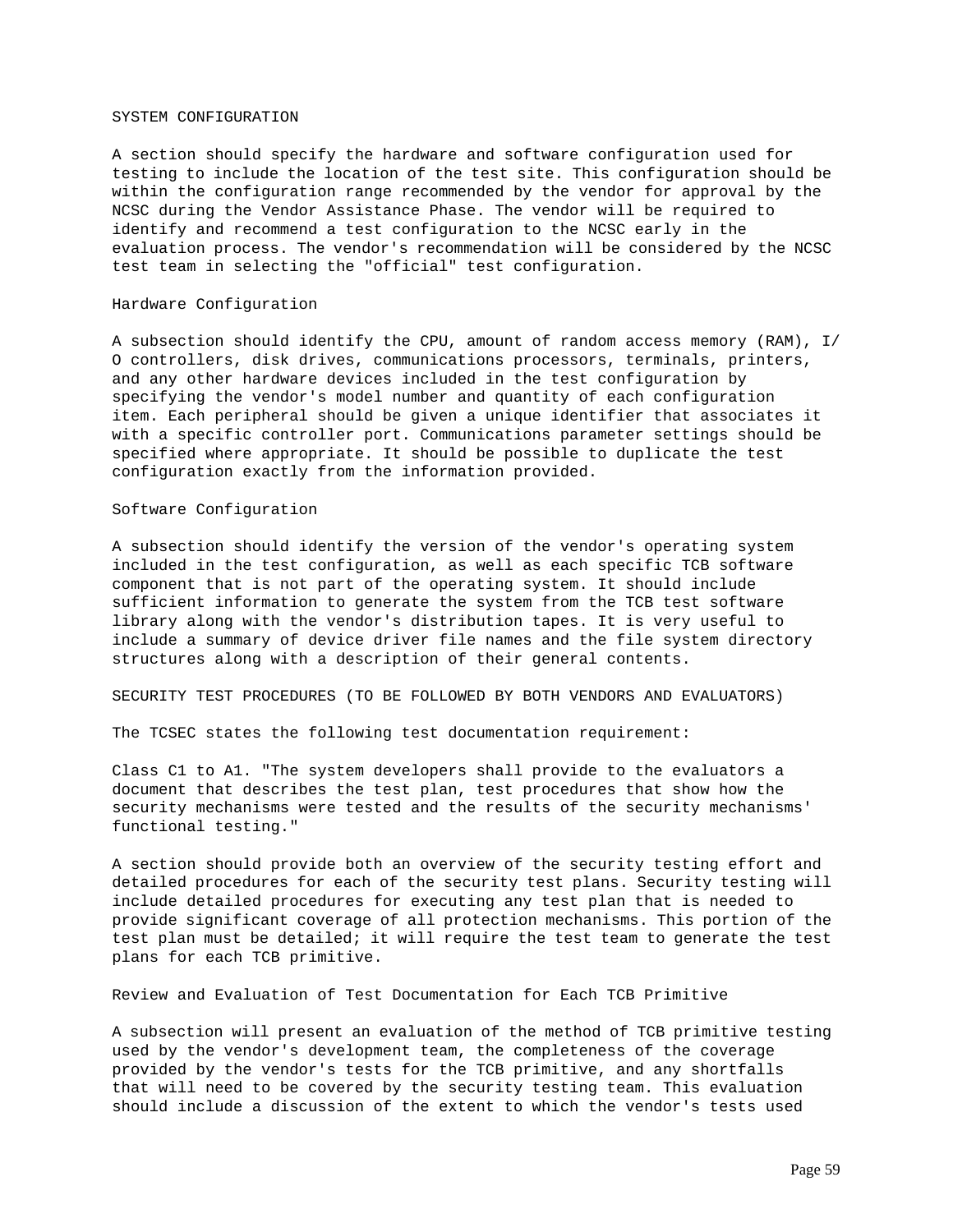## SYSTEM CONFIGURATION

A section should specify the hardware and software configuration used for testing to include the location of the test site. This configuration should be within the configuration range recommended by the vendor for approval by the NCSC during the Vendor Assistance Phase. The vendor will be required to identify and recommend a test configuration to the NCSC early in the evaluation process. The vendor's recommendation will be considered by the NCSC test team in selecting the "official" test configuration.

### Hardware Configuration

A subsection should identify the CPU, amount of random access memory (RAM), I/O controllers, disk drives, communications processors, terminals, printers, and any other hardware devices included in the test configuration by specifying the vendor's model number and quantity of each configuration item. Each peripheral should be given a unique identifier that associates it with a specific controller port. Communications parameter settings should be specified where appropriate. It should be possible to duplicate the test configuration exactly from the information provided.

### Software Configuration

A subsection should identify the version of the vendor's operating system included in the test configuration, as well as each specific TCB software component that is not part of the operating system. It should include sufficient information to generate the system from the TCB test software library along with the vendor's distribution tapes. It is very useful to include a summary of device driver file names and the file system directory structures along with a description of their general contents.

## SECURITY TEST PROCEDURES (TO BE FOLLOWED BY BOTH VENDORS AND EVALUATORS)

The TCSEC states the following test documentation requirement:

Class C1 to A1. "The system developers shall provide to the evaluators a document that describes the test plan, test procedures that show how the security mechanisms were tested and the results of the security mechanisms' functional testing."

A section should provide both an overview of the security testing effort and detailed procedures for each of the security test plans. Security testing will include detailed procedures for executing any test plan that is needed to provide significant coverage of all protection mechanisms. This portion of the test plan must be detailed; it will require the test team to generate the test plans for each TCB primitive.

### Review and Evaluation of Test Documentation for Each TCB Primitive

A subsection will present an evaluation of the method of TCB primitive testing used by the vendor's development team, the completeness of the coverage provided by the vendor's tests for the TCB primitive, and any shortfalls that will need to be covered by the security testing team. This evaluation should include a discussion of the extent to which the vendor's tests used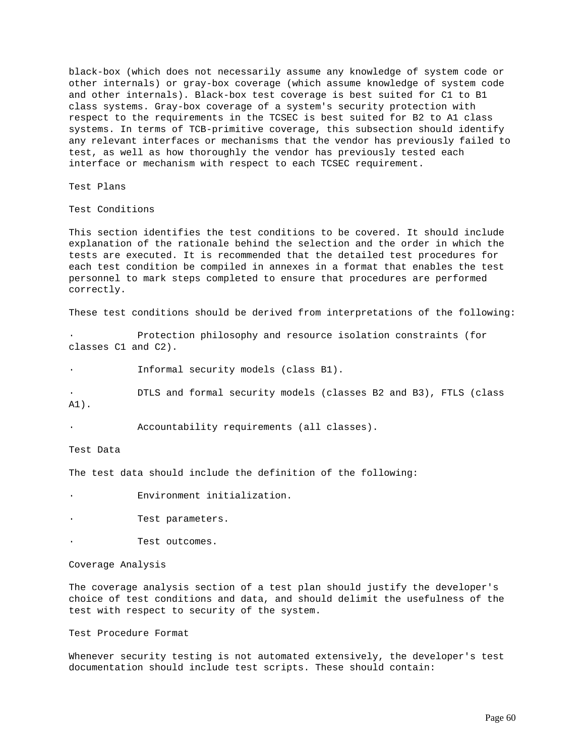black-box (which does not necessarily assume any knowledge of system code or other internals) or gray-box coverage (which assume knowledge of system code and other internals). Black-box test coverage is best suited for C1 to B1 class systems. Gray-box coverage of a system's security protection with respect to the requirements in the TCSEC is best suited for B2 to A1 class systems. In terms of TCB-primitive coverage, this subsection should identify any relevant interfaces or mechanisms that the vendor has previously failed to test, as well as how thoroughly the vendor has previously tested each interface or mechanism with respect to each TCSEC requirement.

## Test Plans

### Test Conditions

This section identifies the test conditions to be covered. It should include explanation of the rationale behind the selection and the order in which the tests are executed. It is recommended that the detailed test procedures for each test condition be compiled in annexes in a format that enables the test personnel to mark steps completed to ensure that procedures are performed correctly.

These test conditions should be derived from interpretations of the following:

- Protection philosophy and resource isolation constraints (for classes C1 and C2).
- Informal security models (class B1).
- DTLS and formal security models (classes B2 and B3), FTLS (class A1).
- Accountability requirements (all classes).

### Test Data

The test data should include the definition of the following:

- Environment initialization.
- Test parameters.
- Test outcomes.

### Coverage Analysis

The coverage analysis section of a test plan should justify the developer's choice of test conditions and data, and should delimit the usefulness of the test with respect to security of the system.

### Test Procedure Format

Whenever security testing is not automated extensively, the developer's test documentation should include test scripts. These should contain: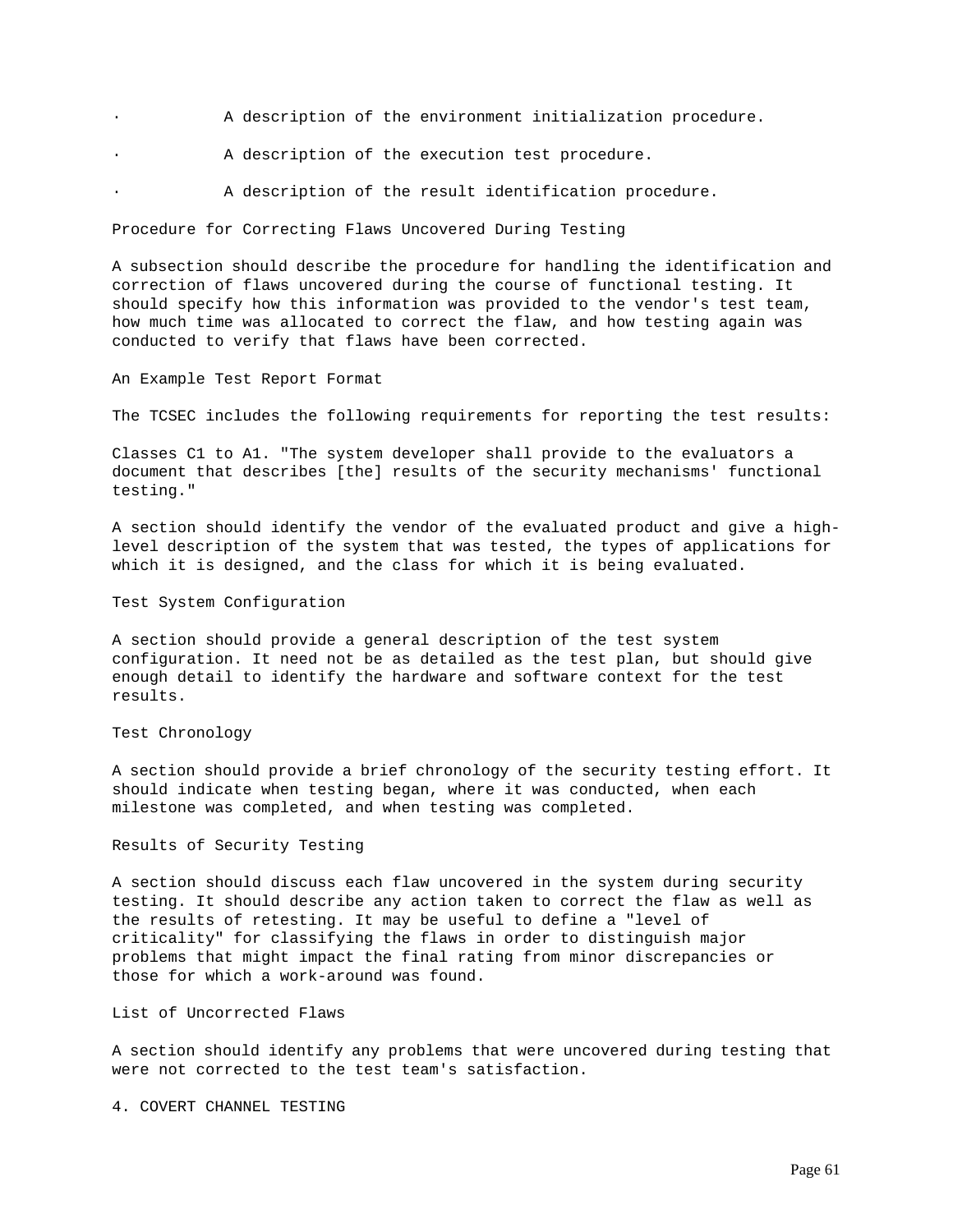- A description of the environment initialization procedure.
- A description of the execution test procedure.
- A description of the result identification procedure.

### Procedure for Correcting Flaws Uncovered During Testing

A subsection should describe the procedure for handling the identification and correction of flaws uncovered during the course of functional testing. It should specify how this information was provided to the vendor's test team, how much time was allocated to correct the flaw, and how testing again was conducted to verify that flaws have been corrected.

### An Example Test Report Format

The TCSEC includes the following requirements for reporting the test results:

Classes C1 to A1. "The system developer shall provide to the evaluators a document that describes [the] results of the security mechanisms' functional testing."

A section should identify the vendor of the evaluated product and give a high-level description of the system that was tested, the types of applications for which it is designed, and the class for which it is being evaluated.

### Test System Configuration

A section should provide a general description of the test system configuration. It need not be as detailed as the test plan, but should give enough detail to identify the hardware and software context for the test results.

### Test Chronology

A section should provide a brief chronology of the security testing effort. It should indicate when testing began, where it was conducted, when each milestone was completed, and when testing was completed.

### Results of Security Testing

A section should discuss each flaw uncovered in the system during security testing. It should describe any action taken to correct the flaw as well as the results of retesting. It may be useful to define a "level of criticality" for classifying the flaws in order to distinguish major problems that might impact the final rating from minor discrepancies or those for which a work-around was found.

### List of Uncorrected Flaws

A section should identify any problems that were uncovered during testing that were not corrected to the test team's satisfaction.

## 4. COVERT CHANNEL TESTING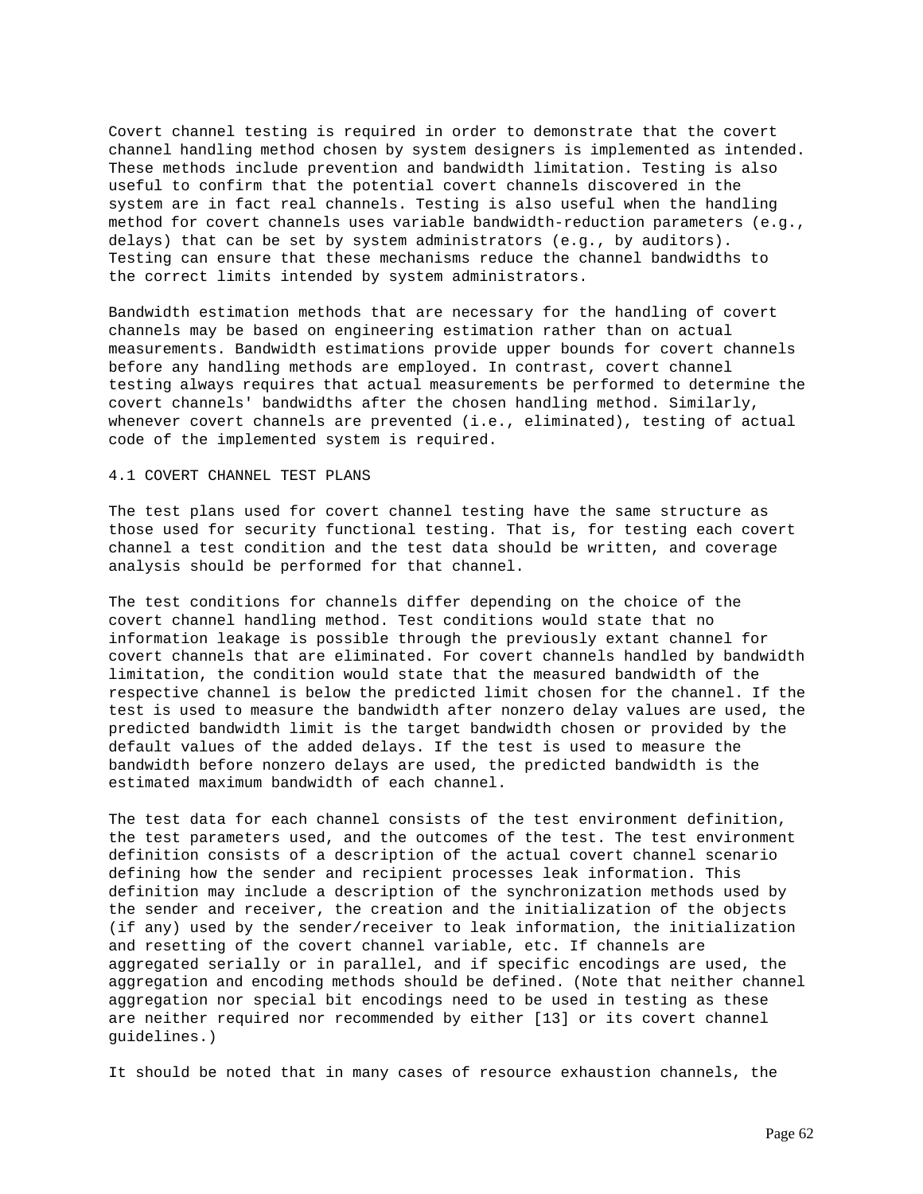Covert channel testing is required in order to demonstrate that the covert channel handling method chosen by system designers is implemented as intended. These methods include prevention and bandwidth limitation. Testing is also useful to confirm that the potential covert channels discovered in the system are in fact real channels. Testing is also useful when the handling method for covert channels uses variable bandwidth-reduction parameters (e.g., delays) that can be set by system administrators (e.g., by auditors). Testing can ensure that these mechanisms reduce the channel bandwidths to the correct limits intended by system administrators.

Bandwidth estimation methods that are necessary for the handling of covert channels may be based on engineering estimation rather than on actual measurements. Bandwidth estimations provide upper bounds for covert channels before any handling methods are employed. In contrast, covert channel testing always requires that actual measurements be performed to determine the covert channels' bandwidths after the chosen handling method. Similarly, whenever covert channels are prevented (i.e., eliminated), testing of actual code of the implemented system is required.

## 4.1 COVERT CHANNEL TEST PLANS

The test plans used for covert channel testing have the same structure as those used for security functional testing. That is, for testing each covert channel a test condition and the test data should be written, and coverage analysis should be performed for that channel.

The test conditions for channels differ depending on the choice of the covert channel handling method. Test conditions would state that no information leakage is possible through the previously extant channel for covert channels that are eliminated. For covert channels handled by bandwidth limitation, the condition would state that the measured bandwidth of the respective channel is below the predicted limit chosen for the channel. If the test is used to measure the bandwidth after nonzero delay values are used, the predicted bandwidth limit is the target bandwidth chosen or provided by the default values of the added delays. If the test is used to measure the bandwidth before nonzero delays are used, the predicted bandwidth is the estimated maximum bandwidth of each channel.

The test data for each channel consists of the test environment definition, the test parameters used, and the outcomes of the test. The test environment definition consists of a description of the actual covert channel scenario defining how the sender and recipient processes leak information. This definition may include a description of the synchronization methods used by the sender and receiver, the creation and the initialization of the objects (if any) used by the sender/receiver to leak information, the initialization and resetting of the covert channel variable, etc. If channels are aggregated serially or in parallel, and if specific encodings are used, the aggregation and encoding methods should be defined. (Note that neither channel aggregation nor special bit encodings need to be used in testing as these are neither required nor recommended by either [13] or its covert channel guidelines.)

It should be noted that in many cases of resource exhaustion channels, the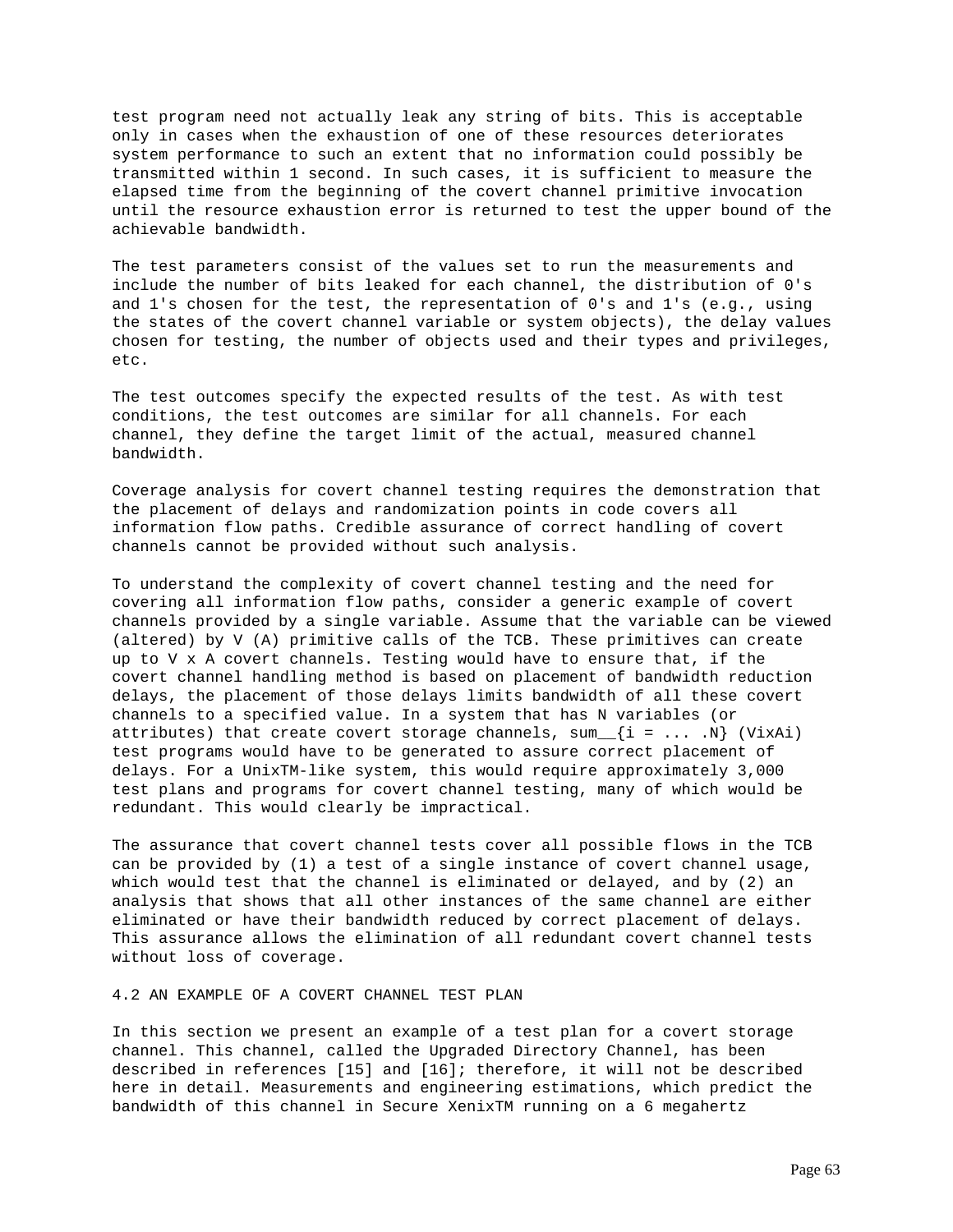test program need not actually leak any string of bits. This is acceptable only in cases when the exhaustion of one of these resources deteriorates system performance to such an extent that no information could possibly be transmitted within 1 second. In such cases, it is sufficient to measure the elapsed time from the beginning of the covert channel primitive invocation until the resource exhaustion error is returned to test the upper bound of the achievable bandwidth.

The test parameters consist of the values set to run the measurements and include the number of bits leaked for each channel, the distribution of 0's and 1's chosen for the test, the representation of 0's and 1's (e.g., using the states of the covert channel variable or system objects), the delay values chosen for testing, the number of objects used and their types and privileges, etc.

The test outcomes specify the expected results of the test. As with test conditions, the test outcomes are similar for all channels. For each channel, they define the target limit of the actual, measured channel bandwidth.

Coverage analysis for covert channel testing requires the demonstration that the placement of delays and randomization points in code covers all information flow paths. Credible assurance of correct handling of covert channels cannot be provided without such analysis.

To understand the complexity of covert channel testing and the need for covering all information flow paths, consider a generic example of covert channels provided by a single variable. Assume that the variable can be viewed (altered) by V (A) primitive calls of the TCB. These primitives can create up to V x A covert channels. Testing would have to ensure that, if the covert channel handling method is based on placement of bandwidth reduction delays, the placement of those delays limits bandwidth of all these covert channels to a specified value. In a system that has N variables (or attributes) that create covert storage channels, $\sum_{i = \ldots N} (V_i \times A_i)$ test programs would have to be generated to assure correct placement of delays. For a UnixTM-like system, this would require approximately 3,000 test plans and programs for covert channel testing, many of which would be redundant. This would clearly be impractical.

The assurance that covert channel tests cover all possible flows in the TCB can be provided by (1) a test of a single instance of covert channel usage, which would test that the channel is eliminated or delayed, and by (2) an analysis that shows that all other instances of the same channel are either eliminated or have their bandwidth reduced by correct placement of delays. This assurance allows the elimination of all redundant covert channel tests without loss of coverage.

## 4.2 AN EXAMPLE OF A COVERT CHANNEL TEST PLAN

In this section we present an example of a test plan for a covert storage channel. This channel, called the Upgraded Directory Channel, has been described in references [15] and [16]; therefore, it will not be described here in detail. Measurements and engineering estimations, which predict the bandwidth of this channel in Secure XenixTM running on a 6 megahertz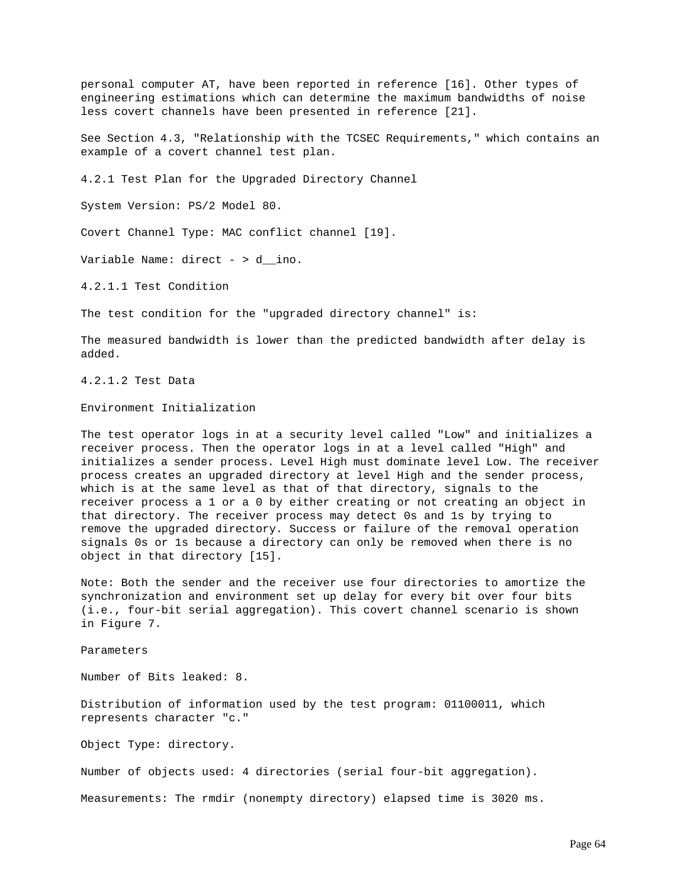personal computer AT, have been reported in reference [16]. Other types of engineering estimations which can determine the maximum bandwidths of noise less covert channels have been presented in reference [21].

See Section 4.3, "Relationship with the TCSEC Requirements," which contains an example of a covert channel test plan.

### 4.2.1 Test Plan for the Upgraded Directory Channel

System Version: PS/2 Model 80.

Covert Channel Type: MAC conflict channel [19].

Variable Name: direct - > d__ino.

#### 4.2.1.1 Test Condition

The test condition for the "upgraded directory channel" is:

The measured bandwidth is lower than the predicted bandwidth after delay is added.

#### 4.2.1.2 Test Data

Environment Initialization

The test operator logs in at a security level called "Low" and initializes a receiver process. Then the operator logs in at a level called "High" and initializes a sender process. Level High must dominate level Low. The receiver process creates an upgraded directory at level High and the sender process, which is at the same level as that of that directory, signals to the receiver process a 1 or a 0 by either creating or not creating an object in that directory. The receiver process may detect 0s and 1s by trying to remove the upgraded directory. Success or failure of the removal operation signals 0s or 1s because a directory can only be removed when there is no object in that directory [15].

Note: Both the sender and the receiver use four directories to amortize the synchronization and environment set up delay for every bit over four bits (i.e., four-bit serial aggregation). This covert channel scenario is shown in Figure 7.

Parameters

Number of Bits leaked: 8.

Distribution of information used by the test program: 01100011, which represents character "c."

Object Type: directory.

Number of objects used: 4 directories (serial four-bit aggregation).

Measurements: The rmdir (nonempty directory) elapsed time is 3020 ms.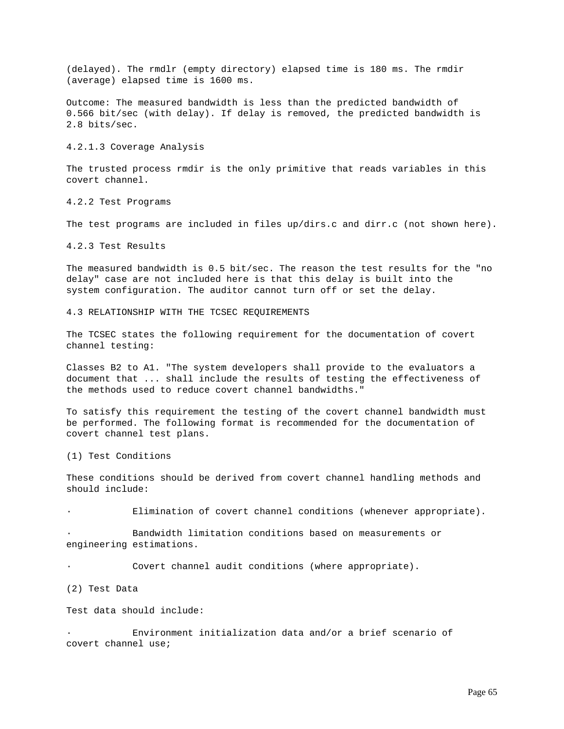(delayed). The rmdlr (empty directory) elapsed time is 180 ms. The rmdir (average) elapsed time is 1600 ms.

Outcome: The measured bandwidth is less than the predicted bandwidth of 0.566 bit/sec (with delay). If delay is removed, the predicted bandwidth is 2.8 bits/sec.

#### 4.2.1.3 Coverage Analysis

The trusted process rmdir is the only primitive that reads variables in this covert channel.

### 4.2.2 Test Programs

The test programs are included in files up/dirs.c and dirr.c (not shown here).

### 4.2.3 Test Results

The measured bandwidth is 0.5 bit/sec. The reason the test results for the "no delay" case are not included here is that this delay is built into the system configuration. The auditor cannot turn off or set the delay.

## 4.3 RELATIONSHIP WITH THE TCSEC REQUIREMENTS

The TCSEC states the following requirement for the documentation of covert channel testing:

Classes B2 to A1. "The system developers shall provide to the evaluators a document that ... shall include the results of testing the effectiveness of the methods used to reduce covert channel bandwidths."

To satisfy this requirement the testing of the covert channel bandwidth must be performed. The following format is recommended for the documentation of covert channel test plans.

(1) Test Conditions

These conditions should be derived from covert channel handling methods and should include:

- Elimination of covert channel conditions (whenever appropriate).
- Bandwidth limitation conditions based on measurements or engineering estimations.
- Covert channel audit conditions (where appropriate).

(2) Test Data

Test data should include:

- Environment initialization data and/or a brief scenario of covert channel use;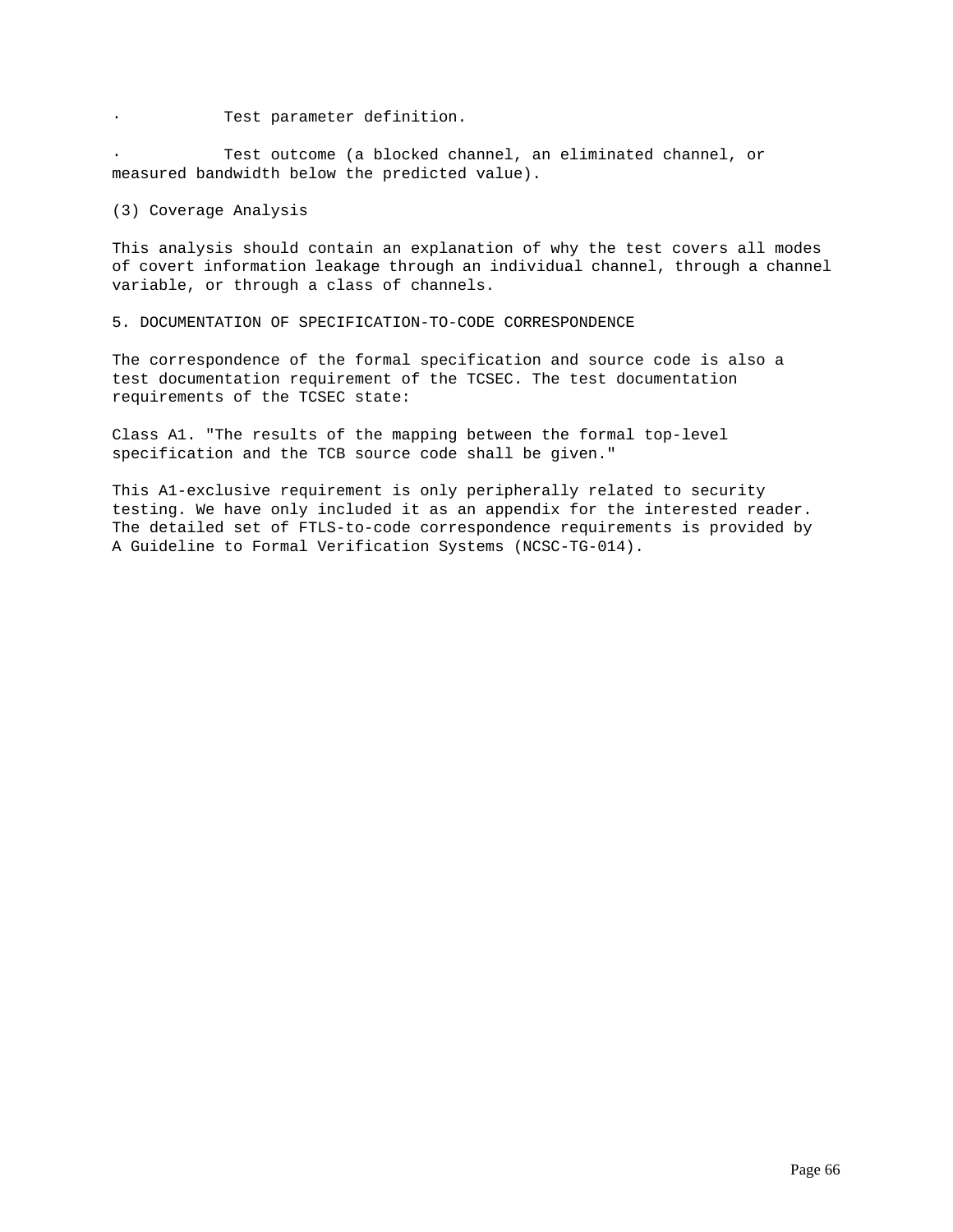- Test parameter definition.

- Test outcome (a blocked channel, an eliminated channel, or measured bandwidth below the predicted value).

(3) Coverage Analysis

This analysis should contain an explanation of why the test covers all modes of covert information leakage through an individual channel, through a channel variable, or through a class of channels.

## 5. DOCUMENTATION OF SPECIFICATION-TO-CODE CORRESPONDENCE

The correspondence of the formal specification and source code is also a test documentation requirement of the TCSEC. The test documentation requirements of the TCSEC state:

Class A1. "The results of the mapping between the formal top-level specification and the TCB source code shall be given."

This A1-exclusive requirement is only peripherally related to security testing. We have only included it as an appendix for the interested reader. The detailed set of FTLS-to-code correspondence requirements is provided by A Guideline to Formal Verification Systems (NCSC-TG-014).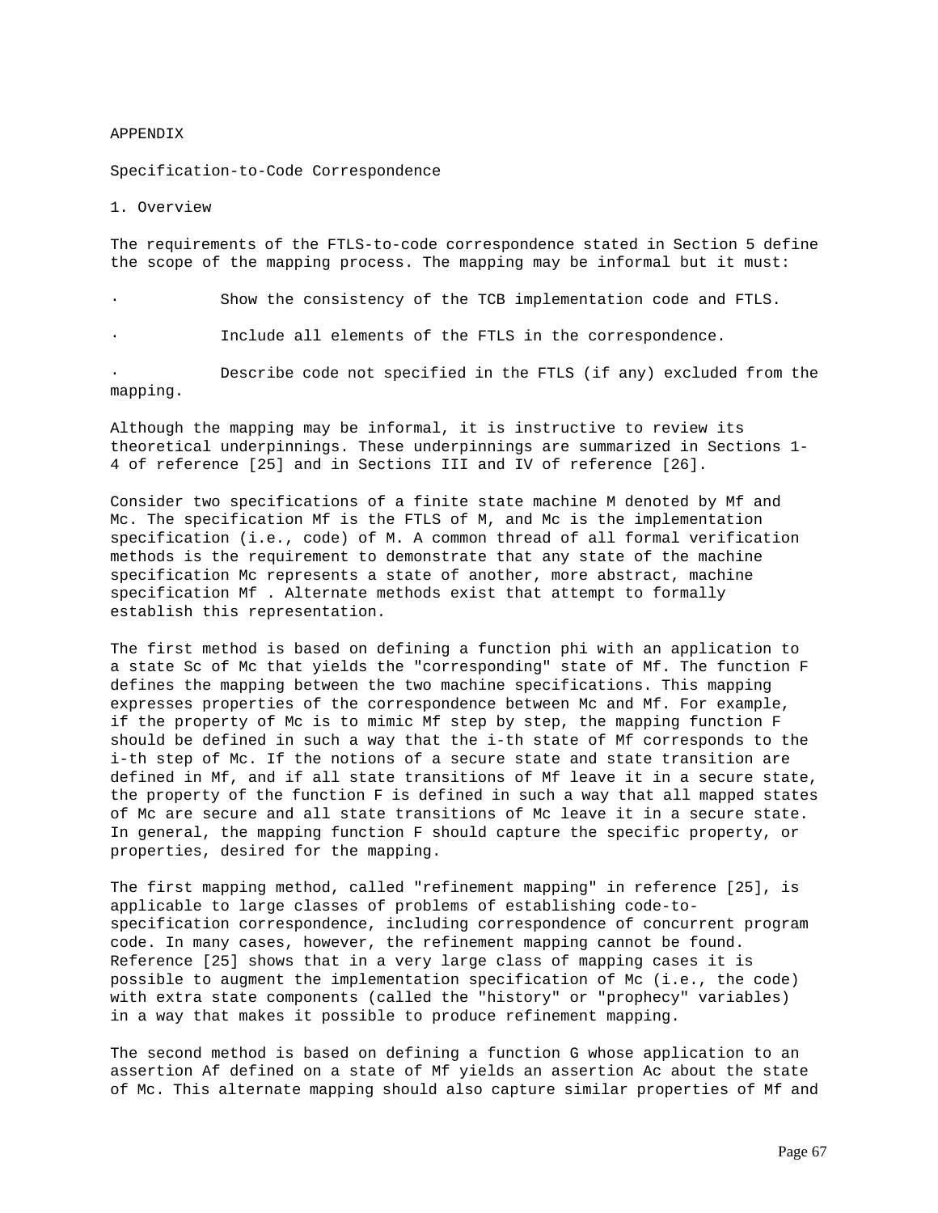# APPENDIX

## Specification-to-Code Correspondence

### 1. Overview

The requirements of the FTLS-to-code correspondence stated in Section 5 define the scope of the mapping process. The mapping may be informal but it must:

- Show the consistency of the TCB implementation code and FTLS.
- Include all elements of the FTLS in the correspondence.
- Describe code not specified in the FTLS (if any) excluded from the mapping.

Although the mapping may be informal, it is instructive to review its theoretical underpinnings. These underpinnings are summarized in Sections 1-4 of reference [25] and in Sections III and IV of reference [26].

Consider two specifications of a finite state machine M denoted by Mf and Mc. The specification Mf is the FTLS of M, and Mc is the implementation specification (i.e., code) of M. A common thread of all formal verification methods is the requirement to demonstrate that any state of the machine specification Mc represents a state of another, more abstract, machine specification Mf . Alternate methods exist that attempt to formally establish this representation.

The first method is based on defining a function phi with an application to a state Sc of Mc that yields the "corresponding" state of Mf. The function F defines the mapping between the two machine specifications. This mapping expresses properties of the correspondence between Mc and Mf. For example, if the property of Mc is to mimic Mf step by step, the mapping function F should be defined in such a way that the i-th state of Mf corresponds to the i-th step of Mc. If the notions of a secure state and state transition are defined in Mf, and if all state transitions of Mf leave it in a secure state, the property of the function F is defined in such a way that all mapped states of Mc are secure and all state transitions of Mc leave it in a secure state. In general, the mapping function F should capture the specific property, or properties, desired for the mapping.

The first mapping method, called "refinement mapping" in reference [25], is applicable to large classes of problems of establishing code-to-specification correspondence, including correspondence of concurrent program code. In many cases, however, the refinement mapping cannot be found. Reference [25] shows that in a very large class of mapping cases it is possible to augment the implementation specification of Mc (i.e., the code) with extra state components (called the "history" or "prophecy" variables) in a way that makes it possible to produce refinement mapping.

The second method is based on defining a function G whose application to an assertion Af defined on a state of Mf yields an assertion Ac about the state of Mc. This alternate mapping should also capture similar properties of Mf and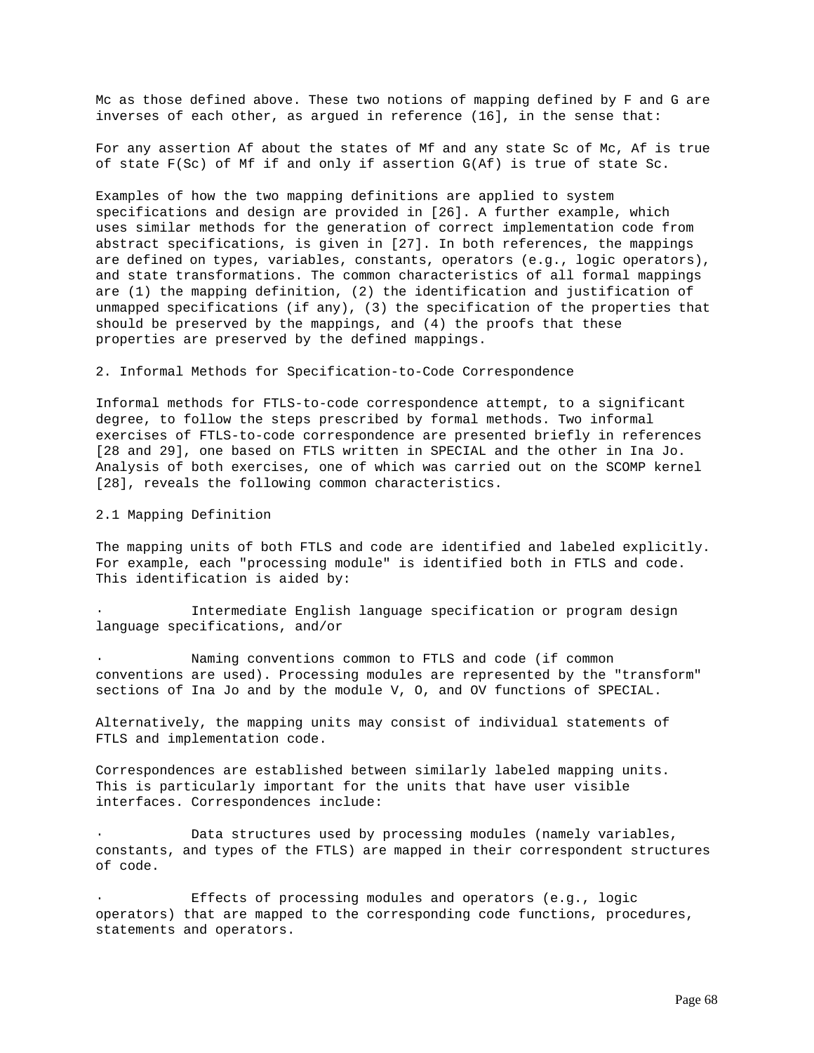Mc as those defined above. These two notions of mapping defined by F and G are inverses of each other, as argued in reference (16], in the sense that:

For any assertion Af about the states of Mf and any state Sc of Mc, Af is true of state F(Sc) of Mf if and only if assertion G(Af) is true of state Sc.

Examples of how the two mapping definitions are applied to system specifications and design are provided in [26]. A further example, which uses similar methods for the generation of correct implementation code from abstract specifications, is given in [27]. In both references, the mappings are defined on types, variables, constants, operators (e.g., logic operators), and state transformations. The common characteristics of all formal mappings are (1) the mapping definition, (2) the identification and justification of unmapped specifications (if any), (3) the specification of the properties that should be preserved by the mappings, and (4) the proofs that these properties are preserved by the defined mappings.

## 2. Informal Methods for Specification-to-Code Correspondence

Informal methods for FTLS-to-code correspondence attempt, to a significant degree, to follow the steps prescribed by formal methods. Two informal exercises of FTLS-to-code correspondence are presented briefly in references [28 and 29], one based on FTLS written in SPECIAL and the other in Ina Jo. Analysis of both exercises, one of which was carried out on the SCOMP kernel [28], reveals the following common characteristics.

### 2.1 Mapping Definition

The mapping units of both FTLS and code are identified and labeled explicitly. For example, each "processing module" is identified both in FTLS and code. This identification is aided by:

- Intermediate English language specification or program design language specifications, and/or
- Naming conventions common to FTLS and code (if common conventions are used). Processing modules are represented by the "transform" sections of Ina Jo and by the module V, O, and OV functions of SPECIAL.

Alternatively, the mapping units may consist of individual statements of FTLS and implementation code.

Correspondences are established between similarly labeled mapping units. This is particularly important for the units that have user visible interfaces. Correspondences include:

- Data structures used by processing modules (namely variables, constants, and types of the FTLS) are mapped in their correspondent structures of code.
- Effects of processing modules and operators (e.g., logic operators) that are mapped to the corresponding code functions, procedures, statements and operators.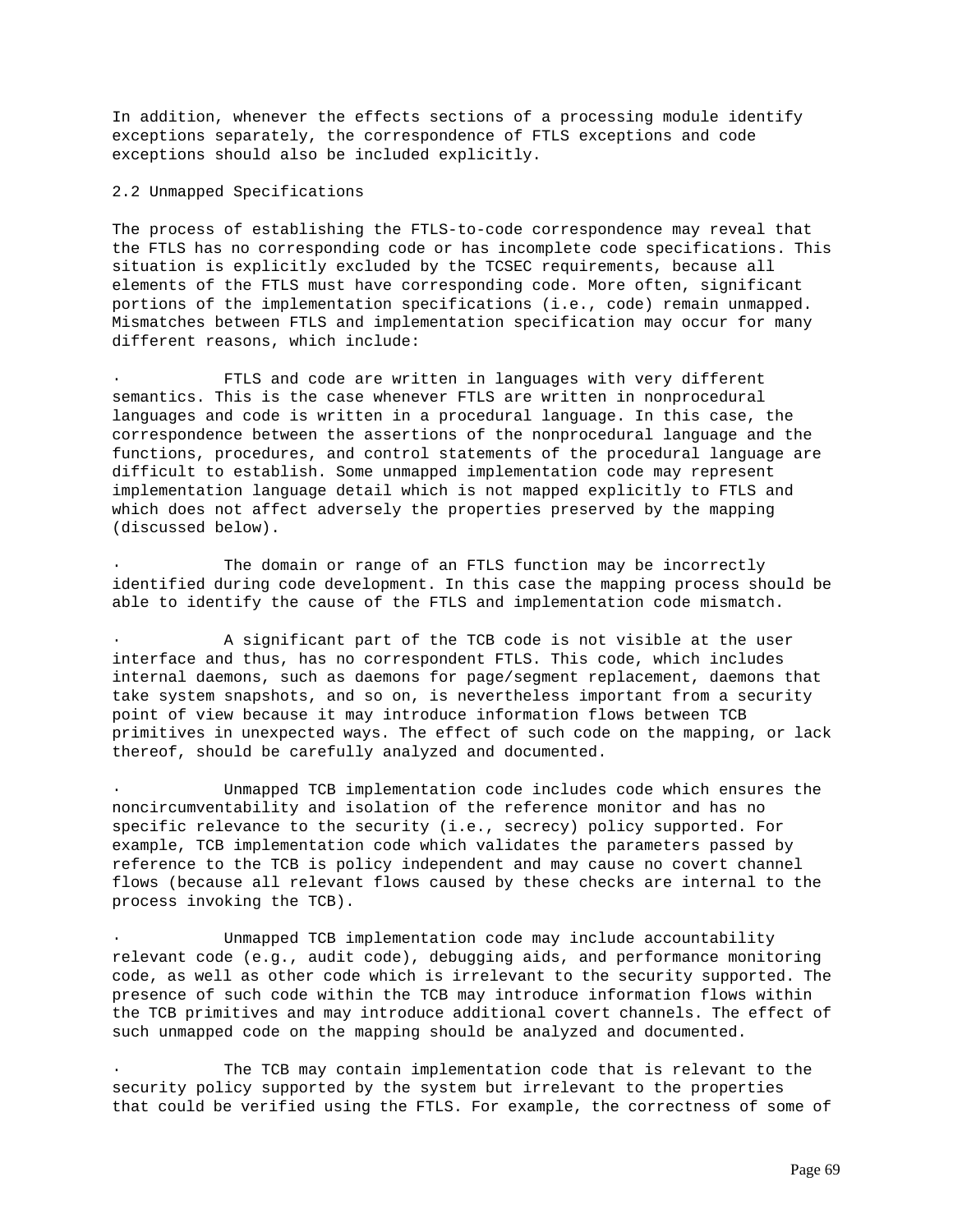In addition, whenever the effects sections of a processing module identify exceptions separately, the correspondence of FTLS exceptions and code exceptions should also be included explicitly.

## 2.2 Unmapped Specifications

The process of establishing the FTLS-to-code correspondence may reveal that the FTLS has no corresponding code or has incomplete code specifications. This situation is explicitly excluded by the TCSEC requirements, because all elements of the FTLS must have corresponding code. More often, significant portions of the implementation specifications (i.e., code) remain unmapped. Mismatches between FTLS and implementation specification may occur for many different reasons, which include:

- FTLS and code are written in languages with very different semantics. This is the case whenever FTLS are written in nonprocedural languages and code is written in a procedural language. In this case, the correspondence between the assertions of the nonprocedural language and the functions, procedures, and control statements of the procedural language are difficult to establish. Some unmapped implementation code may represent implementation language detail which is not mapped explicitly to FTLS and which does not affect adversely the properties preserved by the mapping (discussed below).

- The domain or range of an FTLS function may be incorrectly identified during code development. In this case the mapping process should be able to identify the cause of the FTLS and implementation code mismatch.

- A significant part of the TCB code is not visible at the user interface and thus, has no correspondent FTLS. This code, which includes internal daemons, such as daemons for page/segment replacement, daemons that take system snapshots, and so on, is nevertheless important from a security point of view because it may introduce information flows between TCB primitives in unexpected ways. The effect of such code on the mapping, or lack thereof, should be carefully analyzed and documented.

- Unmapped TCB implementation code includes code which ensures the noncircumventability and isolation of the reference monitor and has no specific relevance to the security (i.e., secrecy) policy supported. For example, TCB implementation code which validates the parameters passed by reference to the TCB is policy independent and may cause no covert channel flows (because all relevant flows caused by these checks are internal to the process invoking the TCB).

- Unmapped TCB implementation code may include accountability relevant code (e.g., audit code), debugging aids, and performance monitoring code, as well as other code which is irrelevant to the security supported. The presence of such code within the TCB may introduce information flows within the TCB primitives and may introduce additional covert channels. The effect of such unmapped code on the mapping should be analyzed and documented.

- The TCB may contain implementation code that is relevant to the security policy supported by the system but irrelevant to the properties that could be verified using the FTLS. For example, the correctness of some of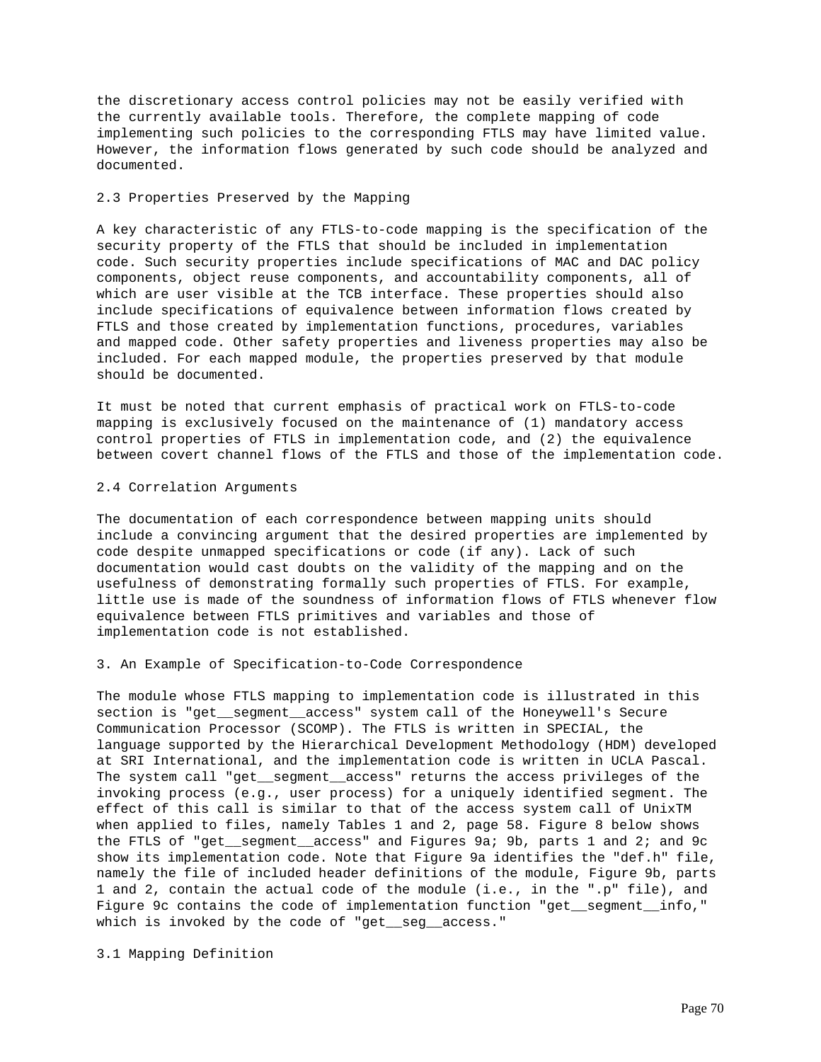the discretionary access control policies may not be easily verified with the currently available tools. Therefore, the complete mapping of code implementing such policies to the corresponding FTLS may have limited value. However, the information flows generated by such code should be analyzed and documented.

### 2.3 Properties Preserved by the Mapping

A key characteristic of any FTLS-to-code mapping is the specification of the security property of the FTLS that should be included in implementation code. Such security properties include specifications of MAC and DAC policy components, object reuse components, and accountability components, all of which are user visible at the TCB interface. These properties should also include specifications of equivalence between information flows created by FTLS and those created by implementation functions, procedures, variables and mapped code. Other safety properties and liveness properties may also be included. For each mapped module, the properties preserved by that module should be documented.

It must be noted that current emphasis of practical work on FTLS-to-code mapping is exclusively focused on the maintenance of (1) mandatory access control properties of FTLS in implementation code, and (2) the equivalence between covert channel flows of the FTLS and those of the implementation code.

### 2.4 Correlation Arguments

The documentation of each correspondence between mapping units should include a convincing argument that the desired properties are implemented by code despite unmapped specifications or code (if any). Lack of such documentation would cast doubts on the validity of the mapping and on the usefulness of demonstrating formally such properties of FTLS. For example, little use is made of the soundness of information flows of FTLS whenever flow equivalence between FTLS primitives and variables and those of implementation code is not established.

## 3. An Example of Specification-to-Code Correspondence

The module whose FTLS mapping to implementation code is illustrated in this section is "get__segment__access" system call of the Honeywell's Secure Communication Processor (SCOMP). The FTLS is written in SPECIAL, the language supported by the Hierarchical Development Methodology (HDM) developed at SRI International, and the implementation code is written in UCLA Pascal. The system call "get__segment__access" returns the access privileges of the invoking process (e.g., user process) for a uniquely identified segment. The effect of this call is similar to that of the access system call of UnixTM when applied to files, namely Tables 1 and 2, page 58. Figure 8 below shows the FTLS of "get__segment__access" and Figures 9a; 9b, parts 1 and 2; and 9c show its implementation code. Note that Figure 9a identifies the "def.h" file, namely the file of included header definitions of the module, Figure 9b, parts 1 and 2, contain the actual code of the module (i.e., in the ".p" file), and Figure 9c contains the code of implementation function "get__segment__info," which is invoked by the code of "get__seg__access."

### 3.1 Mapping Definition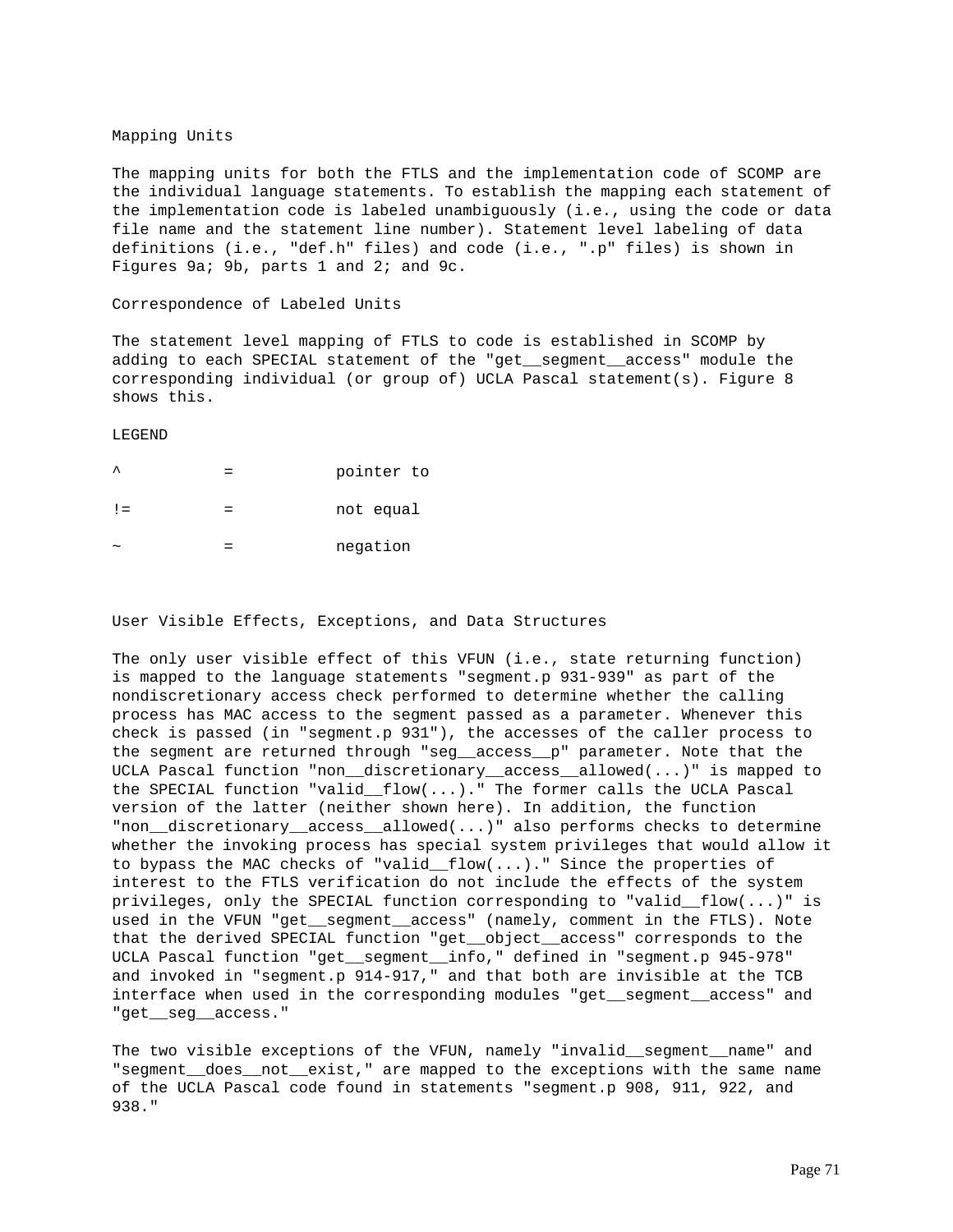## Mapping Units

The mapping units for both the FTLS and the implementation code of SCOMP are the individual language statements. To establish the mapping each statement of the implementation code is labeled unambiguously (i.e., using the code or data file name and the statement line number). Statement level labeling of data definitions (i.e., "def.h" files) and code (i.e., ".p" files) is shown in Figures 9a; 9b, parts 1 and 2; and 9c.

## Correspondence of Labeled Units

The statement level mapping of FTLS to code is established in SCOMP by adding to each SPECIAL statement of the "get__segment__access" module the corresponding individual (or group of) UCLA Pascal statement(s). Figure 8 shows this.

LEGEND

| | | |
|---|---|---|
| ^ | = | pointer to |
| != | = | not equal |
| ~ | = | negation |

## User Visible Effects, Exceptions, and Data Structures

The only user visible effect of this VFUN (i.e., state returning function) is mapped to the language statements "segment.p 931-939" as part of the nondiscretionary access check performed to determine whether the calling process has MAC access to the segment passed as a parameter. Whenever this check is passed (in "segment.p 931"), the accesses of the caller process to the segment are returned through "seg__access__p" parameter. Note that the UCLA Pascal function "non__discretionary__access__allowed(...)" is mapped to the SPECIAL function "valid__flow(...)." The former calls the UCLA Pascal version of the latter (neither shown here). In addition, the function "non__discretionary__access__allowed(...)" also performs checks to determine whether the invoking process has special system privileges that would allow it to bypass the MAC checks of "valid__flow(...)." Since the properties of interest to the FTLS verification do not include the effects of the system privileges, only the SPECIAL function corresponding to "valid__flow(...)" is used in the VFUN "get__segment__access" (namely, comment in the FTLS). Note that the derived SPECIAL function "get__object__access" corresponds to the UCLA Pascal function "get__segment__info," defined in "segment.p 945-978" and invoked in "segment.p 914-917," and that both are invisible at the TCB interface when used in the corresponding modules "get__segment__access" and "get__seg__access."

The two visible exceptions of the VFUN, namely "invalid__segment__name" and "segment__does__not__exist," are mapped to the exceptions with the same name of the UCLA Pascal code found in statements "segment.p 908, 911, 922, and 938."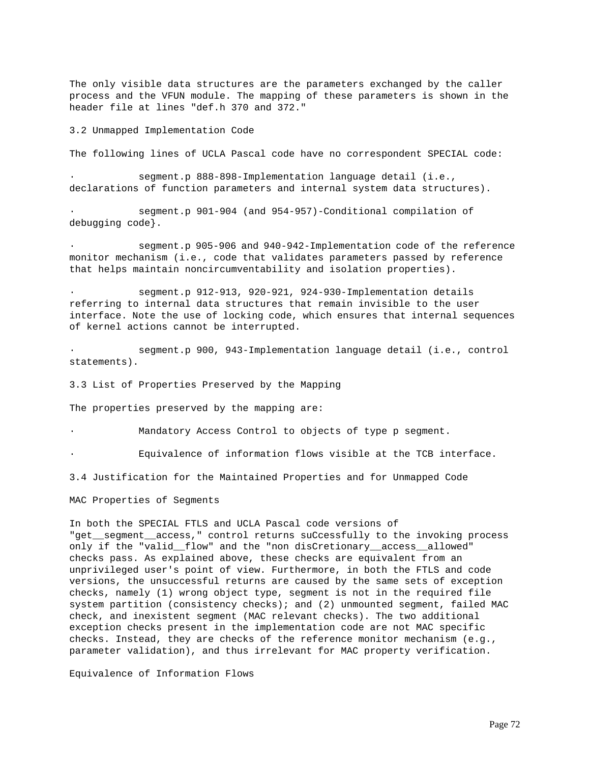The only visible data structures are the parameters exchanged by the caller process and the VFUN module. The mapping of these parameters is shown in the header file at lines "def.h 370 and 372."

## 3.2 Unmapped Implementation Code

The following lines of UCLA Pascal code have no correspondent SPECIAL code:

- segment.p 888-898-Implementation language detail (i.e., declarations of function parameters and internal system data structures).
- segment.p 901-904 (and 954-957)-Conditional compilation of debugging code}.
- segment.p 905-906 and 940-942-Implementation code of the reference monitor mechanism (i.e., code that validates parameters passed by reference that helps maintain noncircumventability and isolation properties).
- segment.p 912-913, 920-921, 924-930-Implementation details referring to internal data structures that remain invisible to the user interface. Note the use of locking code, which ensures that internal sequences of kernel actions cannot be interrupted.
- segment.p 900, 943-Implementation language detail (i.e., control statements).

## 3.3 List of Properties Preserved by the Mapping

The properties preserved by the mapping are:

- Mandatory Access Control to objects of type p segment.
- Equivalence of information flows visible at the TCB interface.

## 3.4 Justification for the Maintained Properties and for Unmapped Code

### MAC Properties of Segments

In both the SPECIAL FTLS and UCLA Pascal code versions of "get__segment__access," control returns suCcessfully to the invoking process only if the "valid__flow" and the "non disCretionary__access__allowed" checks pass. As explained above, these checks are equivalent from an unprivileged user's point of view. Furthermore, in both the FTLS and code versions, the unsuccessful returns are caused by the same sets of exception checks, namely (1) wrong object type, segment is not in the required file system partition (consistency checks); and (2) unmounted segment, failed MAC check, and inexistent segment (MAC relevant checks). The two additional exception checks present in the implementation code are not MAC specific checks. Instead, they are checks of the reference monitor mechanism (e.g., parameter validation), and thus irrelevant for MAC property verification.

### Equivalence of Information Flows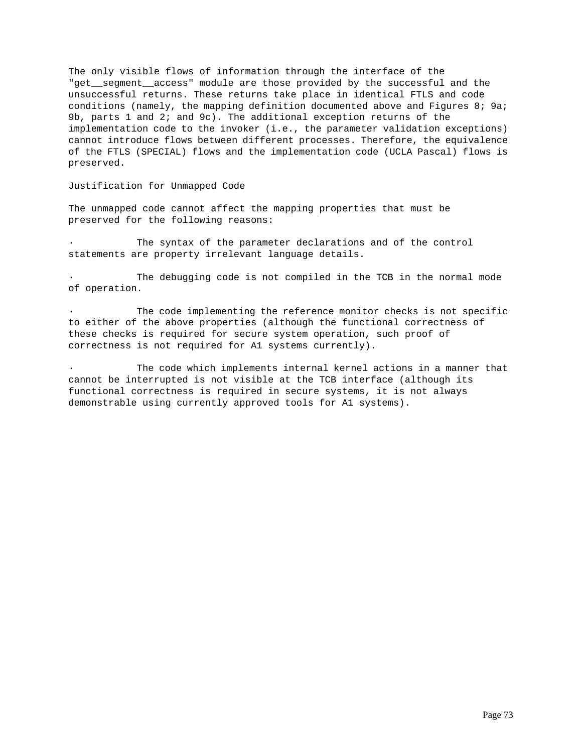The only visible flows of information through the interface of the "get__segment__access" module are those provided by the successful and the unsuccessful returns. These returns take place in identical FTLS and code conditions (namely, the mapping definition documented above and Figures 8; 9a; 9b, parts 1 and 2; and 9c). The additional exception returns of the implementation code to the invoker (i.e., the parameter validation exceptions) cannot introduce flows between different processes. Therefore, the equivalence of the FTLS (SPECIAL) flows and the implementation code (UCLA Pascal) flows is preserved.

Justification for Unmapped Code

The unmapped code cannot affect the mapping properties that must be preserved for the following reasons:

- The syntax of the parameter declarations and of the control statements are property irrelevant language details.

- The debugging code is not compiled in the TCB in the normal mode of operation.

- The code implementing the reference monitor checks is not specific to either of the above properties (although the functional correctness of these checks is required for secure system operation, such proof of correctness is not required for A1 systems currently).

- The code which implements internal kernel actions in a manner that cannot be interrupted is not visible at the TCB interface (although its functional correctness is required in secure systems, it is not always demonstrable using currently approved tools for A1 systems).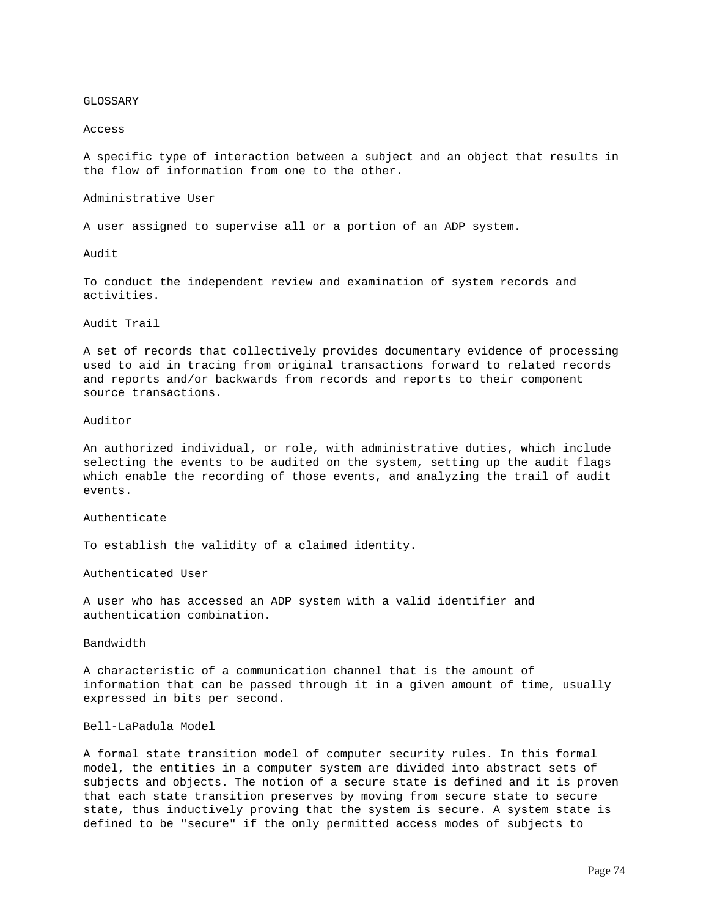# GLOSSARY

### Access

A specific type of interaction between a subject and an object that results in the flow of information from one to the other.

### Administrative User

A user assigned to supervise all or a portion of an ADP system.

### Audit

To conduct the independent review and examination of system records and activities.

### Audit Trail

A set of records that collectively provides documentary evidence of processing used to aid in tracing from original transactions forward to related records and reports and/or backwards from records and reports to their component source transactions.

### Auditor

An authorized individual, or role, with administrative duties, which include selecting the events to be audited on the system, setting up the audit flags which enable the recording of those events, and analyzing the trail of audit events.

### Authenticate

To establish the validity of a claimed identity.

### Authenticated User

A user who has accessed an ADP system with a valid identifier and authentication combination.

### Bandwidth

A characteristic of a communication channel that is the amount of information that can be passed through it in a given amount of time, usually expressed in bits per second.

### Bell-LaPadula Model

A formal state transition model of computer security rules. In this formal model, the entities in a computer system are divided into abstract sets of subjects and objects. The notion of a secure state is defined and it is proven that each state transition preserves by moving from secure state to secure state, thus inductively proving that the system is secure. A system state is defined to be "secure" if the only permitted access modes of subjects to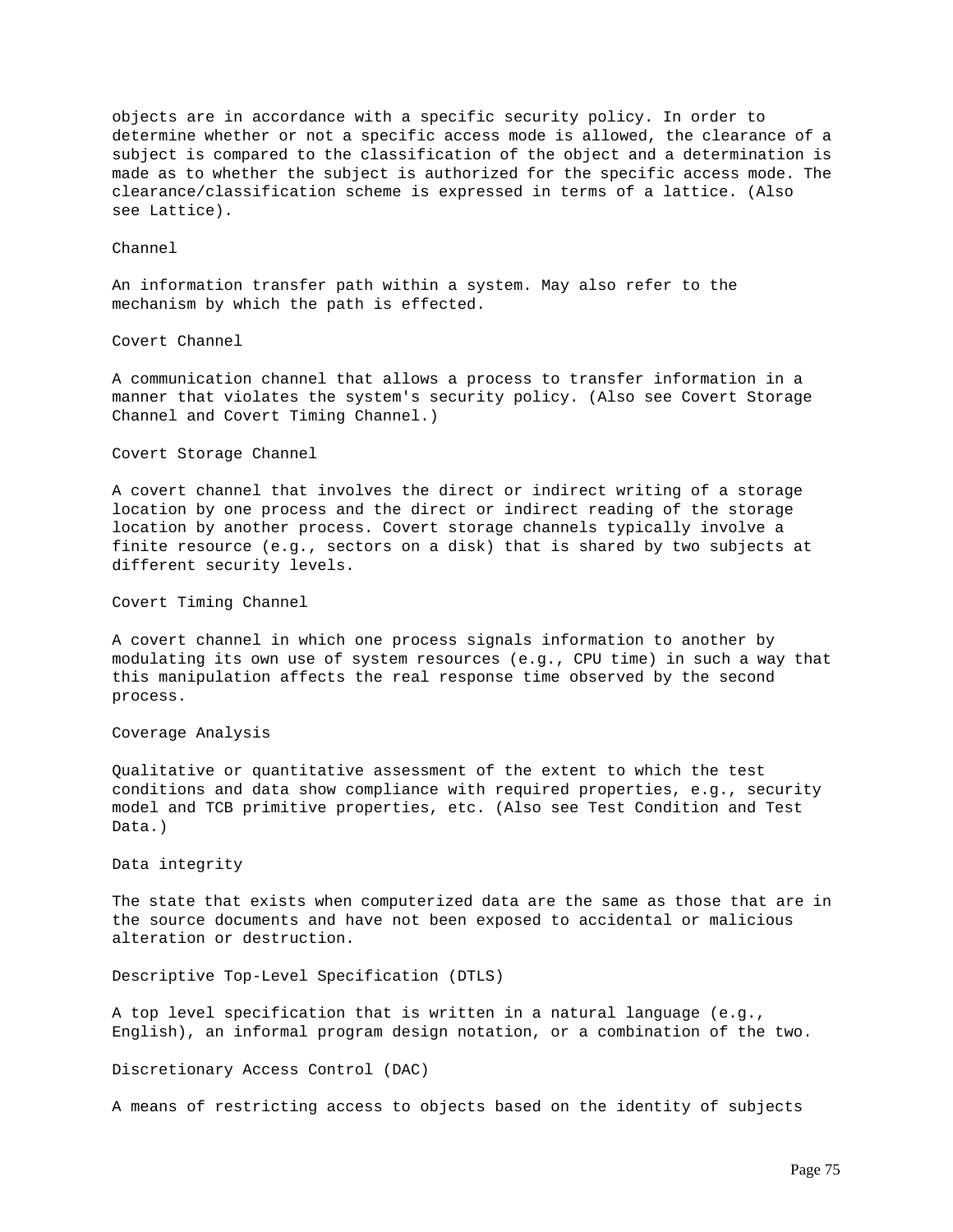objects are in accordance with a specific security policy. In order to determine whether or not a specific access mode is allowed, the clearance of a subject is compared to the classification of the object and a determination is made as to whether the subject is authorized for the specific access mode. The clearance/classification scheme is expressed in terms of a lattice. (Also see Lattice).

### Channel

An information transfer path within a system. May also refer to the mechanism by which the path is effected.

### Covert Channel

A communication channel that allows a process to transfer information in a manner that violates the system's security policy. (Also see Covert Storage Channel and Covert Timing Channel.)

### Covert Storage Channel

A covert channel that involves the direct or indirect writing of a storage location by one process and the direct or indirect reading of the storage location by another process. Covert storage channels typically involve a finite resource (e.g., sectors on a disk) that is shared by two subjects at different security levels.

### Covert Timing Channel

A covert channel in which one process signals information to another by modulating its own use of system resources (e.g., CPU time) in such a way that this manipulation affects the real response time observed by the second process.

### Coverage Analysis

Qualitative or quantitative assessment of the extent to which the test conditions and data show compliance with required properties, e.g., security model and TCB primitive properties, etc. (Also see Test Condition and Test Data.)

### Data integrity

The state that exists when computerized data are the same as those that are in the source documents and have not been exposed to accidental or malicious alteration or destruction.

### Descriptive Top-Level Specification (DTLS)

A top level specification that is written in a natural language (e.g., English), an informal program design notation, or a combination of the two.

### Discretionary Access Control (DAC)

A means of restricting access to objects based on the identity of subjects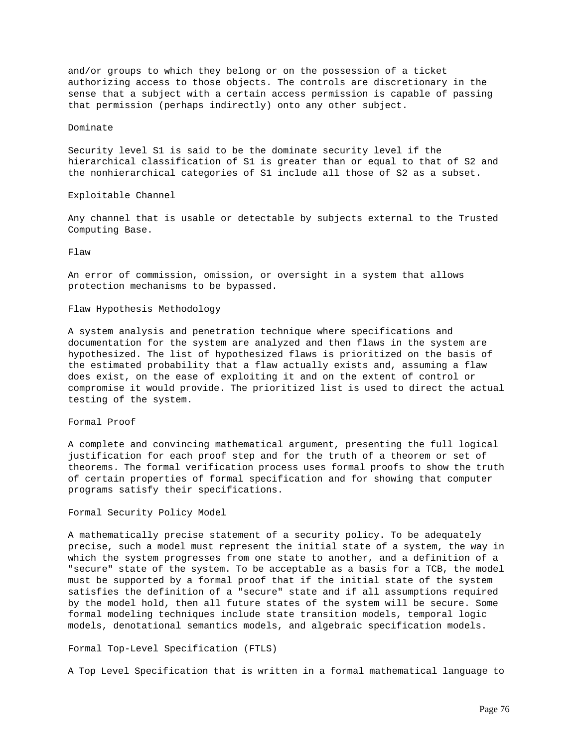and/or groups to which they belong or on the possession of a ticket authorizing access to those objects. The controls are discretionary in the sense that a subject with a certain access permission is capable of passing that permission (perhaps indirectly) onto any other subject.

### Dominate

Security level S1 is said to be the dominate security level if the hierarchical classification of S1 is greater than or equal to that of S2 and the nonhierarchical categories of S1 include all those of S2 as a subset.

### Exploitable Channel

Any channel that is usable or detectable by subjects external to the Trusted Computing Base.

### Flaw

An error of commission, omission, or oversight in a system that allows protection mechanisms to be bypassed.

### Flaw Hypothesis Methodology

A system analysis and penetration technique where specifications and documentation for the system are analyzed and then flaws in the system are hypothesized. The list of hypothesized flaws is prioritized on the basis of the estimated probability that a flaw actually exists and, assuming a flaw does exist, on the ease of exploiting it and on the extent of control or compromise it would provide. The prioritized list is used to direct the actual testing of the system.

### Formal Proof

A complete and convincing mathematical argument, presenting the full logical justification for each proof step and for the truth of a theorem or set of theorems. The formal verification process uses formal proofs to show the truth of certain properties of formal specification and for showing that computer programs satisfy their specifications.

### Formal Security Policy Model

A mathematically precise statement of a security policy. To be adequately precise, such a model must represent the initial state of a system, the way in which the system progresses from one state to another, and a definition of a "secure" state of the system. To be acceptable as a basis for a TCB, the model must be supported by a formal proof that if the initial state of the system satisfies the definition of a "secure" state and if all assumptions required by the model hold, then all future states of the system will be secure. Some formal modeling techniques include state transition models, temporal logic models, denotational semantics models, and algebraic specification models.

### Formal Top-Level Specification (FTLS)

A Top Level Specification that is written in a formal mathematical language to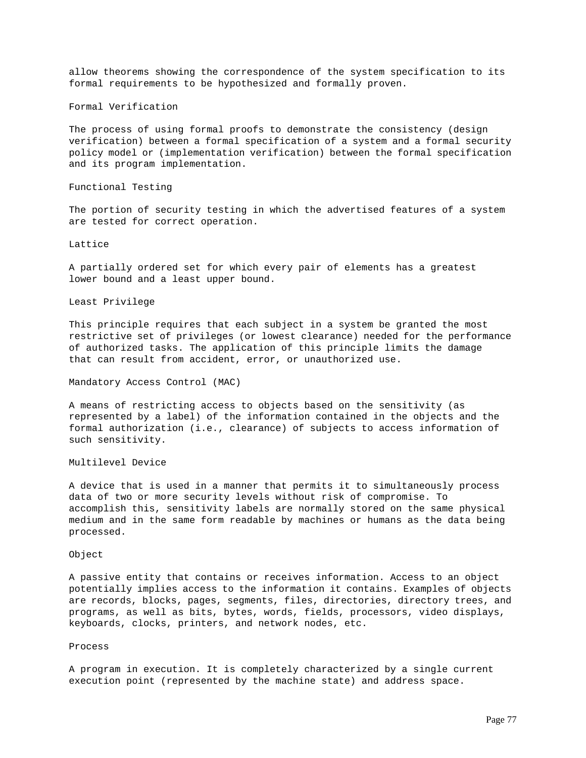allow theorems showing the correspondence of the system specification to its formal requirements to be hypothesized and formally proven.

### Formal Verification

The process of using formal proofs to demonstrate the consistency (design verification) between a formal specification of a system and a formal security policy model or (implementation verification) between the formal specification and its program implementation.

### Functional Testing

The portion of security testing in which the advertised features of a system are tested for correct operation.

### Lattice

A partially ordered set for which every pair of elements has a greatest lower bound and a least upper bound.

### Least Privilege

This principle requires that each subject in a system be granted the most restrictive set of privileges (or lowest clearance) needed for the performance of authorized tasks. The application of this principle limits the damage that can result from accident, error, or unauthorized use.

### Mandatory Access Control (MAC)

A means of restricting access to objects based on the sensitivity (as represented by a label) of the information contained in the objects and the formal authorization (i.e., clearance) of subjects to access information of such sensitivity.

### Multilevel Device

A device that is used in a manner that permits it to simultaneously process data of two or more security levels without risk of compromise. To accomplish this, sensitivity labels are normally stored on the same physical medium and in the same form readable by machines or humans as the data being processed.

### Object

A passive entity that contains or receives information. Access to an object potentially implies access to the information it contains. Examples of objects are records, blocks, pages, segments, files, directories, directory trees, and programs, as well as bits, bytes, words, fields, processors, video displays, keyboards, clocks, printers, and network nodes, etc.

### Process

A program in execution. It is completely characterized by a single current execution point (represented by the machine state) and address space.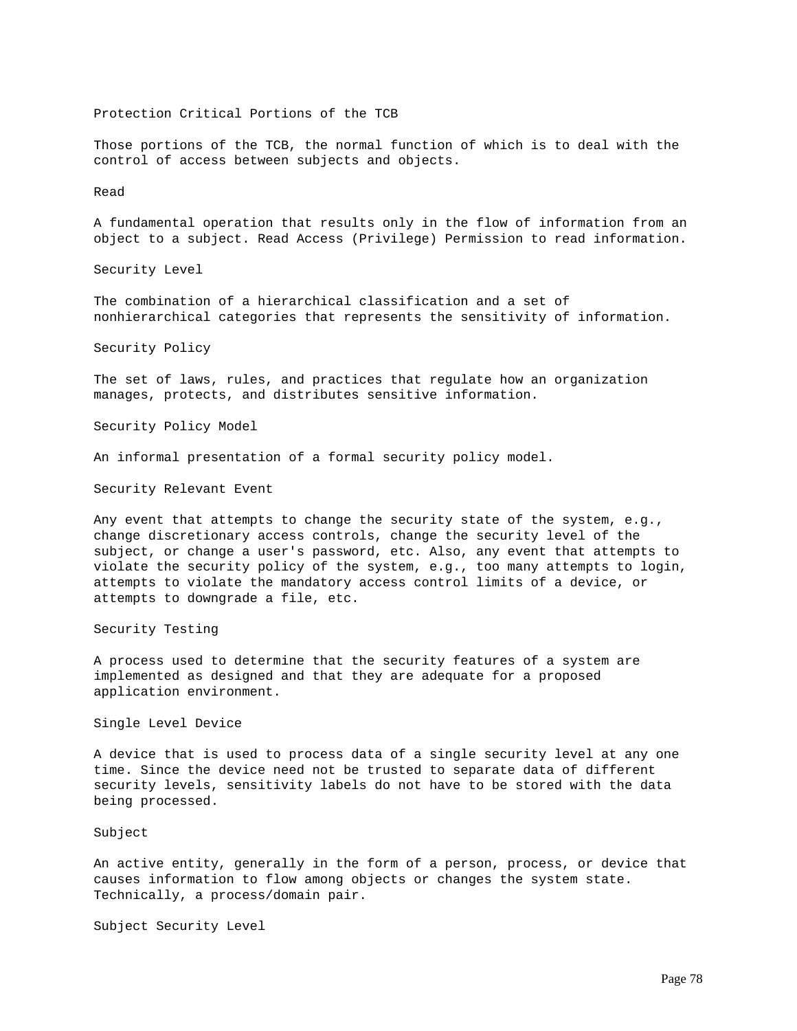Protection Critical Portions of the TCB

Those portions of the TCB, the normal function of which is to deal with the control of access between subjects and objects.

Read

A fundamental operation that results only in the flow of information from an object to a subject. Read Access (Privilege) Permission to read information.

Security Level

The combination of a hierarchical classification and a set of nonhierarchical categories that represents the sensitivity of information.

Security Policy

The set of laws, rules, and practices that regulate how an organization manages, protects, and distributes sensitive information.

Security Policy Model

An informal presentation of a formal security policy model.

Security Relevant Event

Any event that attempts to change the security state of the system, e.g., change discretionary access controls, change the security level of the subject, or change a user's password, etc. Also, any event that attempts to violate the security policy of the system, e.g., too many attempts to login, attempts to violate the mandatory access control limits of a device, or attempts to downgrade a file, etc.

Security Testing

A process used to determine that the security features of a system are implemented as designed and that they are adequate for a proposed application environment.

Single Level Device

A device that is used to process data of a single security level at any one time. Since the device need not be trusted to separate data of different security levels, sensitivity labels do not have to be stored with the data being processed.

Subject

An active entity, generally in the form of a person, process, or device that causes information to flow among objects or changes the system state. Technically, a process/domain pair.

Subject Security Level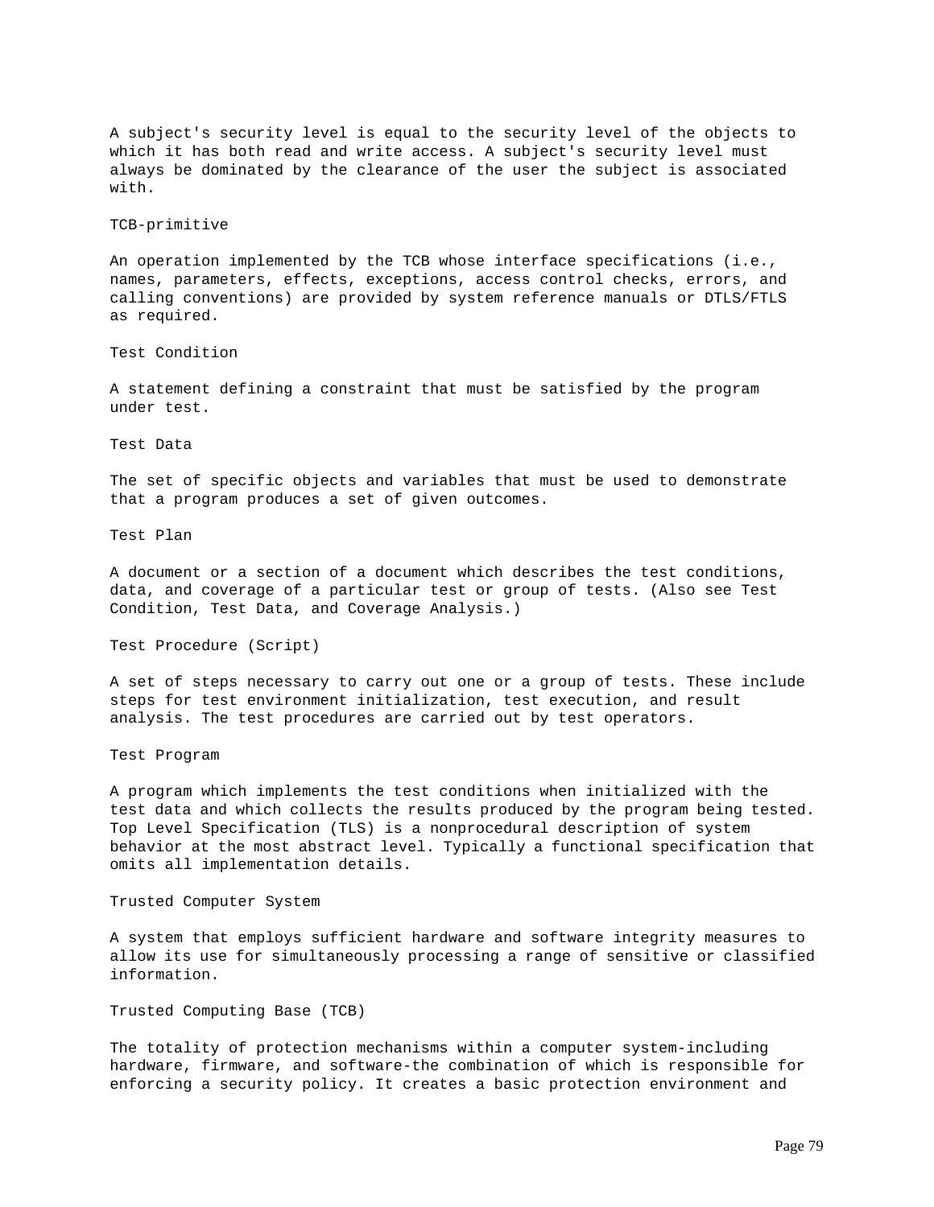A subject's security level is equal to the security level of the objects to which it has both read and write access. A subject's security level must always be dominated by the clearance of the user the subject is associated with.

TCB-primitive

An operation implemented by the TCB whose interface specifications (i.e., names, parameters, effects, exceptions, access control checks, errors, and calling conventions) are provided by system reference manuals or DTLS/FTLS as required.

Test Condition

A statement defining a constraint that must be satisfied by the program under test.

Test Data

The set of specific objects and variables that must be used to demonstrate that a program produces a set of given outcomes.

Test Plan

A document or a section of a document which describes the test conditions, data, and coverage of a particular test or group of tests. (Also see Test Condition, Test Data, and Coverage Analysis.)

Test Procedure (Script)

A set of steps necessary to carry out one or a group of tests. These include steps for test environment initialization, test execution, and result analysis. The test procedures are carried out by test operators.

Test Program

A program which implements the test conditions when initialized with the test data and which collects the results produced by the program being tested. Top Level Specification (TLS) is a nonprocedural description of system behavior at the most abstract level. Typically a functional specification that omits all implementation details.

Trusted Computer System

A system that employs sufficient hardware and software integrity measures to allow its use for simultaneously processing a range of sensitive or classified information.

Trusted Computing Base (TCB)

The totality of protection mechanisms within a computer system-including hardware, firmware, and software-the combination of which is responsible for enforcing a security policy. It creates a basic protection environment and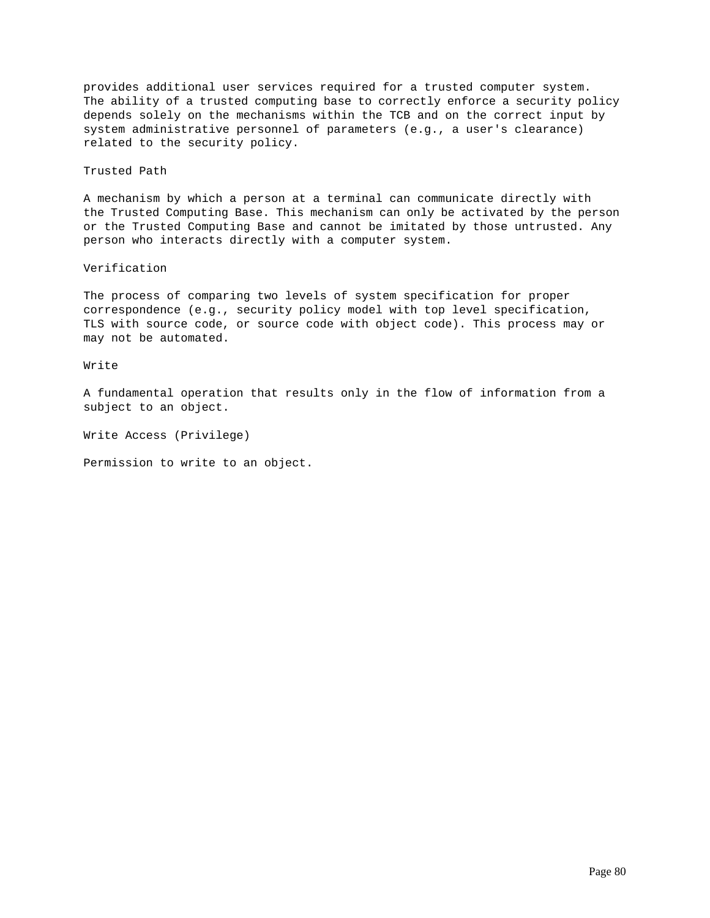provides additional user services required for a trusted computer system. The ability of a trusted computing base to correctly enforce a security policy depends solely on the mechanisms within the TCB and on the correct input by system administrative personnel of parameters (e.g., a user's clearance) related to the security policy.

Trusted Path

A mechanism by which a person at a terminal can communicate directly with the Trusted Computing Base. This mechanism can only be activated by the person or the Trusted Computing Base and cannot be imitated by those untrusted. Any person who interacts directly with a computer system.

Verification

The process of comparing two levels of system specification for proper correspondence (e.g., security policy model with top level specification, TLS with source code, or source code with object code). This process may or may not be automated.

Write

A fundamental operation that results only in the flow of information from a subject to an object.

Write Access (Privilege)

Permission to write to an object.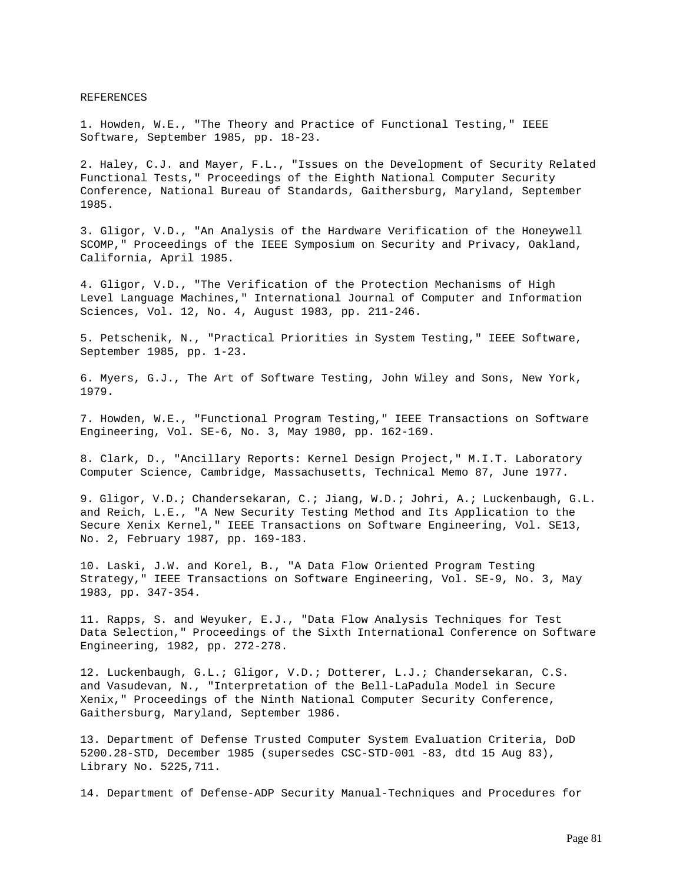# REFERENCES

1. Howden, W.E., "The Theory and Practice of Functional Testing," IEEE Software, September 1985, pp. 18-23.

2. Haley, C.J. and Mayer, F.L., "Issues on the Development of Security Related Functional Tests," Proceedings of the Eighth National Computer Security Conference, National Bureau of Standards, Gaithersburg, Maryland, September 1985.

3. Gligor, V.D., "An Analysis of the Hardware Verification of the Honeywell SCOMP," Proceedings of the IEEE Symposium on Security and Privacy, Oakland, California, April 1985.

4. Gligor, V.D., "The Verification of the Protection Mechanisms of High Level Language Machines," International Journal of Computer and Information Sciences, Vol. 12, No. 4, August 1983, pp. 211-246.

5. Petschenik, N., "Practical Priorities in System Testing," IEEE Software, September 1985, pp. 1-23.

6. Myers, G.J., The Art of Software Testing, John Wiley and Sons, New York, 1979.

7. Howden, W.E., "Functional Program Testing," IEEE Transactions on Software Engineering, Vol. SE-6, No. 3, May 1980, pp. 162-169.

8. Clark, D., "Ancillary Reports: Kernel Design Project," M.I.T. Laboratory Computer Science, Cambridge, Massachusetts, Technical Memo 87, June 1977.

9. Gligor, V.D.; Chandersekaran, C.; Jiang, W.D.; Johri, A.; Luckenbaugh, G.L. and Reich, L.E., "A New Security Testing Method and Its Application to the Secure Xenix Kernel," IEEE Transactions on Software Engineering, Vol. SE13, No. 2, February 1987, pp. 169-183.

10. Laski, J.W. and Korel, B., "A Data Flow Oriented Program Testing Strategy," IEEE Transactions on Software Engineering, Vol. SE-9, No. 3, May 1983, pp. 347-354.

11. Rapps, S. and Weyuker, E.J., "Data Flow Analysis Techniques for Test Data Selection," Proceedings of the Sixth International Conference on Software Engineering, 1982, pp. 272-278.

12. Luckenbaugh, G.L.; Gligor, V.D.; Dotterer, L.J.; Chandersekaran, C.S. and Vasudevan, N., "Interpretation of the Bell-LaPadula Model in Secure Xenix," Proceedings of the Ninth National Computer Security Conference, Gaithersburg, Maryland, September 1986.

13. Department of Defense Trusted Computer System Evaluation Criteria, DoD 5200.28-STD, December 1985 (supersedes CSC-STD-001 -83, dtd 15 Aug 83), Library No. 5225,711.

14. Department of Defense-ADP Security Manual-Techniques and Procedures for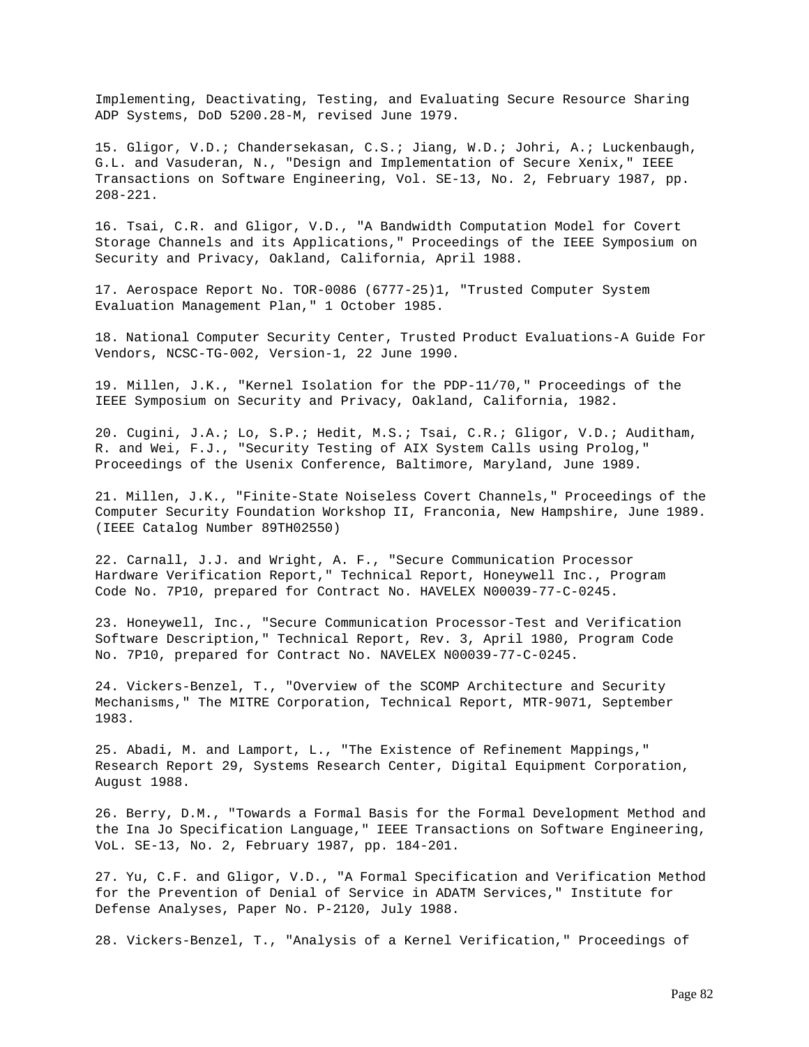Implementing, Deactivating, Testing, and Evaluating Secure Resource Sharing ADP Systems, DoD 5200.28-M, revised June 1979.

15. Gligor, V.D.; Chandersekasan, C.S.; Jiang, W.D.; Johri, A.; Luckenbaugh, G.L. and Vasuderan, N., "Design and Implementation of Secure Xenix," IEEE Transactions on Software Engineering, Vol. SE-13, No. 2, February 1987, pp. 208-221.

16. Tsai, C.R. and Gligor, V.D., "A Bandwidth Computation Model for Covert Storage Channels and its Applications," Proceedings of the IEEE Symposium on Security and Privacy, Oakland, California, April 1988.

17. Aerospace Report No. TOR-0086 (6777-25)1, "Trusted Computer System Evaluation Management Plan," 1 October 1985.

18. National Computer Security Center, Trusted Product Evaluations-A Guide For Vendors, NCSC-TG-002, Version-1, 22 June 1990.

19. Millen, J.K., "Kernel Isolation for the PDP-11/70," Proceedings of the IEEE Symposium on Security and Privacy, Oakland, California, 1982.

20. Cugini, J.A.; Lo, S.P.; Hedit, M.S.; Tsai, C.R.; Gligor, V.D.; Auditham, R. and Wei, F.J., "Security Testing of AIX System Calls using Prolog," Proceedings of the Usenix Conference, Baltimore, Maryland, June 1989.

21. Millen, J.K., "Finite-State Noiseless Covert Channels," Proceedings of the Computer Security Foundation Workshop II, Franconia, New Hampshire, June 1989. (IEEE Catalog Number 89TH02550)

22. Carnall, J.J. and Wright, A. F., "Secure Communication Processor Hardware Verification Report," Technical Report, Honeywell Inc., Program Code No. 7P10, prepared for Contract No. HAVELEX N00039-77-C-0245.

23. Honeywell, Inc., "Secure Communication Processor-Test and Verification Software Description," Technical Report, Rev. 3, April 1980, Program Code No. 7P10, prepared for Contract No. NAVELEX N00039-77-C-0245.

24. Vickers-Benzel, T., "Overview of the SCOMP Architecture and Security Mechanisms," The MITRE Corporation, Technical Report, MTR-9071, September 1983.

25. Abadi, M. and Lamport, L., "The Existence of Refinement Mappings," Research Report 29, Systems Research Center, Digital Equipment Corporation, August 1988.

26. Berry, D.M., "Towards a Formal Basis for the Formal Development Method and the Ina Jo Specification Language," IEEE Transactions on Software Engineering, VoL. SE-13, No. 2, February 1987, pp. 184-201.

27. Yu, C.F. and Gligor, V.D., "A Formal Specification and Verification Method for the Prevention of Denial of Service in ADATM Services," Institute for Defense Analyses, Paper No. P-2120, July 1988.

28. Vickers-Benzel, T., "Analysis of a Kernel Verification," Proceedings of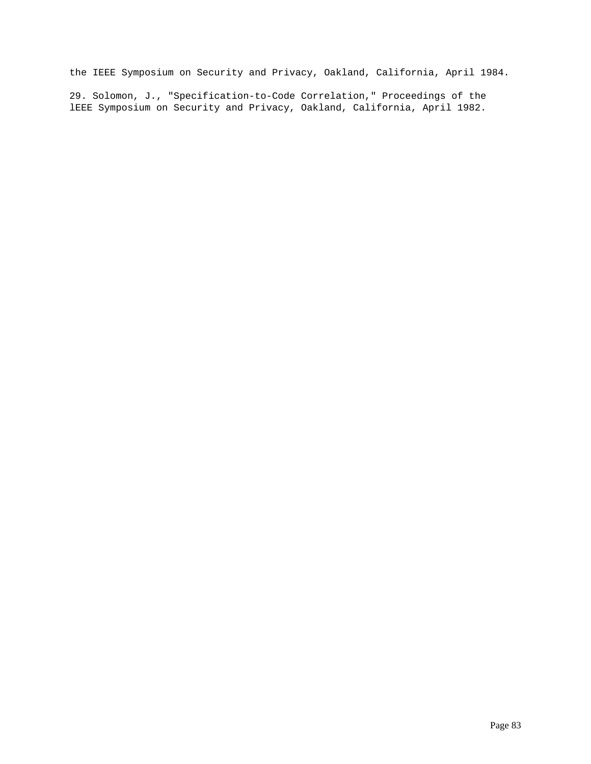the IEEE Symposium on Security and Privacy, Oakland, California, April 1984.

29. Solomon, J., "Specification-to-Code Correlation," Proceedings of the lEEE Symposium on Security and Privacy, Oakland, California, April 1982.